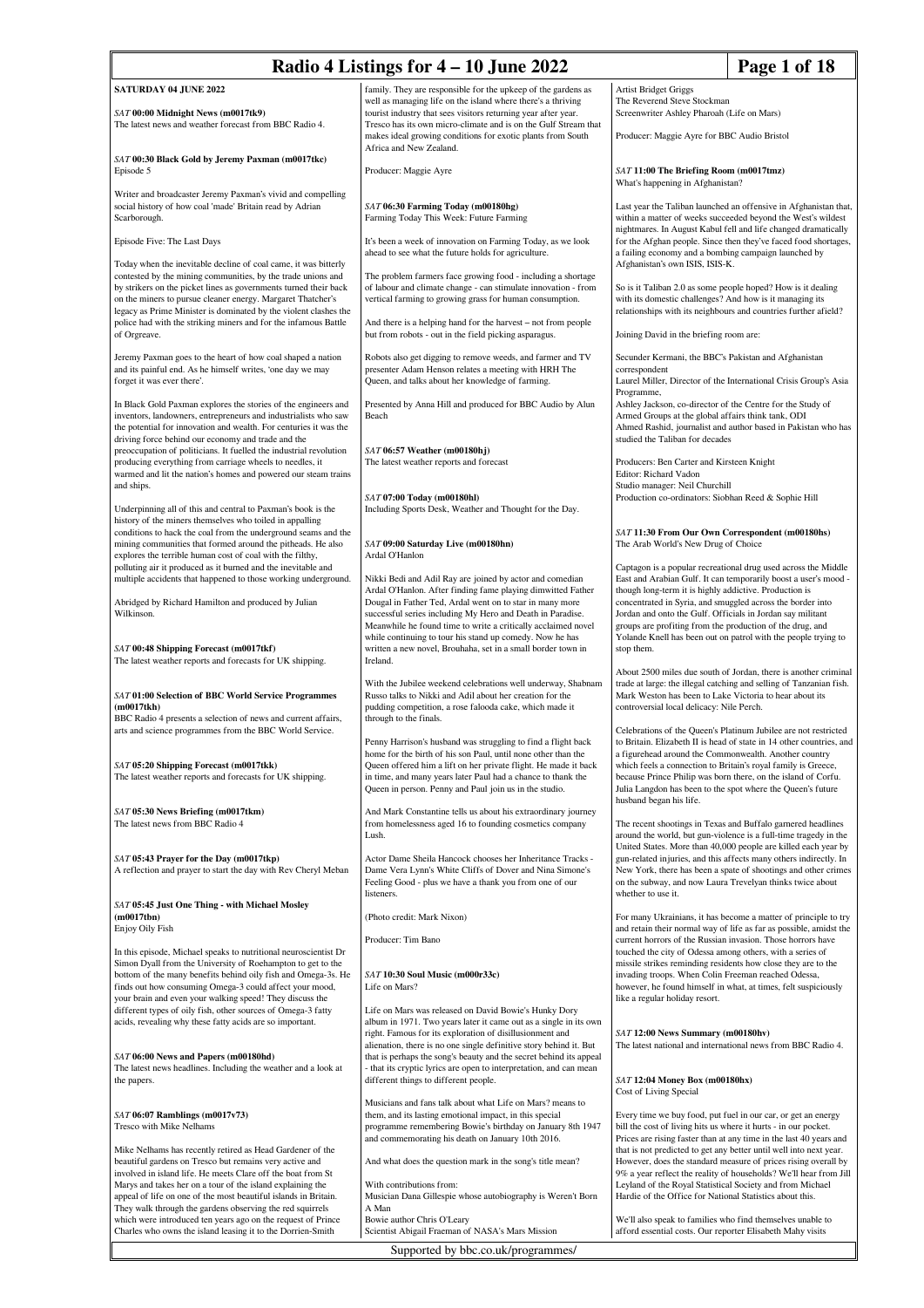# Radio 4 Listings for 4 – 10 June 2022

## SATURDAY 04 JUNE 2022

### *SAT* 00:00 Midnight News (m0017tk9)
The latest news and weather forecast from BBC Radio 4.

### *SAT* 00:30 Black Gold by Jeremy Paxman (m0017tkc)
Episode 5

Writer and broadcaster Jeremy Paxman's vivid and compelling social history of how coal 'made' Britain read by Adrian Scarborough.

Episode Five: The Last Days

Today when the inevitable decline of coal came, it was bitterly contested by the mining communities, by the trade unions and by strikers on the picket lines as governments turned their back on the miners to pursue cleaner energy. Margaret Thatcher's legacy as Prime Minister is dominated by the violent clashes the police had with the striking miners and for the infamous Battle of Orgreave.

Jeremy Paxman goes to the heart of how coal shaped a nation and its painful end. As he himself writes, 'one day we may forget it was ever there'.

In Black Gold Paxman explores the stories of the engineers and inventors, landowners, entrepreneurs and industrialists who saw the potential for innovation and wealth. For centuries it was the driving force behind our economy and trade and the preoccupation of politicians. It fuelled the industrial revolution producing everything from carriage wheels to needles, it warmed and lit the nation's homes and powered our steam trains and ships.

Underpinning all of this and central to Paxman's book is the history of the miners themselves who toiled in appalling conditions to hack the coal from the underground seams and the mining communities that formed around the pitheads. He also explores the terrible human cost of coal with the filthy, polluting air it produced as it burned and the inevitable and multiple accidents that happened to those working underground.

Abridged by Richard Hamilton and produced by Julian Wilkinson.

### *SAT* 00:48 Shipping Forecast (m0017tkf)
The latest weather reports and forecasts for UK shipping.

### *SAT* 01:00 Selection of BBC World Service Programmes (m0017tkh)
BBC Radio 4 presents a selection of news and current affairs, arts and science programmes from the BBC World Service.

### *SAT* 05:20 Shipping Forecast (m0017tkk)
The latest weather reports and forecasts for UK shipping.

### *SAT* 05:30 News Briefing (m0017tkm)
The latest news from BBC Radio 4

### *SAT* 05:43 Prayer for the Day (m0017tkp)
A reflection and prayer to start the day with Rev Cheryl Meban

### *SAT* 05:45 Just One Thing - with Michael Mosley (m0017tbn)
Enjoy Oily Fish

In this episode, Michael speaks to nutritional neuroscientist Dr Simon Dyall from the University of Roehampton to get to the bottom of the many benefits behind oily fish and Omega-3s. He finds out how consuming Omega-3 could affect your mood, your brain and even your walking speed! They discuss the different types of oily fish, other sources of Omega-3 fatty acids, revealing why these fatty acids are so important.

### *SAT* 06:00 News and Papers (m00180hd)
The latest news headlines. Including the weather and a look at the papers.

### *SAT* 06:07 Ramblings (m0017v73)
Tresco with Mike Nelhams

Mike Nelhams has recently retired as Head Gardener of the beautiful gardens on Tresco but remains very active and involved in island life. He meets Clare off the boat from St Marys and takes her on a tour of the island explaining the appeal of life on one of the most beautiful islands in Britain. They walk through the gardens observing the red squirrels which were introduced ten years ago on the request of Prince Charles who owns the island leasing it to the Dorrien-Smith family. They are responsible for the upkeep of the gardens as well as managing life on the island where there's a thriving tourist industry that sees visitors returning year after year. Tresco has its own micro-climate and is on the Gulf Stream that makes ideal growing conditions for exotic plants from South Africa and New Zealand.

Producer: Maggie Ayre

### *SAT* 06:30 Farming Today (m00180hg)
Farming Today This Week: Future Farming

It's been a week of innovation on Farming Today, as we look ahead to see what the future holds for agriculture.

The problem farmers face growing food - including a shortage of labour and climate change - can stimulate innovation - from vertical farming to growing grass for human consumption.

And there is a helping hand for the harvest – not from people but from robots - out in the field picking asparagus.

Robots also get digging to remove weeds, and farmer and TV presenter Adam Henson relates a meeting with HRH The Queen, and talks about her knowledge of farming.

Presented by Anna Hill and produced for BBC Audio by Alun Beach

### *SAT* 06:57 Weather (m00180hj)
The latest weather reports and forecast

### *SAT* 07:00 Today (m00180hl)
Including Sports Desk, Weather and Thought for the Day.

### *SAT* 09:00 Saturday Live (m00180hn)
Ardal O'Hanlon

Nikki Bedi and Adil Ray are joined by actor and comedian Ardal O'Hanlon. After finding fame playing dimwitted Father Dougal in Father Ted, Ardal went on to star in many more successful series including My Hero and Death in Paradise. Meanwhile he found time to write a critically acclaimed novel while continuing to tour his stand up comedy. Now he has written a new novel, Brouhaha, set in a small border town in Ireland.

With the Jubilee weekend celebrations well underway, Shabnam Russo talks to Nikki and Adil about her creation for the pudding competition, a rose falooda cake, which made it through to the finals.

Penny Harrison's husband was struggling to find a flight back home for the birth of his son Paul, until none other than the Queen offered him a lift on her private flight. He made it back in time, and many years later Paul had a chance to thank the Queen in person. Penny and Paul join us in the studio.

And Mark Constantine tells us about his extraordinary journey from homelessness aged 16 to founding cosmetics company Lush.

Actor Dame Sheila Hancock chooses her Inheritance Tracks - Dame Vera Lynn's White Cliffs of Dover and Nina Simone's Feeling Good - plus we have a thank you from one of our listeners.

(Photo credit: Mark Nixon)

Producer: Tim Bano

### *SAT* 10:30 Soul Music (m000r33c)
Life on Mars?

Life on Mars was released on David Bowie's Hunky Dory album in 1971. Two years later it came out as a single in its own right. Famous for its exploration of disillusionment and alienation, there is no one single definitive story behind it. But that is perhaps the song's beauty and the secret behind its appeal - that its cryptic lyrics are open to interpretation, and can mean different things to different people.

Musicians and fans talk about what Life on Mars? means to them, and its lasting emotional impact, in this special programme remembering Bowie's birthday on January 8th 1947 and commemorating his death on January 10th 2016.

And what does the question mark in the song's title mean?

With contributions from:
Musician Dana Gillespie whose autobiography is Weren't Born A Man
Bowie author Chris O'Leary
Scientist Abigail Fraeman of NASA's Mars Mission
Artist Bridget Griggs
The Reverend Steve Stockman
Screenwriter Ashley Pharoah (Life on Mars)

Producer: Maggie Ayre for BBC Audio Bristol

### *SAT* 11:00 The Briefing Room (m0017tmz)
What's happening in Afghanistan?

Last year the Taliban launched an offensive in Afghanistan that, within a matter of weeks succeeded beyond the West's wildest nightmares. In August Kabul fell and life changed dramatically for the Afghan people. Since then they've faced food shortages, a failing economy and a bombing campaign launched by Afghanistan's own ISIS, ISIS-K.

So is it Taliban 2.0 as some people hoped? How is it dealing with its domestic challenges? And how is it managing its relationships with its neighbours and countries further afield?

Joining David in the briefing room are:

Secunder Kermani, the BBC's Pakistan and Afghanistan correspondent
Laurel Miller, Director of the International Crisis Group's Asia Programme,
Ashley Jackson, co-director of the Centre for the Study of Armed Groups at the global affairs think tank, ODI
Ahmed Rashid, journalist and author based in Pakistan who has studied the Taliban for decades

Producers: Ben Carter and Kirsteen Knight
Editor: Richard Vadon
Studio manager: Neil Churchill
Production co-ordinators: Siobhan Reed & Sophie Hill

### *SAT* 11:30 From Our Own Correspondent (m00180hs)
The Arab World's New Drug of Choice

Captagon is a popular recreational drug used across the Middle East and Arabian Gulf. It can temporarily boost a user's mood - though long-term it is highly addictive. Production is concentrated in Syria, and smuggled across the border into Jordan and onto the Gulf. Officials in Jordan say militant groups are profiting from the production of the drug, and Yolande Knell has been out on patrol with the people trying to stop them.

About 2500 miles due south of Jordan, there is another criminal trade at large: the illegal catching and selling of Tanzanian fish. Mark Weston has been to Lake Victoria to hear about its controversial local delicacy: Nile Perch.

Celebrations of the Queen's Platinum Jubilee are not restricted to Britain. Elizabeth II is head of state in 14 other countries, and a figurehead around the Commonwealth. Another country which feels a connection to Britain's royal family is Greece, because Prince Philip was born there, on the island of Corfu. Julia Langdon has been to the spot where the Queen's future husband began his life.

The recent shootings in Texas and Buffalo garnered headlines around the world, but gun-violence is a full-time tragedy in the United States. More than 40,000 people are killed each year by gun-related injuries, and this affects many others indirectly. In New York, there has been a spate of shootings and other crimes on the subway, and now Laura Trevelyan thinks twice about whether to use it.

For many Ukrainians, it has become a matter of principle to try and retain their normal way of life as far as possible, amidst the current horrors of the Russian invasion. Those horrors have touched the city of Odessa among others, with a series of missile strikes reminding residents how close they are to the invading troops. When Colin Freeman reached Odessa, however, he found himself in what, at times, felt suspiciously like a regular holiday resort.

### *SAT* 12:00 News Summary (m00180hv)
The latest national and international news from BBC Radio 4.

### *SAT* 12:04 Money Box (m00180hx)
Cost of Living Special

Every time we buy food, put fuel in our car, or get an energy bill the cost of living hits us where it hurts - in our pocket. Prices are rising faster than at any time in the last 40 years and that is not predicted to get any better until well into next year. However, does the standard measure of prices rising overall by 9% a year reflect the reality of households? We'll hear from Jill Leyland of the Royal Statistical Society and from Michael Hardie of the Office for National Statistics about this.

We'll also speak to families who find themselves unable to afford essential costs. Our reporter Elisabeth Mahy visits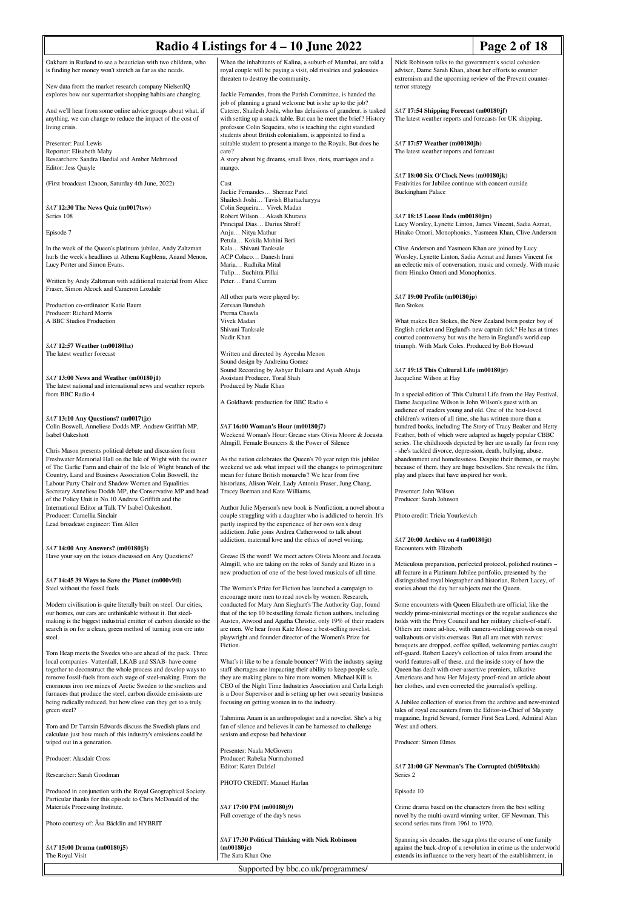Oakham in Rutland to see a beautician with two children, who is finding her money won't stretch as far as she needs.

New data from the market research company NielsenIQ explores how our supermarket shopping habits are changing.

And we'll hear from some online advice groups about what, if anything, we can change to reduce the impact of the cost of living crisis.

Presenter: Paul Lewis
Reporter: Elisabeth Mahy
Researchers: Sandra Hardial and Amber Mehmood
Editor: Jess Quayle

(First broadcast 12noon, Saturday 4th June, 2022)

### *SAT* 12:30 The News Quiz (m0017tsw)

Series 108

Episode 7

In the week of the Queen's platinum jubilee, Andy Zaltzman hurls the week's headlines at Athena Kugblenu, Anand Menon, Lucy Porter and Simon Evans.

Written by Andy Zaltzman with additional material from Alice Fraser, Simon Alcock and Cameron Loxdale

Production co-ordinator: Katie Baum
Producer: Richard Morris
A BBC Studios Production

### *SAT* 12:57 Weather (m00180hz)

The latest weather forecast

### *SAT* 13:00 News and Weather (m00180j1)

The latest national and international news and weather reports from BBC Radio 4

### *SAT* 13:10 Any Questions? (m0017tjz)

Colin Boswell, Anneliese Dodds MP, Andrew Griffith MP, Isabel Oakeshott

Chris Mason presents political debate and discussion from Freshwater Memorial Hall on the Isle of Wight with the owner of The Garlic Farm and chair of the Isle of Wight branch of the Country, Land and Business Association Colin Boswell, the Labour Party Chair and Shadow Women and Equalities Secretary Anneliese Dodds MP, the Conservative MP and head of the Policy Unit in No.10 Andrew Griffith and the International Editor at Talk TV Isabel Oakeshott.
Producer: Camellia Sinclair
Lead broadcast engineer: Tim Allen

### *SAT* 14:00 Any Answers? (m00180j3)

Have your say on the issues discussed on Any Questions?

### *SAT* 14:45 39 Ways to Save the Planet (m000v9tl)

Steel without the fossil fuels

Modern civilisation is quite literally built on steel. Our cities, our homes, our cars are unthinkable without it. But steel-making is the biggest industrial emitter of carbon dioxide so the search is on for a clean, green method of turning iron ore into steel.

Tom Heap meets the Swedes who are ahead of the pack. Three local companies- Vattenfall, LKAB and SSAB- have come together to deconstruct the whole process and develop ways to remove fossil-fuels from each stage of steel-making. From the enormous iron ore mines of Arctic Sweden to the smelters and furnaces that produce the steel, carbon dioxide emissions are being radically reduced, but how close can they get to a truly green steel?

Tom and Dr Tamsin Edwards discuss the Swedish plans and calculate just how much of this industry's emissions could be wiped out in a generation.

Producer: Alasdair Cross

Researcher: Sarah Goodman

Produced in conjunction with the Royal Geographical Society. Particular thanks for this episode to Chris McDonald of the Materials Processing Institute.

Photo courtesy of: Åsa Bäcklin and HYBRIT

### *SAT* 15:00 Drama (m00180j5)

The Royal Visit

When the inhabitants of Kalina, a suburb of Mumbai, are told a royal couple will be paying a visit, old rivalries and jealousies threaten to destroy the community.

Jackie Fernandes, from the Parish Committee, is handed the job of planning a grand welcome but is she up to the job? Caterer, Shailesh Joshi, who has delusions of grandeur, is tasked with setting up a snack table. But can he meet the brief? History professor Colin Sequeira, who is teaching the eight standard students about British colonialism, is appointed to find a suitable student to present a mango to the Royals. But does he care?
A story about big dreams, small lives, riots, marriages and a mango.

Cast
Jackie Fernandes… Shernaz Patel
Shailesh Joshi… Tavish Bhattacharyya
Colin Sequeira… Vivek Madan
Robert Wilson… Akash Khurana
Principal Dias… Darius Shroff
Anju… Nitya Mathur
Petula… Kokila Mohini Beri
Kala… Shivani Tanksale
ACP Colaco… Danesh Irani
Maria… Radhika Mital
Tulip… Suchitra Pillai
Peter… Farid Currim

All other parts were played by:
Zervaan Bunshah
Prerna Chawla
Vivek Madan
Shivani Tanksale
Nadir Khan

Written and directed by Ayeesha Menon
Sound design by Andreina Gomez
Sound Recording by Ashyar Bulsara and Ayush Ahuja
Assistant Producer, Toral Shah
Produced by Nadir Khan

A Goldhawk production for BBC Radio 4

### *SAT* 16:00 Woman's Hour (m00180j7)

Weekend Woman's Hour: Grease stars Olivia Moore & Jocasta Almgill, Female Bouncers & the Power of Silence

As the nation celebrates the Queen's 70 year reign this jubilee weekend we ask what impact will the changes to primogeniture mean for future British monarchs? We hear from five historians, Alison Weir, Lady Antonia Fraser, Jung Chang, Tracey Borman and Kate Williams.

Author Julie Myerson's new book is Nonfiction, a novel about a couple struggling with a daughter who is addicted to heroin. It's partly inspired by the experience of her own son's drug addiction. Julie joins Andrea Catherwood to talk about addiction, maternal love and the ethics of novel writing.

Grease IS the word! We meet actors Olivia Moore and Jocasta Almgill, who are taking on the roles of Sandy and Rizzo in a new production of one of the best-loved musicals of all time.

The Women's Prize for Fiction has launched a campaign to encourage more men to read novels by women. Research, conducted for Mary Ann Sieghart's The Authority Gap, found that of the top 10 bestselling female fiction authors, including Austen, Atwood and Agatha Christie, only 19% of their readers are men. We hear from Kate Mosse a best-selling novelist, playwright and founder director of the Women's Prize for Fiction.

What's it like to be a female bouncer? With the industry saying staff shortages are impacting their ability to keep people safe, they are making plans to hire more women. Michael Kill is CEO of the Night Time Industries Association and Carla Leigh is a Door Supervisor and is setting up her own security business focusing on getting women in to the industry.

Tahmima Anam is an anthropologist and a novelist. She's a big fan of silence and believes it can be harnessed to challenge sexism and expose bad behaviour.

Presenter: Nuala McGovern
Producer: Rabeka Nurmahomed
Editor: Karen Dalziel

PHOTO CREDIT: Manuel Harlan

### *SAT* 17:00 PM (m00180j9)

Full coverage of the day's news

### *SAT* 17:30 Political Thinking with Nick Robinson (m00180jc)

The Sara Khan One

Nick Robinson talks to the government's social cohesion adviser, Dame Sarah Khan, about her efforts to counter extremism and the upcoming review of the Prevent counter-terror strategy

### *SAT* 17:54 Shipping Forecast (m00180jf)

The latest weather reports and forecasts for UK shipping.

### *SAT* 17:57 Weather (m00180jh)

The latest weather reports and forecast

### *SAT* 18:00 Six O'Clock News (m00180jk)

Festivities for Jubilee continue with concert outside Buckingham Palace

### *SAT* 18:15 Loose Ends (m00180jm)

Lucy Worsley, Lynette Linton, James Vincent, Sadia Azmat, Hinako Omori, Monophonics, Yasmeen Khan, Clive Anderson

Clive Anderson and Yasmeen Khan are joined by Lucy Worsley, Lynette Linton, Sadia Azmat and James Vincent for an eclectic mix of conversation, music and comedy. With music from Hinako Omori and Monophonics.

### *SAT* 19:00 Profile (m00180jp)

Ben Stokes

What makes Ben Stokes, the New Zealand born poster boy of English cricket and England's new captain tick? He has at times courted controversy but was the hero in England's world cup triumph. With Mark Coles. Produced by Bob Howard

### *SAT* 19:15 This Cultural Life (m00180jr)

Jacqueline Wilson at Hay

In a special edition of This Cultural Life from the Hay Festival, Dame Jacqueline Wilson is John Wilson's guest with an audience of readers young and old. One of the best-loved children's writers of all time, she has written more than a hundred books, including The Story of Tracy Beaker and Hetty Feather, both of which were adapted as hugely popular CBBC series. The childhoods depicted by her are usually far from rosy - she's tackled divorce, depression, death, bullying, abuse, abandonment and homelessness. Despite their themes, or maybe because of them, they are huge bestsellers. She reveals the film, play and places that have inspired her work.

Presenter: John Wilson
Producer: Sarah Johnson

Photo credit: Tricia Yourkevich

### *SAT* 20:00 Archive on 4 (m00180jt)

Encounters with Elizabeth

Meticulous preparation, perfected protocol, polished routines – all feature in a Platinum Jubilee portfolio, presented by the distinguished royal biographer and historian, Robert Lacey, of stories about the day her subjects met the Queen.

Some encounters with Queen Elizabeth are official, like the weekly prime-ministerial meetings or the regular audiences she holds with the Privy Council and her military chiefs-of-staff. Others are more ad-hoc, with camera-wielding crowds on royal walkabouts or visits overseas. But all are met with nerves: bouquets are dropped, coffee spilled, welcoming parties caught off-guard. Robert Lacey's collection of tales from around the world features all of these, and the inside story of how the Queen has dealt with over-assertive premiers, talkative Americans and how Her Majesty proof-read an article about her clothes, and even corrected the journalist's spelling.

A Jubilee collection of stories from the archive and new-minted tales of royal encounters from the Editor-in-Chief of Majesty magazine, Ingrid Seward, former First Sea Lord, Admiral Alan West and others.

Producer: Simon Elmes

### *SAT* 21:00 GF Newman's The Corrupted (b050bxkb)

Series 2

Episode 10

Crime drama based on the characters from the best selling novel by the multi-award winning writer, GF Newman. This second series runs from 1961 to 1970.

Spanning six decades, the saga plots the course of one family against the back-drop of a revolution in crime as the underworld extends its influence to the very heart of the establishment, in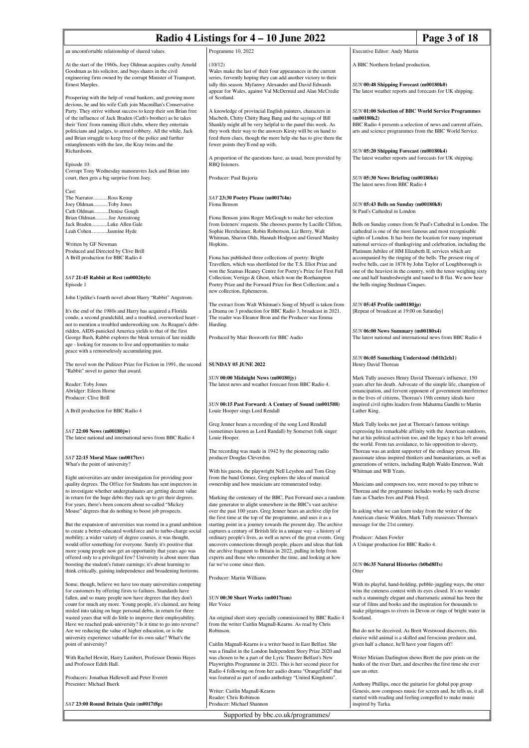an uncomfortable relationship of shared values.

At the start of the 1960s, Joey Oldman acquires crafty Arnold Goodman as his solicitor, and buys shares in the civil engineering firm owned by the corrupt Minister of Transport, Ernest Marples.

Prospering with the help of venal bankers, and growing more devious, he and his wife Cath join Macmillan's Conservative Party. They strive without success to keep their son Brian free of the influence of Jack Braden (Cath's brother) as he takes their 'firm' from running illicit clubs, where they entertain politicians and judges, to armed robbery. All the while, Jack and Brian struggle to keep free of the police and further entanglements with the law, the Kray twins and the Richardsons.

Episode 10:
Corrupt Tony Wednesday manoeuvres Jack and Brian into court, then gets a big surprise from Joey.

Cast:
The Narrator...........Ross Kemp
Joey Oldman...........Toby Jones
Cath Oldman...........Denise Gough
Brian Oldman..........Joe Armstrong
Jack Braden............Luke Allen Gale
Leah Cohen............Jasmine Hyde

Written by GF Newman
Produced and Directed by Clive Brill
A Brill production for BBC Radio 4

*SAT* **21:45 Rabbit at Rest (m00026yb)**
Episode 1

John Updike's fourth novel about Harry "Rabbit" Angstrom.

It's the end of the 1980s and Harry has acquired a Florida condo, a second grandchild, and a troubled, overworked heart - not to mention a troubled underworking son. As Reagan's debt-ridden, AIDS-panicked America yields to that of the first George Bush, Rabbit explores the bleak terrain of late middle age - looking for reasons to live and opportunities to make peace with a remorselessly accumulating past.

The novel won the Pulitzer Prize for Fiction in 1991, the second "Rabbit" novel to garner that award.

Reader: Toby Jones
Abridger: Eileen Horne
Producer: Clive Brill

A Brill production for BBC Radio 4

*SAT* **22:00 News (m00180jw)**
The latest national and international news from BBC Radio 4

*SAT* **22:15 Moral Maze (m0017tcv)**
What's the point of university?

Eight universities are under investigation for providing poor quality degrees. The Office for Students has sent inspectors in to investigate whether undergraduates are getting decent value in return for the huge debts they rack up to get their degrees. For years, there's been concern about so-called "Mickey Mouse" degrees that do nothing to boost job prospects.

But the expansion of universities was rooted in a grand ambition to create a better-educated workforce and to turbo-charge social mobility; a wider variety of degree courses, it was thought, would offer something for everyone. Surely it's positive that more young people now get an opportunity that years ago was offered only to a privileged few? University is about more than boosting the student's future earnings; it's about learning to think critically, gaining independence and broadening horizons.

Some, though, believe we have too many universities competing for customers by offering firsts to failures. Standards have fallen, and so many people now have degrees that they don't count for much any more. Young people, it's claimed, are being misled into taking on huge personal debts, in return for three wasted years that will do little to improve their employability. Have we reached peak-university? Is it time to go into reverse? Are we reducing the value of higher education, or is the university experience valuable for its own sake? What's the point of university?

With Rachel Hewitt, Harry Lambert, Professor Dennis Hayes and Professor Edith Hall.

Producers: Jonathan Hallewell and Peter Everett
Presenter: Michael Buerk

*SAT* **23:00 Round Britain Quiz (m0017t8p)**
Programme 10, 2022

(10/12)
Wales make the last of their four appearances in the current series, fervently hoping they can add another victory to their tally this season. Myfanwy Alexander and David Edwards appear for Wales, against Val McDermid and Alan McCredie of Scotland.

A knowledge of provincial English painters, characters in Macbeth, Chitty Chitty Bang Bang and the sayings of Bill Shankly might all be very helpful to the panel this week. As they work their way to the answers Kirsty will be on hand to feed them clues, though the more help she has to give them the fewer points they'll end up with.

A proportion of the questions have, as usual, been provided by RBQ listeners.

Producer: Paul Bajoria

*SAT* **23:30 Poetry Please (m0017t4n)**
Fiona Benson

Fiona Benson joins Roger McGough to make her selection from listeners' requests. She chooses poems by Lucille Clifton, Sophie Herxheimer, Robin Robertson, Liz Berry, Walt Whitman, Sharon Olds, Hannah Hodgson and Gerard Manley Hopkins.

Fiona has published three collections of poetry: Bright Travellers, which was shortlisted for the T.S. Eliot Prize and won the Seamus Heaney Centre for Poetry's Prize for First Full Collection; Vertigo & Ghost, which won the Roehampton Poetry Prize and the Forward Prize for Best Collection; and a new collection, Ephemeron.

The extract from Walt Whitman's Song of Myself is taken from a Drama on 3 production for BBC Radio 3, broadcast in 2021. The reader was Eleanor Bron and the Producer was Emma Harding.

Produced by Mair Bosworth for BBC Audio

## SUNDAY 05 JUNE 2022

*SUN* **00:00 Midnight News (m00180jy)**
The latest news and weather forecast from BBC Radio 4.

*SUN* **00:15 Past Forward: A Century of Sound (m0015l0l)**
Louie Hooper sings Lord Rendall

Greg Jenner hears a recording of the song Lord Rendall (sometimes known as Lord Randall) by Somerset folk singer Louie Hooper.

The recording was made in 1942 by the pioneering radio producer Douglas Cleverdon.

With his guests, the playwright Nell Leyshon and Tom Gray from the band Gomez, Greg explores the idea of musical ownership and how musicians are remunerated today.

Marking the centenary of the BBC, Past Forward uses a random date generator to alight somewhere in the BBC's vast archive over the past 100 years. Greg Jenner hears an archive clip for the first time at the top of the programme, and uses it as a starting point in a journey towards the present day. The archive captures a century of British life in a unique way - a history of ordinary people's lives, as well as news of the great events. Greg uncovers connections through people, places and ideas that link the archive fragment to Britain in 2022, pulling in help from experts and those who remember the time, and looking at how far we've come since then.

Producer: Martin Williams

*SUN* **00:30 Short Works (m0017tsm)**
Her Voice

An original short story specially commissioned by BBC Radio 4 from the writer Caitlin Magnall-Kearns. As read by Chris Robinson.

Caitlin Magnall-Kearns is a writer based in East Belfast. She was a finalist in the London Independent Story Prize 2020 and was chosen to be a part of the Lyric Theatre Belfast's New Playwrights Programme in 2021. This is her second piece for Radio 4 following on from her audio drama "Orangefield" that was featured as part of audio anthology "United Kingdoms".

Writer: Caitlin Magnall-Kearns
Reader: Chris Robinson
Producer: Michael Shannon
Executive Editor: Andy Martin

A BBC Northern Ireland production.

*SUN* **00:48 Shipping Forecast (m00180k0)**
The latest weather reports and forecasts for UK shipping.

*SUN* **01:00 Selection of BBC World Service Programmes (m00180k2)**
BBC Radio 4 presents a selection of news and current affairs, arts and science programmes from the BBC World Service.

*SUN* **05:20 Shipping Forecast (m00180k4)**
The latest weather reports and forecasts for UK shipping.

*SUN* **05:30 News Briefing (m00180k6)**
The latest news from BBC Radio 4

*SUN* **05:43 Bells on Sunday (m00180k8)**
St Paul's Cathedral in London

Bells on Sunday comes from St Paul's Cathedral in London. The cathedral is one of the most famous and most recognisable sights of London. It has been the location for many important national services of thanksgiving and celebration, including the Platinum Jubilee of HM Elizabeth II, services which are accompanied by the ringing of the bells. The present ring of twelve bells, cast in 1878 by John Taylor of Loughborough is one of the heaviest in the country, with the tenor weighing sixty one and half hundredweight and tuned to B flat. We now hear the bells ringing Stedman Cinques.

*SUN* **05:45 Profile (m00180jp)**
[Repeat of broadcast at 19:00 on Saturday]

*SUN* **06:00 News Summary (m00180x4)**
The latest national and international news from BBC Radio 4

*SUN* **06:05 Something Understood (b01h2ch1)**
Henry David Thoreau

Mark Tully assesses Henry David Thoreau's influence, 150 years after his death. Advocate of the simple life, champion of emancipation, and fervent opponent of government interference in the lives of citizens, Thoreau's 19th century ideals have inspired civil rights leaders from Mahatma Gandhi to Martin Luther King.

Mark Tully looks not just at Thoreau's famous writings expressing his remarkable affinity with the American outdoors, but at his political activism too, and the legacy it has left around the world. From tax avoidance, to his opposition to slavery, Thoreau was an ardent supporter of the ordinary person. His passionate ideas inspired thinkers and humanitarians, as well as generations of writers, including Ralph Waldo Emerson, Walt Whitman and WB Yeats.

Musicians and composers too, were moved to pay tribute to Thoreau and the programme includes works by such diverse fans as Charles Ives and Pink Floyd.

In asking what we can learn today from the writer of the American classic Walden, Mark Tully reassesses Thoreau's message for the 21st century.

Producer: Adam Fowler
A Unique production for BBC Radio 4.

*SUN* **06:35 Natural Histories (b0bd8ffs)**
Otter

With its playful, hand-holding, pebble-juggling ways, the otter wins the cuteness contest with its eyes closed. It's no wonder such a stunningly elegant and charismatic animal has been the star of films and books and the inspiration for thousands to make pilgrimages to rivers in Devon or rings of bright water in Scotland.

But do not be deceived. As Brett Westwood discovers, this elusive wild animal is a skilled and ferocious predator and, given half a chance, he'll have your fingers off!

Writer Miriam Darlington shows Brett the paw prints on the banks of the river Dart, and describes the first time she ever saw an otter.

Anthony Phillips, once the guitarist for global pop group Genesis, now composes music for screen and, he tells us, it all started with reading and feeling compelled to make music inspired by Tarka.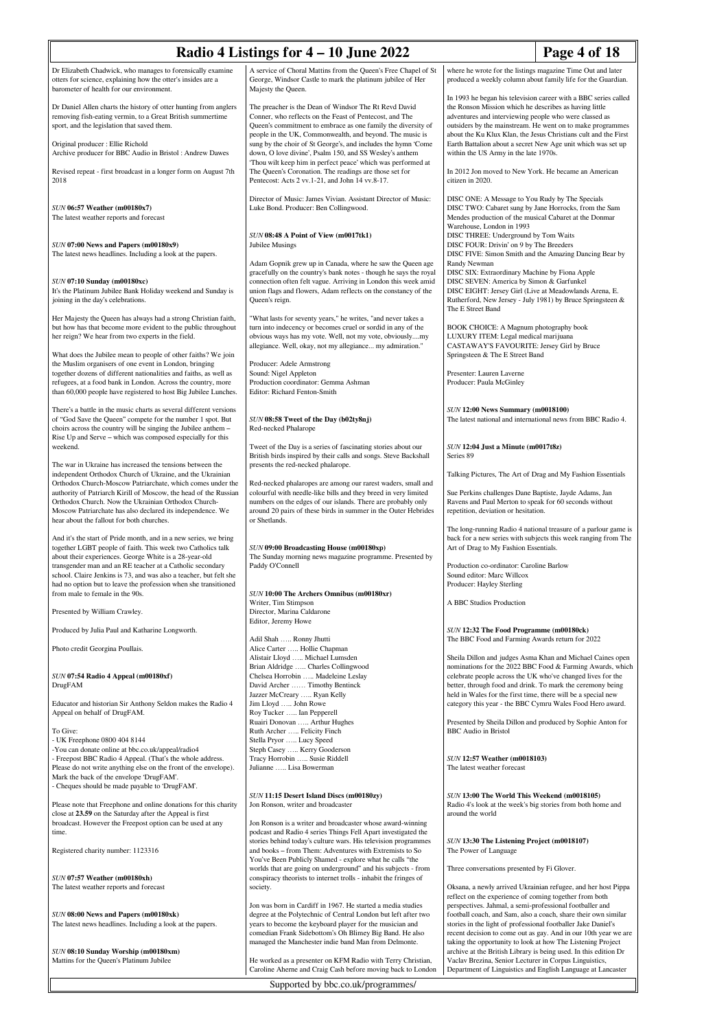Dr Elizabeth Chadwick, who manages to forensically examine otters for science, explaining how the otter's insides are a barometer of health for our environment.

Dr Daniel Allen charts the history of otter hunting from anglers removing fish-eating vermin, to a Great British summertime sport, and the legislation that saved them.

Original producer : Ellie Richold
Archive producer for BBC Audio in Bristol : Andrew Dawes

Revised repeat - first broadcast in a longer form on August 7th 2018

***SUN* 06:57 Weather (m00180x7)**
The latest weather reports and forecast

***SUN* 07:00 News and Papers (m00180x9)**
The latest news headlines. Including a look at the papers.

***SUN* 07:10 Sunday (m00180xc)**
It's the Platinum Jubilee Bank Holiday weekend and Sunday is joining in the day's celebrations.

Her Majesty the Queen has always had a strong Christian faith, but how has that become more evident to the public throughout her reign? We hear from two experts in the field.

What does the Jubilee mean to people of other faiths? We join the Muslim organisers of one event in London, bringing together dozens of different nationalities and faiths, as well as refugees, at a food bank in London. Across the country, more than 60,000 people have registered to host Big Jubilee Lunches.

There's a battle in the music charts as several different versions of "God Save the Queen" compete for the number 1 spot. But choirs across the country will be singing the Jubilee anthem – Rise Up and Serve – which was composed especially for this weekend.

The war in Ukraine has increased the tensions between the independent Orthodox Church of Ukraine, and the Ukrainian Orthodox Church-Moscow Patriarchate, which comes under the authority of Patriarch Kirill of Moscow, the head of the Russian Orthodox Church. Now the Ukrainian Orthodox Church-Moscow Patriarchate has also declared its independence. We hear about the fallout for both churches.

And it's the start of Pride month, and in a new series, we bring together LGBT people of faith. This week two Catholics talk about their experiences. George White is a 28-year-old transgender man and an RE teacher at a Catholic secondary school. Claire Jenkins is 73, and was also a teacher, but felt she had no option but to leave the profession when she transitioned from male to female in the 90s.

Presented by William Crawley.

Produced by Julia Paul and Katharine Longworth.

Photo credit Georgina Poullais.

***SUN* 07:54 Radio 4 Appeal (m00180xf)**
DrugFAM

Educator and historian Sir Anthony Seldon makes the Radio 4 Appeal on behalf of DrugFAM.

To Give:
- UK Freephone 0800 404 8144
-You can donate online at bbc.co.uk/appeal/radio4
- Freepost BBC Radio 4 Appeal. (That's the whole address. Please do not write anything else on the front of the envelope). Mark the back of the envelope 'DrugFAM'.
- Cheques should be made payable to 'DrugFAM'.

Please note that Freephone and online donations for this charity close at **23.59** on the Saturday after the Appeal is first broadcast. However the Freepost option can be used at any time.

Registered charity number: 1123316

***SUN* 07:57 Weather (m00180xh)**
The latest weather reports and forecast

***SUN* 08:00 News and Papers (m00180xk)**
The latest news headlines. Including a look at the papers.

***SUN* 08:10 Sunday Worship (m00180xm)**
Mattins for the Queen's Platinum Jubilee

A service of Choral Mattins from the Queen's Free Chapel of St George, Windsor Castle to mark the platinum jubilee of Her Majesty the Queen.

The preacher is the Dean of Windsor The Rt Revd David Conner, who reflects on the Feast of Pentecost, and The Queen's commitment to embrace as one family the diversity of people in the UK, Commonwealth, and beyond. The music is sung by the choir of St George's, and includes the hymn 'Come down, O love divine', Psalm 150, and SS Wesley's anthem 'Thou wilt keep him in perfect peace' which was performed at The Queen's Coronation. The readings are those set for Pentecost: Acts 2 vv.1-21, and John 14 vv.8-17.

Director of Music: James Vivian. Assistant Director of Music: Luke Bond. Producer: Ben Collingwood.

***SUN* 08:48 A Point of View (m0017tk1)**
Jubilee Musings

Adam Gopnik grew up in Canada, where he saw the Queen age gracefully on the country's bank notes - though he says the royal connection often felt vague. Arriving in London this week amid union flags and flowers, Adam reflects on the constancy of the Queen's reign.

"What lasts for seventy years," he writes, "and never takes a turn into indecency or becomes cruel or sordid in any of the obvious ways has my vote. Well, not my vote, obviously....my allegiance. Well, okay, not my allegiance... my admiration."

Producer: Adele Armstrong
Sound: Nigel Appleton
Production coordinator: Gemma Ashman
Editor: Richard Fenton-Smith

***SUN* 08:58 Tweet of the Day (b02ty8nj)**
Red-necked Phalarope

Tweet of the Day is a series of fascinating stories about our British birds inspired by their calls and songs. Steve Backshall presents the red-necked phalarope.

Red-necked phalaropes are among our rarest waders, small and colourful with needle-like bills and they breed in very limited numbers on the edges of our islands. There are probably only around 20 pairs of these birds in summer in the Outer Hebrides or Shetlands.

***SUN* 09:00 Broadcasting House (m00180xp)**
The Sunday morning news magazine programme. Presented by Paddy O'Connell

***SUN* 10:00 The Archers Omnibus (m00180xr)**
Writer, Tim Stimpson
Director, Marina Caldarone
Editor, Jeremy Howe

Adil Shah ….. Ronny Jhutti
Alice Carter ….. Hollie Chapman
Alistair Lloyd ….. Michael Lumsden
Brian Aldridge ….. Charles Collingwood
Chelsea Horrobin ….. Madeleine Leslay
David Archer …… Timothy Bentinck
Jazzer McCreary ….. Ryan Kelly
Jim Lloyd ….. John Rowe
Roy Tucker ….. Ian Pepperell
Ruairi Donovan ….. Arthur Hughes
Ruth Archer ….. Felicity Finch
Stella Pryor ….. Lucy Speed
Steph Casey ….. Kerry Gooderson
Tracy Horrobin ….. Susie Riddell
Julianne ….. Lisa Bowerman

***SUN* 11:15 Desert Island Discs (m00180zy)**
Jon Ronson, writer and broadcaster

Jon Ronson is a writer and broadcaster whose award-winning podcast and Radio 4 series Things Fell Apart investigated the stories behind today's culture wars. His television programmes and books – from Them: Adventures with Extremists to So You've Been Publicly Shamed - explore what he calls "the worlds that are going on underground" and his subjects - from conspiracy theorists to internet trolls - inhabit the fringes of society.

Jon was born in Cardiff in 1967. He started a media studies degree at the Polytechnic of Central London but left after two years to become the keyboard player for the musician and comedian Frank Sidebottom's Oh Blimey Big Band. He also managed the Manchester indie band Man from Delmonte.

He worked as a presenter on KFM Radio with Terry Christian, Caroline Aherne and Craig Cash before moving back to London where he wrote for the listings magazine Time Out and later produced a weekly column about family life for the Guardian.

In 1993 he began his television career with a BBC series called the Ronson Mission which he describes as having little adventures and interviewing people who were classed as outsiders by the mainstream. He went on to make programmes about the Ku Klux Klan, the Jesus Christians cult and the First Earth Battalion about a secret New Age unit which was set up within the US Army in the late 1970s.

In 2012 Jon moved to New York. He became an American citizen in 2020.

DISC ONE: A Message to You Rudy by The Specials
DISC TWO: Cabaret sung by Jane Horrocks, from the Sam Mendes production of the musical Cabaret at the Donmar Warehouse, London in 1993
DISC THREE: Underground by Tom Waits
DISC FOUR: Drivin' on 9 by The Breeders
DISC FIVE: Simon Smith and the Amazing Dancing Bear by Randy Newman
DISC SIX: Extraordinary Machine by Fiona Apple
DISC SEVEN: America by Simon & Garfunkel
DISC EIGHT: Jersey Girl (Live at Meadowlands Arena, E. Rutherford, New Jersey - July 1981) by Bruce Springsteen & The E Street Band

BOOK CHOICE: A Magnum photography book
LUXURY ITEM: Legal medical marijuana
CASTAWAY'S FAVOURITE: Jersey Girl by Bruce Springsteen & The E Street Band

Presenter: Lauren Laverne
Producer: Paula McGinley

***SUN* 12:00 News Summary (m0018100)**
The latest national and international news from BBC Radio 4.

***SUN* 12:04 Just a Minute (m0017t8z)**
Series 89

Talking Pictures, The Art of Drag and My Fashion Essentials

Sue Perkins challenges Dane Baptiste, Jayde Adams, Jan Ravens and Paul Merton to speak for 60 seconds without repetition, deviation or hesitation.

The long-running Radio 4 national treasure of a parlour game is back for a new series with subjects this week ranging from The Art of Drag to My Fashion Essentials.

Production co-ordinator: Caroline Barlow
Sound editor: Marc Willcox
Producer: Hayley Sterling

A BBC Studios Production

***SUN* 12:32 The Food Programme (m00180ck)**
The BBC Food and Farming Awards return for 2022

Sheila Dillon and judges Asma Khan and Michael Caines open nominations for the 2022 BBC Food & Farming Awards, which celebrate people across the UK who've changed lives for the better, through food and drink. To mark the ceremony being held in Wales for the first time, there will be a special new category this year - the BBC Cymru Wales Food Hero award.

Presented by Sheila Dillon and produced by Sophie Anton for BBC Audio in Bristol

***SUN* 12:57 Weather (m0018103)**
The latest weather forecast

***SUN* 13:00 The World This Weekend (m0018105)**
Radio 4's look at the week's big stories from both home and around the world

***SUN* 13:30 The Listening Project (m0018107)**
The Power of Language

Three conversations presented by Fi Glover.

Oksana, a newly arrived Ukrainian refugee, and her host Pippa reflect on the experience of coming together from both perspectives. Jahmal, a semi-professional footballer and football coach, and Sam, also a coach, share their own similar stories in the light of professional footballer Jake Daniel's recent decision to come out as gay. And in our 10th year we are taking the opportunity to look at how The Listening Project archive at the British Library is being used. In this edition Dr Vaclav Brezina, Senior Lecturer in Corpus Linguistics, Department of Linguistics and English Language at Lancaster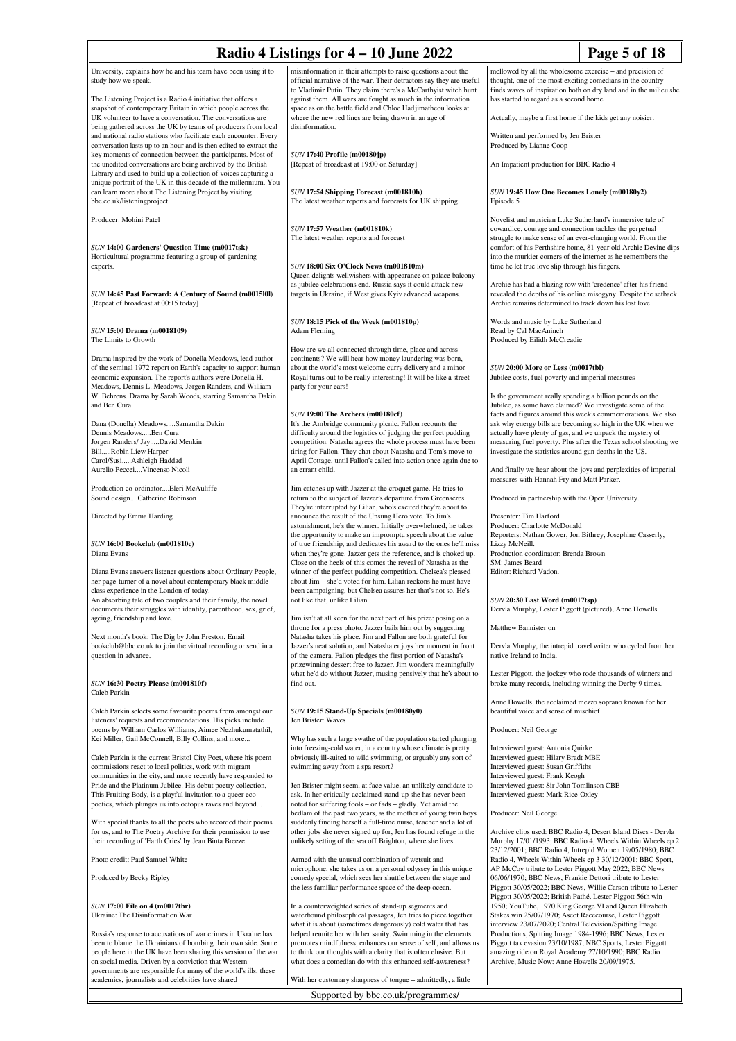University, explains how he and his team have been using it to study how we speak.

The Listening Project is a Radio 4 initiative that offers a snapshot of contemporary Britain in which people across the UK volunteer to have a conversation. The conversations are being gathered across the UK by teams of producers from local and national radio stations who facilitate each encounter. Every conversation lasts up to an hour and is then edited to extract the key moments of connection between the participants. Most of the unedited conversations are being archived by the British Library and used to build up a collection of voices capturing a unique portrait of the UK in this decade of the millennium. You can learn more about The Listening Project by visiting bbc.co.uk/listeningproject

Producer: Mohini Patel

### *SUN* 14:00 Gardeners' Question Time (m0017tsk)

Horticultural programme featuring a group of gardening experts.

### *SUN* 14:45 Past Forward: A Century of Sound (m0015l0l)

[Repeat of broadcast at 00:15 today]

### *SUN* 15:00 Drama (m0018109)

The Limits to Growth

Drama inspired by the work of Donella Meadows, lead author of the seminal 1972 report on Earth's capacity to support human economic expansion. The report's authors were Donella H. Meadows, Dennis L. Meadows, Jørgen Randers, and William W. Behrens. Drama by Sarah Woods, starring Samantha Dakin and Ben Cura.

Dana (Donella) Meadows.....Samantha Dakin
Dennis Meadows.....Ben Cura
Jorgen Randers/ Jay.....David Menkin
Bill.....Robin Liew Harper
Carol/Susi.....Ashleigh Haddad
Aurelio Peccei....Vincenso Nicoli

Production co-ordinator....Eleri McAuliffe
Sound design....Catherine Robinson

Directed by Emma Harding

### *SUN* 16:00 Bookclub (m001810c)

Diana Evans

Diana Evans answers listener questions about Ordinary People, her page-turner of a novel about contemporary black middle class experience in the London of today.
An absorbing tale of two couples and their family, the novel documents their struggles with identity, parenthood, sex, grief, ageing, friendship and love.

Next month's book: The Dig by John Preston. Email bookclub@bbc.co.uk to join the virtual recording or send in a question in advance.

### *SUN* 16:30 Poetry Please (m001810f)

Caleb Parkin

Caleb Parkin selects some favourite poems from amongst our listeners' requests and recommendations. His picks include poems by William Carlos Williams, Aimee Nezhukumatathil, Kei Miller, Gail McConnell, Billy Collins, and more...

Caleb Parkin is the current Bristol City Poet, where his poem commissions react to local politics, work with migrant communities in the city, and more recently have responded to Pride and the Platinum Jubilee. His debut poetry collection, This Fruiting Body, is a playful invitation to a queer eco-poetics, which plunges us into octopus raves and beyond...

With special thanks to all the poets who recorded their poems for us, and to The Poetry Archive for their permission to use their recording of 'Earth Cries' by Jean Binta Breeze.

Photo credit: Paul Samuel White

Produced by Becky Ripley

### *SUN* 17:00 File on 4 (m0017thr)

Ukraine: The Disinformation War

Russia's response to accusations of war crimes in Ukraine has been to blame the Ukrainians of bombing their own side. Some people here in the UK have been sharing this version of the war on social media. Driven by a conviction that Western governments are responsible for many of the world's ills, these academics, journalists and celebrities have shared misinformation in their attempts to raise questions about the official narrative of the war. Their detractors say they are useful to Vladimir Putin. They claim there's a McCarthyist witch hunt against them. All wars are fought as much in the information space as on the battle field and Chloe Hadjimatheou looks at where the new red lines are being drawn in an age of disinformation.

### *SUN* 17:40 Profile (m00180jp)

[Repeat of broadcast at 19:00 on Saturday]

### *SUN* 17:54 Shipping Forecast (m001810h)

The latest weather reports and forecasts for UK shipping.

### *SUN* 17:57 Weather (m001810k)

The latest weather reports and forecast

### *SUN* 18:00 Six O'Clock News (m001810m)

Queen delights wellwishers with appearance on palace balcony as jubilee celebrations end. Russia says it could attack new targets in Ukraine, if West gives Kyiv advanced weapons.

### *SUN* 18:15 Pick of the Week (m001810p)

Adam Fleming

How are we all connected through time, place and across continents? We will hear how money laundering was born, about the world's most welcome curry delivery and a minor Royal turns out to be really interesting! It will be like a street party for your ears!

### *SUN* 19:00 The Archers (m00180cf)

It's the Ambridge community picnic. Fallon recounts the difficulty around the logistics of judging the perfect pudding competition. Natasha agrees the whole process must have been tiring for Fallon. They chat about Natasha and Tom's move to April Cottage, until Fallon's called into action once again due to an errant child.

Jim catches up with Jazzer at the croquet game. He tries to return to the subject of Jazzer's departure from Greenacres. They're interrupted by Lilian, who's excited they're about to announce the result of the Unsung Hero vote. To Jim's astonishment, he's the winner. Initially overwhelmed, he takes the opportunity to make an impromptu speech about the value of true friendship, and dedicates his award to the ones he'll miss when they're gone. Jazzer gets the reference, and is choked up. Close on the heels of this comes the reveal of Natasha as the winner of the perfect pudding competition. Chelsea's pleased about Jim – she'd voted for him. Lilian reckons he must have been campaigning, but Chelsea assures her that's not so. He's not like that, unlike Lilian.

Jim isn't at all keen for the next part of his prize: posing on a throne for a press photo. Jazzer bails him out by suggesting Natasha takes his place. Jim and Fallon are both grateful for Jazzer's neat solution, and Natasha enjoys her moment in front of the camera. Fallon pledges the first portion of Natasha's prizewinning dessert free to Jazzer. Jim wonders meaningfully what he'd do without Jazzer, musing pensively that he's about to find out.

### *SUN* 19:15 Stand-Up Specials (m00180y0)

Jen Brister: Waves

Why has such a large swathe of the population started plunging into freezing-cold water, in a country whose climate is pretty obviously ill-suited to wild swimming, or arguably any sort of swimming away from a spa resort?

Jen Brister might seem, at face value, an unlikely candidate to ask. In her critically-acclaimed stand-up she has never been noted for suffering fools – or fads – gladly. Yet amid the bedlam of the past two years, as the mother of young twin boys suddenly finding herself a full-time nurse, teacher and a lot of other jobs she never signed up for, Jen has found refuge in the unlikely setting of the sea off Brighton, where she lives.

Armed with the unusual combination of wetsuit and microphone, she takes us on a personal odyssey in this unique comedy special, which sees her shuttle between the stage and the less familiar performance space of the deep ocean.

In a counterweighted series of stand-up segments and waterbound philosophical passages, Jen tries to piece together what it is about (sometimes dangerously) cold water that has helped reunite her with her sanity. Swimming in the elements promotes mindfulness, enhances our sense of self, and allows us to think our thoughts with a clarity that is often elusive. But what does a comedian do with this enhanced self-awareness?

With her customary sharpness of tongue – admittedly, a little mellowed by all the wholesome exercise – and precision of thought, one of the most exciting comedians in the country finds waves of inspiration both on dry land and in the milieu she has started to regard as a second home.

Actually, maybe a first home if the kids get any noisier.

Written and performed by Jen Brister
Produced by Lianne Coop

An Impatient production for BBC Radio 4

### *SUN* 19:45 How One Becomes Lonely (m00180y2)

Episode 5

Novelist and musician Luke Sutherland's immersive tale of cowardice, courage and connection tackles the perpetual struggle to make sense of an ever-changing world. From the comfort of his Perthshire home, 81-year old Archie Devine dips into the murkier corners of the internet as he remembers the time he let true love slip through his fingers.

Archie has had a blazing row with 'credence' after his friend revealed the depths of his online misogyny. Despite the setback Archie remains determined to track down his lost love.

Words and music by Luke Sutherland
Read by Cal MacAninch
Produced by Eilidh McCreadie

### *SUN* 20:00 More or Less (m0017tbl)

Jubilee costs, fuel poverty and imperial measures

Is the government really spending a billion pounds on the Jubilee, as some have claimed? We investigate some of the facts and figures around this week's commemorations. We also ask why energy bills are becoming so high in the UK when we actually have plenty of gas, and we unpack the mystery of measuring fuel poverty. Plus after the Texas school shooting we investigate the statistics around gun deaths in the US.

And finally we hear about the joys and perplexities of imperial measures with Hannah Fry and Matt Parker.

Produced in partnership with the Open University.

Presenter: Tim Harford
Producer: Charlotte McDonald
Reporters: Nathan Gower, Jon Bithrey, Josephine Casserly, Lizzy McNeill.
Production coordinator: Brenda Brown
SM: James Beard
Editor: Richard Vadon.

### *SUN* 20:30 Last Word (m0017tsp)

Dervla Murphy, Lester Piggott (pictured), Anne Howells

Matthew Bannister on

Dervla Murphy, the intrepid travel writer who cycled from her native Ireland to India.

Lester Piggott, the jockey who rode thousands of winners and broke many records, including winning the Derby 9 times.

Anne Howells, the acclaimed mezzo soprano known for her beautiful voice and sense of mischief.

Producer: Neil George

Interviewed guest: Antonia Quirke
Interviewed guest: Hilary Bradt MBE
Interviewed guest: Susan Griffiths
Interviewed guest: Frank Keogh
Interviewed guest: Sir John Tomlinson CBE
Interviewed guest: Mark Rice-Oxley

Producer: Neil George

Archive clips used: BBC Radio 4, Desert Island Discs - Dervla Murphy 17/01/1993; BBC Radio 4, Wheels Within Wheels ep 2 23/12/2001; BBC Radio 4, Intrepid Women 19/05/1980; BBC Radio 4, Wheels Within Wheels ep 3 30/12/2001; BBC Sport, AP McCoy tribute to Lester Piggott May 2022; BBC News 06/06/1970; BBC News, Frankie Dettori tribute to Lester Piggott 30/05/2022; BBC News, Willie Carson tribute to Lester Piggott 30/05/2022; British Pathé, Lester Piggott 56th win 1950; YouTube, 1970 King George VI and Queen Elizabeth Stakes win 25/07/1970; Ascot Racecourse, Lester Piggott interview 23/07/2020; Central Television/Spitting Image Productions, Spitting Image 1984-1996; BBC News, Lester Piggott tax evasion 23/10/1987; NBC Sports, Lester Piggott amazing ride on Royal Academy 27/10/1990; BBC Radio Archive, Music Now: Anne Howells 20/09/1975.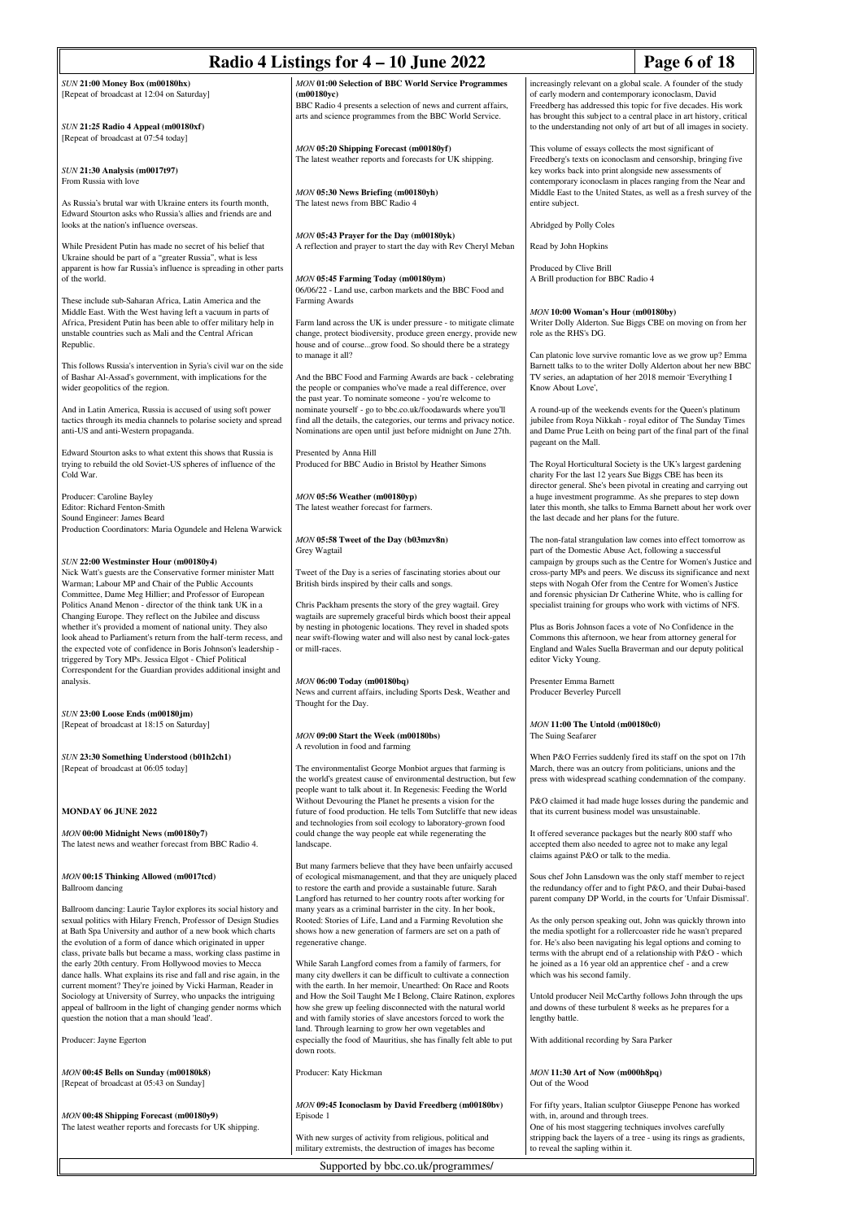*SUN* **21:00 Money Box (m00180hx)**
[Repeat of broadcast at 12:04 on Saturday]

*SUN* **21:25 Radio 4 Appeal (m00180xf)**
[Repeat of broadcast at 07:54 today]

*SUN* **21:30 Analysis (m0017t97)**
From Russia with love

As Russia's brutal war with Ukraine enters its fourth month, Edward Stourton asks who Russia's allies and friends are and looks at the nation's influence overseas.

While President Putin has made no secret of his belief that Ukraine should be part of a "greater Russia", what is less apparent is how far Russia's influence is spreading in other parts of the world.

These include sub-Saharan Africa, Latin America and the Middle East. With the West having left a vacuum in parts of Africa, President Putin has been able to offer military help in unstable countries such as Mali and the Central African Republic.

This follows Russia's intervention in Syria's civil war on the side of Bashar Al-Assad's government, with implications for the wider geopolitics of the region.

And in Latin America, Russia is accused of using soft power tactics through its media channels to polarise society and spread anti-US and anti-Western propaganda.

Edward Stourton asks to what extent this shows that Russia is trying to rebuild the old Soviet-US spheres of influence of the Cold War.

Producer: Caroline Bayley
Editor: Richard Fenton-Smith
Sound Engineer: James Beard
Production Coordinators: Maria Ogundele and Helena Warwick

*SUN* **22:00 Westminster Hour (m00180y4)**
Nick Watt's guests are the Conservative former minister Matt Warman; Labour MP and Chair of the Public Accounts Committee, Dame Meg Hillier; and Professor of European Politics Anand Menon - director of the think tank UK in a Changing Europe. They reflect on the Jubilee and discuss whether it's provided a moment of national unity. They also look ahead to Parliament's return from the half-term recess, and the expected vote of confidence in Boris Johnson's leadership - triggered by Tory MPs. Jessica Elgot - Chief Political Correspondent for the Guardian provides additional insight and analysis.

*SUN* **23:00 Loose Ends (m00180jm)**
[Repeat of broadcast at 18:15 on Saturday]

*SUN* **23:30 Something Understood (b01h2ch1)**
[Repeat of broadcast at 06:05 today]

## MONDAY 06 JUNE 2022

*MON* **00:00 Midnight News (m00180y7)**
The latest news and weather forecast from BBC Radio 4.

*MON* **00:15 Thinking Allowed (m0017tcd)**
Ballroom dancing

Ballroom dancing: Laurie Taylor explores its social history and sexual politics with Hilary French, Professor of Design Studies at Bath Spa University and author of a new book which charts the evolution of a form of dance which originated in upper class, private balls but became a mass, working class pastime in the early 20th century. From Hollywood movies to Mecca dance halls. What explains its rise and fall and rise again, in the current moment? They're joined by Vicki Harman, Reader in Sociology at University of Surrey, who unpacks the intriguing appeal of ballroom in the light of changing gender norms which question the notion that a man should 'lead'.

Producer: Jayne Egerton

*MON* **00:45 Bells on Sunday (m00180k8)**
[Repeat of broadcast at 05:43 on Sunday]

*MON* **00:48 Shipping Forecast (m00180y9)**
The latest weather reports and forecasts for UK shipping.

*MON* **01:00 Selection of BBC World Service Programmes (m00180yc)**
BBC Radio 4 presents a selection of news and current affairs, arts and science programmes from the BBC World Service.

*MON* **05:20 Shipping Forecast (m00180yf)**
The latest weather reports and forecasts for UK shipping.

*MON* **05:30 News Briefing (m00180yh)**
The latest news from BBC Radio 4

*MON* **05:43 Prayer for the Day (m00180yk)**
A reflection and prayer to start the day with Rev Cheryl Meban

*MON* **05:45 Farming Today (m00180ym)**
06/06/22 - Land use, carbon markets and the BBC Food and Farming Awards

Farm land across the UK is under pressure - to mitigate climate change, protect biodiversity, produce green energy, provide new house and of course...grow food. So should there be a strategy to manage it all?

And the BBC Food and Farming Awards are back - celebrating the people or companies who've made a real difference, over the past year. To nominate someone - you're welcome to nominate yourself - go to bbc.co.uk/foodawards where you'll find all the details, the categories, our terms and privacy notice. Nominations are open until just before midnight on June 27th.

Presented by Anna Hill
Produced for BBC Audio in Bristol by Heather Simons

*MON* **05:56 Weather (m00180yp)**
The latest weather forecast for farmers.

*MON* **05:58 Tweet of the Day (b03mzv8n)**
Grey Wagtail

Tweet of the Day is a series of fascinating stories about our British birds inspired by their calls and songs.

Chris Packham presents the story of the grey wagtail. Grey wagtails are supremely graceful birds which boost their appeal by nesting in photogenic locations. They revel in shaded spots near swift-flowing water and will also nest by canal lock-gates or mill-races.

*MON* **06:00 Today (m00180bq)**
News and current affairs, including Sports Desk, Weather and Thought for the Day.

*MON* **09:00 Start the Week (m00180bs)**
A revolution in food and farming

The environmentalist George Monbiot argues that farming is the world's greatest cause of environmental destruction, but few people want to talk about it. In Regenesis: Feeding the World Without Devouring the Planet he presents a vision for the future of food production. He tells Tom Sutcliffe that new ideas and technologies from soil ecology to laboratory-grown food could change the way people eat while regenerating the landscape.

But many farmers believe that they have been unfairly accused of ecological mismanagement, and that they are uniquely placed to restore the earth and provide a sustainable future. Sarah Langford has returned to her country roots after working for many years as a criminal barrister in the city. In her book, Rooted: Stories of Life, Land and a Farming Revolution she shows how a new generation of farmers are set on a path of regenerative change.

While Sarah Langford comes from a family of farmers, for many city dwellers it can be difficult to cultivate a connection with the earth. In her memoir, Unearthed: On Race and Roots and How the Soil Taught Me I Belong, Claire Ratinon, explores how she grew up feeling disconnected from the natural world and with family stories of slave ancestors forced to work the land. Through learning to grow her own vegetables and especially the food of Mauritius, she has finally felt able to put down roots.

Producer: Katy Hickman

*MON* **09:45 Iconoclasm by David Freedberg (m00180bv)**
Episode 1

With new surges of activity from religious, political and military extremists, the destruction of images has become increasingly relevant on a global scale. A founder of the study of early modern and contemporary iconoclasm, David Freedberg has addressed this topic for five decades. His work has brought this subject to a central place in art history, critical to the understanding not only of art but of all images in society.

This volume of essays collects the most significant of Freedberg's texts on iconoclasm and censorship, bringing five key works back into print alongside new assessments of contemporary iconoclasm in places ranging from the Near and Middle East to the United States, as well as a fresh survey of the entire subject.

Abridged by Polly Coles

Read by John Hopkins

Produced by Clive Brill
A Brill production for BBC Radio 4

*MON* **10:00 Woman's Hour (m00180by)**
Writer Dolly Alderton. Sue Biggs CBE on moving on from her role as the RHS's DG.

Can platonic love survive romantic love as we grow up? Emma Barnett talks to to the writer Dolly Alderton about her new BBC TV series, an adaptation of her 2018 memoir 'Everything I Know About Love',

A round-up of the weekends events for the Queen's platinum jubilee from Roya Nikkah - royal editor of The Sunday Times and Dame Prue Leith on being part of the final part of the final pageant on the Mall.

The Royal Horticultural Society is the UK's largest gardening charity For the last 12 years Sue Biggs CBE has been its director general. She's been pivotal in creating and carrying out a huge investment programme. As she prepares to step down later this month, she talks to Emma Barnett about her work over the last decade and her plans for the future.

The non-fatal strangulation law comes into effect tomorrow as part of the Domestic Abuse Act, following a successful campaign by groups such as the Centre for Women's Justice and cross-party MPs and peers. We discuss its significance and next steps with Nogah Ofer from the Centre for Women's Justice and forensic physician Dr Catherine White, who is calling for specialist training for groups who work with victims of NFS.

Plus as Boris Johnson faces a vote of No Confidence in the Commons this afternoon, we hear from attorney general for England and Wales Suella Braverman and our deputy political editor Vicky Young.

Presenter Emma Barnett
Producer Beverley Purcell

*MON* **11:00 The Untold (m00180c0)**
The Suing Seafarer

When P&O Ferries suddenly fired its staff on the spot on 17th March, there was an outcry from politicians, unions and the press with widespread scathing condemnation of the company.

P&O claimed it had made huge losses during the pandemic and that its current business model was unsustainable.

It offered severance packages but the nearly 800 staff who accepted them also needed to agree not to make any legal claims against P&O or talk to the media.

Sous chef John Lansdown was the only staff member to reject the redundancy offer and to fight P&O, and their Dubai-based parent company DP World, in the courts for 'Unfair Dismissal'.

As the only person speaking out, John was quickly thrown into the media spotlight for a rollercoaster ride he wasn't prepared for. He's also been navigating his legal options and coming to terms with the abrupt end of a relationship with P&O - which he joined as a 16 year old an apprentice chef - and a crew which was his second family.

Untold producer Neil McCarthy follows John through the ups and downs of these turbulent 8 weeks as he prepares for a lengthy battle.

With additional recording by Sara Parker

*MON* **11:30 Art of Now (m000h8pq)**
Out of the Wood

For fifty years, Italian sculptor Giuseppe Penone has worked with, in, around and through trees.
One of his most staggering techniques involves carefully stripping back the layers of a tree - using its rings as gradients, to reveal the sapling within it.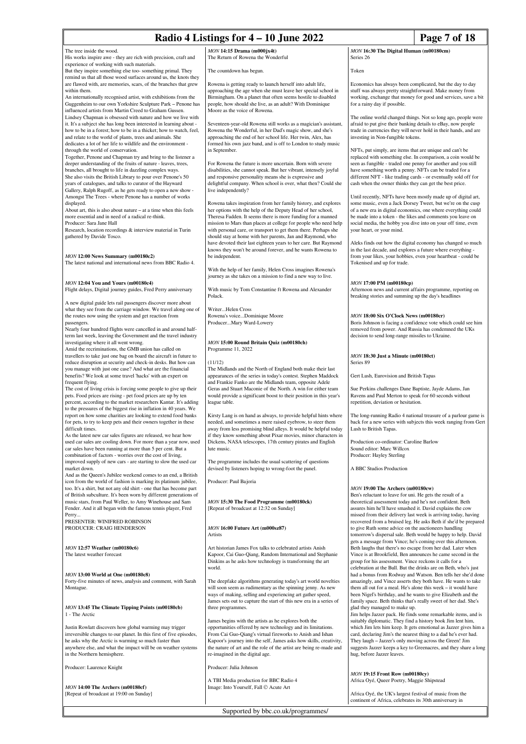The tree inside the wood.
His works inspire awe - they are rich with precision, craft and experience of working with such materials.
But they inspire something else too- something primal. They remind us that all those wood surfaces around us, the knots they are flawed with, are memories, scars, of the branches that grew within them.
An internationally recognised artist, with exhibitions from the Guggenheim to our own Yorkshire Sculpture Park – Penone has influenced artists from Martin Creed to Graham Gussen.
Lindsey Chapman is obsessed with nature and how we live with it. It's a subject she has long been interested in learning about - how to be in a forest; how to be in a thicket; how to watch, feel, and relate to the world of plants, trees and animals. She dedicates a lot of her life to wildlife and the environment - through the world of conservation.
Together, Penone and Chapman try and bring to the listener a deeper understanding of the fruits of nature - leaves, trees, branches, all brought to life in dazzling complex ways.
She also visits the British Library to pour over Penone's 50 years of catalogues, and talks to curator of the Hayward Gallery, Ralph Rugoff, as he gets ready to open a new show - Amongst The Trees - where Penone has a number of works displayed.
About art, this is also about nature – at a time when this feels more essential and in need of a radical re-think.
Producer: Sara Jane Hall
Research, location recordings & interview material in Turin gathered by Davide Tosco.

### *MON* 12:00 News Summary (m00180c2)

The latest national and international news from BBC Radio 4.

### *MON* 12:04 You and Yours (m00180c4)

Flight delays, Digital journey guides, Fred Perry anniversary

A new digital guide lets rail passengers discover more about what they see from the carriage window. We travel along one of the routes now using the system and get reaction from passengers.
Nearly four hundred flights were cancelled in and around half-term last week, leaving the Government and the travel industry investigating where it all went wrong.
Amid the recriminations, the GMB union has called on travellers to take just one bag on board the aircraft in future to reduce disruption at security and check-in desks. But how can you manage with just one case? And what are the financial benefits? We look at some travel 'hacks' with an expert on frequent flying.
The cost of living crisis is forcing some people to give up their pets. Food prices are rising - pet food prices are up by ten percent, according to the market researchers Kantar. It's adding to the pressures of the biggest rise in inflation in 40 years. We report on how some charities are looking to extend food banks for pets, to try to keep pets and their owners together in these difficult times.
As the latest new car sales figures are released, we hear how used car sales are cooling down. For more than a year now, used car sales have been running at more than 5 per cent. But a combination of factors - worries over the cost of living, improved supply of new cars - are starting to slow the used car market down.
And as the Queen's Jubilee weekend comes to an end, a British icon from the world of fashion is marking its platinum jubilee, too. It's a shirt, but not any old shirt - one that has become part of British subculture. It's been worn by different generations of music stars, from Paul Weller, to Amy Winehouse and Sam Fender. And it all began with the famous tennis player, Fred Perry...
PRESENTER: WINIFRED ROBINSON
PRODUCER: CRAIG HENDERSON

### *MON* 12:57 Weather (m00180c6)

The latest weather forecast

### *MON* 13:00 World at One (m00180c8)

Forty-five minutes of news, analysis and comment, with Sarah Montague.

### *MON* 13:45 The Climate Tipping Points (m00180cb)

1 - The Arctic

Justin Rowlatt discovers how global warming may trigger irreversible changes to our planet. In this first of five episodes, he asks why the Arctic is warming so much faster than anywhere else, and what the impact will be on weather systems in the Northern hemisphere.

Producer: Laurence Knight

### *MON* 14:00 The Archers (m00180cf)

[Repeat of broadcast at 19:00 on Sunday]

### *MON* 14:15 Drama (m000jx4t)

The Return of Rowena the Wonderful

The countdown has begun.

Rowena is getting ready to launch herself into adult life, approaching the age when she must leave her special school in Birmingham. On a planet that often seems hostile to disabled people, how should she live, as an adult? With Dominique Moore as the voice of Rowena.

Seventeen-year-old Rowena still works as a magician's assistant, Rowena the Wonderful, in her Dad's magic show, and she's approaching the end of her school life. Her twin, Alex, has formed his own jazz band, and is off to London to study music in September.

For Rowena the future is more uncertain. Born with severe disabilities, she cannot speak. But her vibrant, intensely joyful and responsive personality means she is expressive and delightful company. When school is over, what then? Could she live independently?

Rowena takes inspiration from her family history, and explores her options with the help of the Deputy Head of her school, Theresa Fadden. It seems there is more funding for a manned mission to Mars than places at college for people who need help with personal care, or transport to get them there. Perhaps she should stay at home with her parents, Jan and Raymond, who have devoted their last eighteen years to her care. But Raymond knows they won't be around forever, and he wants Rowena to be independent.

With the help of her family, Helen Cross imagines Rowena's journey as she takes on a mission to find a new way to live.

With music by Tom Constantine ft Rowena and Alexander Polack.

Writer...Helen Cross
Rowena's voice...Dominique Moore
Producer...Mary Ward-Lowery

### *MON* 15:00 Round Britain Quiz (m00180ch)

Programme 11, 2022

(11/12)
The Midlands and the North of England both make their last appearances of the series in today's contest. Stephen Maddock and Frankie Fanko are the Midlands team, opposite Adele Geras and Stuart Maconie of the North. A win for either team would provide a significant boost to their position in this year's league table.

Kirsty Lang is on hand as always, to provide helpful hints where needed, and sometimes a mere raised eyebrow, to steer them away from less promising blind alleys. It would be helpful today if they know something about Pixar movies, minor characters in Dickens, NASA telescopes, 17th century pirates and English lute music.

The programme includes the usual scattering of questions devised by listeners hoping to wrong-foot the panel.

Producer: Paul Bajoria

### *MON* 15:30 The Food Programme (m00180ck)

[Repeat of broadcast at 12:32 on Sunday]

### *MON* 16:00 Future Art (m000sz87)

Artists

Art historian James Fox talks to celebrated artists Anish Kapoor, Cai Guo-Qiang, Random International and Stephanie Dinkins as he asks how technology is transforming the art world.

The deepfake algorithms generating today's art world novelties will soon seem as rudimentary as the spinning jenny. As new ways of making, selling and experiencing art gather speed, James sets out to capture the start of this new era in a series of three programmes.

James begins with the artists as he explores both the opportunities offered by new technology and its limitations. From Cai Guo-Qiang's virtual fireworks to Anish and Ishan Kapoor's journey into the self, James asks how skills, creativity, the nature of art and the role of the artist are being re-made and re-imagined in the digital age.

Producer: Julia Johnson

A TBI Media production for BBC Radio 4
Image: Into Yourself, Fall © Acute Art

### *MON* 16:30 The Digital Human (m00180cm)

Series 26

Token

Economics has always been complicated, but the day to day stuff was always pretty straightforward. Make money from working, exchange that money for good and services, save a bit for a rainy day if possible.

The online world changed things. Not so long ago, people were afraid to put give their banking details to eBay, now people trade in currencies they will never hold in their hands, and are investing in Non-fungible tokens.

NFTs, put simply, are items that are unique and can't be replaced with something else. In comparison, a coin would be seen as fungible - traded one penny for another and you still have something worth a penny. NFTs can be traded for a different NFT - like trading cards - or eventually sold off for cash when the owner thinks they can get the best price.

Until recently, NFTs have been mostly made up of digital art, some music, even a Jack Dorsey Tweet, but we're on the cusp of a new era in digital economics, one where everything could be made into a token - the likes and comments you leave on social media, the hobby you dive into on your off time, even your heart, or your mind.

Aleks finds out how the digital economy has changed so much in the last decade, and explores a future where everything - from your likes, your hobbies, even your heartbeat - could be Tokenised and up for trade.

### *MON* 17:00 PM (m00180cp)

Afternoon news and current affairs programme, reporting on breaking stories and summing up the day's headlines

### *MON* 18:00 Six O'Clock News (m00180cr)

Boris Johnson is facing a confidence vote which could see him removed from power. And Russia has condemned the UKs decision to send long-range missiles to Ukraine.

### *MON* 18:30 Just a Minute (m00180ct)

Series 89

Gert Lush, Eurovision and British Tapas

Sue Perkins challenges Dane Baptiste, Jayde Adams, Jan Ravens and Paul Merton to speak for 60 seconds without repetition, deviation or hesitation.

The long-running Radio 4 national treasure of a parlour game is back for a new series with subjects this week ranging from Gert Lush to British Tapas.

Production co-ordinator: Caroline Barlow
Sound editor: Marc Willcox
Producer: Hayley Sterling

A BBC Studios Production

### *MON* 19:00 The Archers (m00180cw)

Ben's reluctant to leave for uni. He gets the result of a theoretical assessment today and he's not confident. Beth assures him he'll have smashed it. David explains the cow missed from their delivery last week is arriving today, having recovered from a bruised leg. He asks Beth if she'd be prepared to give Ruth some advice on the auctioneers handling tomorrow's dispersal sale. Beth would be happy to help. David gets a message from Vince; he's coming over this afternoon. Beth laughs that there's no escape from her dad. Later when Vince is at Brookfield, Ben announces he came second in the group for his assessment. Vince reckons it calls for a celebration at the Bull. But the drinks are on Beth, who's just had a bonus from Rodway and Watson. Ben tells her she'd done amazingly, and Vince asserts they both have. He wants to take them all out for a meal. He's alone this week – it would have been Nigel's birthday, and he wants to give Elizabeth and the family space. Beth thinks that's really sweet of her dad. She's glad they managed to make up.
Jim helps Jazzer pack. He finds some remarkable items, and is suitably diplomatic. They find a history book Jim lent him, which Jim lets him keep. It gets emotional as Jazzer gives him a card, declaring Jim's the nearest thing to a dad he's ever had. They laugh – Jazzer's only moving across the Green! Jim suggests Jazzer keeps a key to Greenacres, and they share a long hug, before Jazzer leaves.

### *MON* 19:15 Front Row (m00180cy)

Africa Oyé, Queer Poetry, Maggie Shipstead

Africa Oyé, the UK's largest festival of music from the continent of Africa, celebrates its 30th anniversary in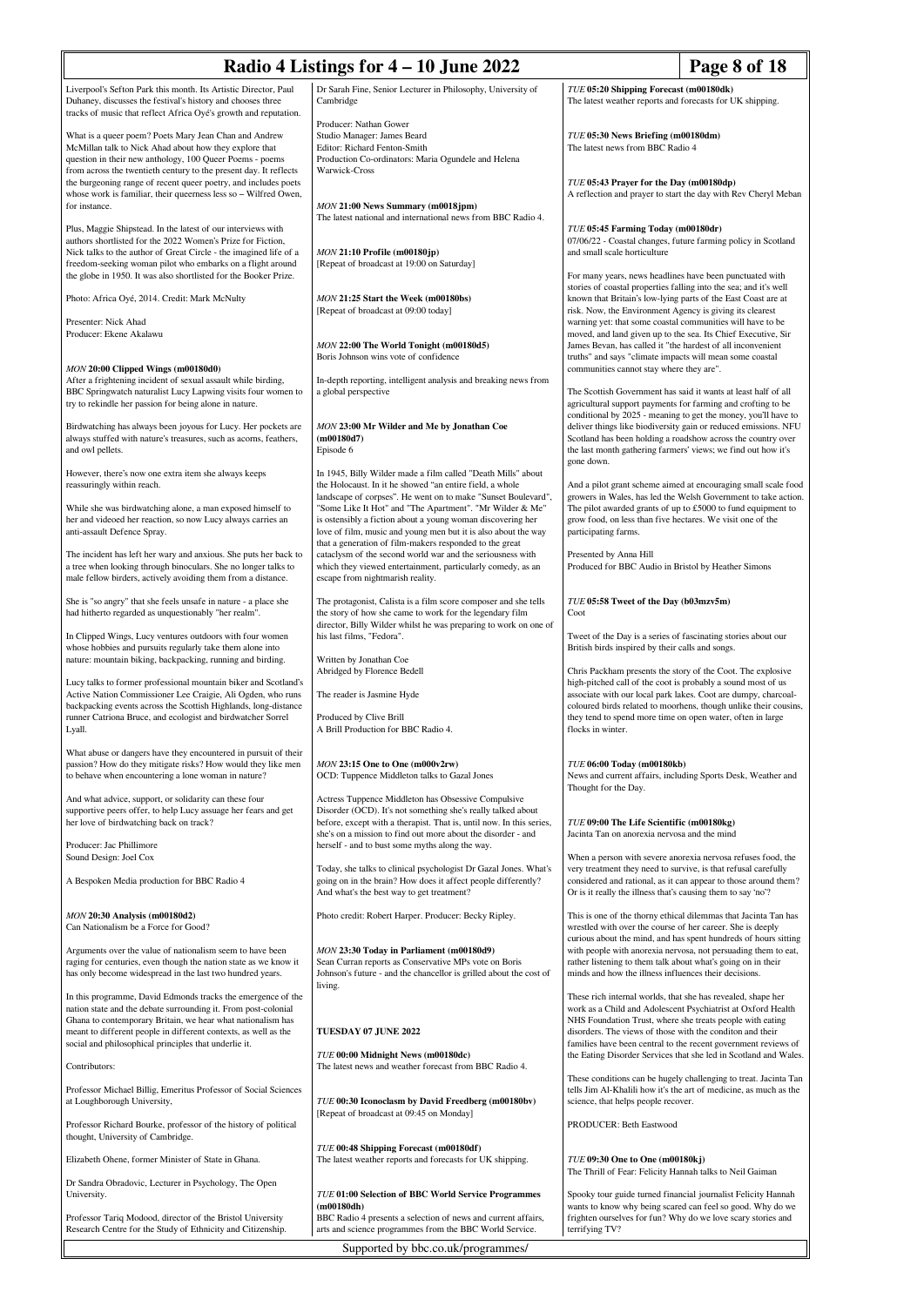Liverpool's Sefton Park this month. Its Artistic Director, Paul Duhaney, discusses the festival's history and chooses three tracks of music that reflect Africa Oyé's growth and reputation.

What is a queer poem? Poets Mary Jean Chan and Andrew McMillan talk to Nick Ahad about how they explore that question in their new anthology, 100 Queer Poems - poems from across the twentieth century to the present day. It reflects the burgeoning range of recent queer poetry, and includes poets whose work is familiar, their queerness less so – Wilfred Owen, for instance.

Plus, Maggie Shipstead. In the latest of our interviews with authors shortlisted for the 2022 Women's Prize for Fiction, Nick talks to the author of Great Circle - the imagined life of a freedom-seeking woman pilot who embarks on a flight around the globe in 1950. It was also shortlisted for the Booker Prize.

Photo: Africa Oyé, 2014. Credit: Mark McNulty

Presenter: Nick Ahad
Producer: Ekene Akalawu

*MON* **20:00 Clipped Wings (m00180d0)**

After a frightening incident of sexual assault while birding, BBC Springwatch naturalist Lucy Lapwing visits four women to try to rekindle her passion for being alone in nature.

Birdwatching has always been joyous for Lucy. Her pockets are always stuffed with nature's treasures, such as acorns, feathers, and owl pellets.

However, there's now one extra item she always keeps reassuringly within reach.

While she was birdwatching alone, a man exposed himself to her and videoed her reaction, so now Lucy always carries an anti-assault Defence Spray.

The incident has left her wary and anxious. She puts her back to a tree when looking through binoculars. She no longer talks to male fellow birders, actively avoiding them from a distance.

She is "so angry" that she feels unsafe in nature - a place she had hitherto regarded as unquestionably "her realm".

In Clipped Wings, Lucy ventures outdoors with four women whose hobbies and pursuits regularly take them alone into nature: mountain biking, backpacking, running and birding.

Lucy talks to former professional mountain biker and Scotland's Active Nation Commissioner Lee Craigie, Ali Ogden, who runs backpacking events across the Scottish Highlands, long-distance runner Catriona Bruce, and ecologist and birdwatcher Sorrel Lyall.

What abuse or dangers have they encountered in pursuit of their passion? How do they mitigate risks? How would they like men to behave when encountering a lone woman in nature?

And what advice, support, or solidarity can these four supportive peers offer, to help Lucy assuage her fears and get her love of birdwatching back on track?

Producer: Jac Phillimore
Sound Design: Joel Cox

A Bespoken Media production for BBC Radio 4

*MON* **20:30 Analysis (m00180d2)**

Can Nationalism be a Force for Good?

Arguments over the value of nationalism seem to have been raging for centuries, even though the nation state as we know it has only become widespread in the last two hundred years.

In this programme, David Edmonds tracks the emergence of the nation state and the debate surrounding it. From post-colonial Ghana to contemporary Britain, we hear what nationalism has meant to different people in different contexts, as well as the social and philosophical principles that underlie it.

Contributors:

Professor Michael Billig, Emeritus Professor of Social Sciences at Loughborough University,

Professor Richard Bourke, professor of the history of political thought, University of Cambridge.

Elizabeth Ohene, former Minister of State in Ghana.

Dr Sandra Obradovic, Lecturer in Psychology, The Open University.

Professor Tariq Modood, director of the Bristol University Research Centre for the Study of Ethnicity and Citizenship.

Dr Sarah Fine, Senior Lecturer in Philosophy, University of Cambridge

Producer: Nathan Gower
Studio Manager: James Beard
Editor: Richard Fenton-Smith
Production Co-ordinators: Maria Ogundele and Helena Warwick-Cross

*MON* **21:00 News Summary (m0018jpm)**

The latest national and international news from BBC Radio 4.

*MON* **21:10 Profile (m00180jp)**

[Repeat of broadcast at 19:00 on Saturday]

*MON* **21:25 Start the Week (m00180bs)**

[Repeat of broadcast at 09:00 today]

*MON* **22:00 The World Tonight (m00180d5)**

Boris Johnson wins vote of confidence

In-depth reporting, intelligent analysis and breaking news from a global perspective

*MON* **23:00 Mr Wilder and Me by Jonathan Coe (m00180d7)**

Episode 6

In 1945, Billy Wilder made a film called "Death Mills" about the Holocaust. In it he showed "an entire field, a whole landscape of corpses". He went on to make "Sunset Boulevard", "Some Like It Hot" and "The Apartment". "Mr Wilder & Me" is ostensibly a fiction about a young woman discovering her love of film, music and young men but it is also about the way that a generation of film-makers responded to the great cataclysm of the second world war and the seriousness with which they viewed entertainment, particularly comedy, as an escape from nightmarish reality.

The protagonist, Calista is a film score composer and she tells the story of how she came to work for the legendary film director, Billy Wilder whilst he was preparing to work on one of his last films, "Fedora".

Written by Jonathan Coe
Abridged by Florence Bedell

The reader is Jasmine Hyde

Produced by Clive Brill
A Brill Production for BBC Radio 4.

*MON* **23:15 One to One (m000v2rw)**

OCD: Tuppence Middleton talks to Gazal Jones

Actress Tuppence Middleton has Obsessive Compulsive Disorder (OCD). It's not something she's really talked about before, except with a therapist. That is, until now. In this series, she's on a mission to find out more about the disorder - and herself - and to bust some myths along the way.

Today, she talks to clinical psychologist Dr Gazal Jones. What's going on in the brain? How does it affect people differently? And what's the best way to get treatment?

Photo credit: Robert Harper. Producer: Becky Ripley.

*MON* **23:30 Today in Parliament (m00180d9)**

Sean Curran reports as Conservative MPs vote on Boris Johnson's future - and the chancellor is grilled about the cost of living.

## TUESDAY 07 JUNE 2022

*TUE* **00:00 Midnight News (m00180dc)**

The latest news and weather forecast from BBC Radio 4.

*TUE* **00:30 Iconoclasm by David Freedberg (m00180bv)**

[Repeat of broadcast at 09:45 on Monday]

*TUE* **00:48 Shipping Forecast (m00180df)**

The latest weather reports and forecasts for UK shipping.

*TUE* **01:00 Selection of BBC World Service Programmes (m00180dh)**

BBC Radio 4 presents a selection of news and current affairs, arts and science programmes from the BBC World Service.

*TUE* **05:20 Shipping Forecast (m00180dk)**

The latest weather reports and forecasts for UK shipping.

*TUE* **05:30 News Briefing (m00180dm)**

The latest news from BBC Radio 4

*TUE* **05:43 Prayer for the Day (m00180dp)**

A reflection and prayer to start the day with Rev Cheryl Meban

*TUE* **05:45 Farming Today (m00180dr)**

07/06/22 - Coastal changes, future farming policy in Scotland and small scale horticulture

For many years, news headlines have been punctuated with stories of coastal properties falling into the sea; and it's well known that Britain's low-lying parts of the East Coast are at risk. Now, the Environment Agency is giving its clearest warning yet: that some coastal communities will have to be moved, and land given up to the sea. Its Chief Executive, Sir James Bevan, has called it "the hardest of all inconvenient truths" and says "climate impacts will mean some coastal communities cannot stay where they are".

The Scottish Government has said it wants at least half of all agricultural support payments for farming and crofting to be conditional by 2025 - meaning to get the money, you'll have to deliver things like biodiversity gain or reduced emissions. NFU Scotland has been holding a roadshow across the country over the last month gathering farmers' views; we find out how it's gone down.

And a pilot grant scheme aimed at encouraging small scale food growers in Wales, has led the Welsh Government to take action. The pilot awarded grants of up to £5000 to fund equipment to grow food, on less than five hectares. We visit one of the participating farms.

Presented by Anna Hill
Produced for BBC Audio in Bristol by Heather Simons

*TUE* **05:58 Tweet of the Day (b03mzv5m)**

Coot

Tweet of the Day is a series of fascinating stories about our British birds inspired by their calls and songs.

Chris Packham presents the story of the Coot. The explosive high-pitched call of the coot is probably a sound most of us associate with our local park lakes. Coot are dumpy, charcoal-coloured birds related to moorhens, though unlike their cousins, they tend to spend more time on open water, often in large flocks in winter.

*TUE* **06:00 Today (m00180kb)**

News and current affairs, including Sports Desk, Weather and Thought for the Day.

*TUE* **09:00 The Life Scientific (m00180kg)**

Jacinta Tan on anorexia nervosa and the mind

When a person with severe anorexia nervosa refuses food, the very treatment they need to survive, is that refusal carefully considered and rational, as it can appear to those around them? Or is it really the illness that's causing them to say 'no'?

This is one of the thorny ethical dilemmas that Jacinta Tan has wrestled with over the course of her career. She is deeply curious about the mind, and has spent hundreds of hours sitting with people with anorexia nervosa, not persuading them to eat, rather listening to them talk about what's going on in their minds and how the illness influences their decisions.

These rich internal worlds, that she has revealed, shape her work as a Child and Adolescent Psychiatrist at Oxford Health NHS Foundation Trust, where she treats people with eating disorders. The views of those with the conditon and their families have been central to the recent government reviews of the Eating Disorder Services that she led in Scotland and Wales.

These conditions can be hugely challenging to treat. Jacinta Tan tells Jim Al-Khalili how it's the art of medicine, as much as the science, that helps people recover.

PRODUCER: Beth Eastwood

*TUE* **09:30 One to One (m00180kj)**

The Thrill of Fear: Felicity Hannah talks to Neil Gaiman

Spooky tour guide turned financial journalist Felicity Hannah wants to know why being scared can feel so good. Why do we frighten ourselves for fun? Why do we love scary stories and terrifying TV?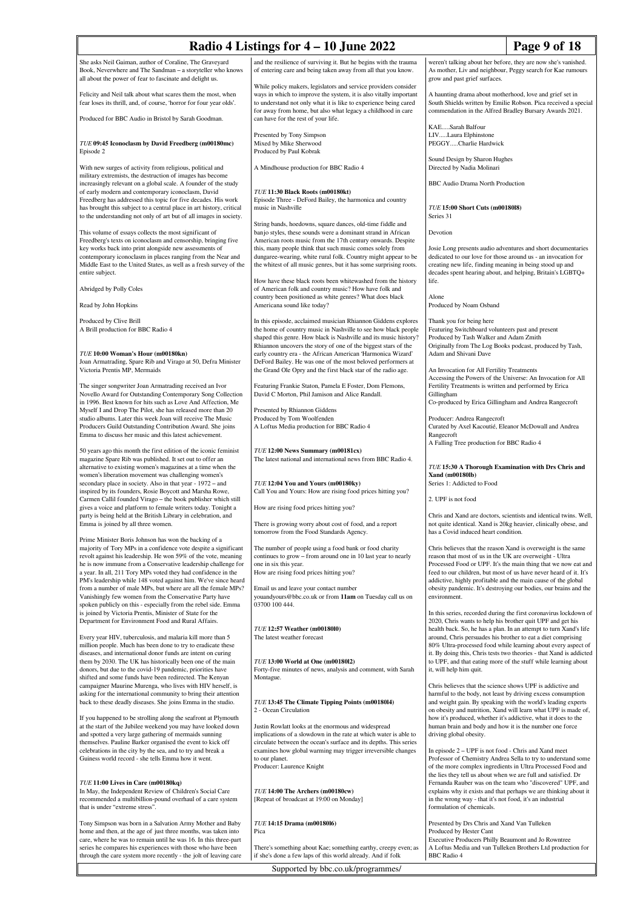She asks Neil Gaiman, author of Coraline, The Graveyard Book, Neverwhere and The Sandman – a storyteller who knows all about the power of fear to fascinate and delight us.

Felicity and Neil talk about what scares them the most, when fear loses its thrill, and, of course, 'horror for four year olds'.

Produced for BBC Audio in Bristol by Sarah Goodman.

### *TUE* 09:45 Iconoclasm by David Freedberg (m00180mc)

Episode 2

With new surges of activity from religious, political and military extremists, the destruction of images has become increasingly relevant on a global scale. A founder of the study of early modern and contemporary iconoclasm, David Freedberg has addressed this topic for five decades. His work has brought this subject to a central place in art history, critical to the understanding not only of art but of all images in society.

This volume of essays collects the most significant of Freedberg's texts on iconoclasm and censorship, bringing five key works back into print alongside new assessments of contemporary iconoclasm in places ranging from the Near and Middle East to the United States, as well as a fresh survey of the entire subject.

Abridged by Polly Coles

Read by John Hopkins

Produced by Clive Brill
A Brill production for BBC Radio 4

### *TUE* 10:00 Woman's Hour (m00180kn)

Joan Armatrading, Spare Rib and Virago at 50, Defra Minister Victoria Prentis MP, Mermaids

The singer songwriter Joan Armatrading received an Ivor Novello Award for Outstanding Contemporary Song Collection in 1996. Best known for hits such as Love And Affection, Me Myself I and Drop The Pilot, she has released more than 20 studio albums. Later this week Joan will receive The Music Producers Guild Outstanding Contribution Award. She joins Emma to discuss her music and this latest achievement.

50 years ago this month the first edition of the iconic feminist magazine Spare Rib was published. It set out to offer an alternative to existing women's magazines at a time when the women's liberation movement was challenging women's secondary place in society. Also in that year - 1972 – and inspired by its founders, Rosie Boycott and Marsha Rowe, Carmen Callil founded Virago – the book publisher which still gives a voice and platform to female writers today. Tonight a party is being held at the British Library in celebration, and Emma is joined by all three women.

Prime Minister Boris Johnson has won the backing of a majority of Tory MPs in a confidence vote despite a significant revolt against his leadership. He won 59% of the vote, meaning he is now immune from a Conservative leadership challenge for a year. In all, 211 Tory MPs voted they had confidence in the PM's leadership while 148 voted against him. We've since heard from a number of male MPs, but where are all the female MPs? Vanishingly few women from the Conservative Party have spoken publicly on this - especially from the rebel side. Emma is joined by Victoria Prentis, Minister of State for the Department for Environment Food and Rural Affairs.

Every year HIV, tuberculosis, and malaria kill more than 5 million people. Much has been done to try to eradicate these diseases, and international donor funds are intent on curing them by 2030. The UK has historically been one of the main donors, but due to the covid-19 pandemic, priorities have shifted and some funds have been redirected. The Kenyan campaigner Maurine Murenga, who lives with HIV herself, is asking for the international community to bring their attention back to these deadly diseases. She joins Emma in the studio.

If you happened to be strolling along the seafront at Plymouth at the start of the Jubilee weekend you may have looked down and spotted a very large gathering of mermaids sunning themselves. Pauline Barker organised the event to kick off celebrations in the city by the sea, and to try and break a Guiness world record - she tells Emma how it went.

### *TUE* 11:00 Lives in Care (m00180kq)

In May, the Independent Review of Children's Social Care recommended a multibillion-pound overhaul of a care system that is under "extreme stress".

Tony Simpson was born in a Salvation Army Mother and Baby home and then, at the age of just three months, was taken into care, where he was to remain until he was 16. In this three-part series he compares his experiences with those who have been through the care system more recently - the jolt of leaving care and the resilience of surviving it. But he begins with the trauma of entering care and being taken away from all that you know.

While policy makers, legislators and service providers consider ways in which to improve the system, it is also vitally important to understand not only what it is like to experience being cared for away from home, but also what legacy a childhood in care can have for the rest of your life.

Presented by Tony Simpson
Mixed by Mike Sherwood
Produced by Paul Kobrak

A Mindhouse production for BBC Radio 4

### *TUE* 11:30 Black Roots (m00180kt)

Episode Three - DeFord Bailey, the harmonica and country music in Nashville

String bands, hoedowns, square dances, old-time fiddle and banjo styles, these sounds were a dominant strand in African American roots music from the 17th century onwards. Despite this, many people think that such music comes solely from dungaree-wearing, white rural folk. Country might appear to be the whitest of all music genres, but it has some surprising roots.

How have these black roots been whitewashed from the history of American folk and country music? How have folk and country been positioned as white genres? What does black Americana sound like today?

In this episode, acclaimed musician Rhiannon Giddens explores the home of country music in Nashville to see how black people shaped this genre. How black is Nashville and its music history? Rhiannon uncovers the story of one of the biggest stars of the early country era - the African American 'Harmonica Wizard' DeFord Bailey. He was one of the most beloved performers at the Grand Ole Opry and the first black star of the radio age.

Featuring Frankie Staton, Pamela E Foster, Dom Flemons, David C Morton, Phil Jamison and Alice Randall.

Presented by Rhiannon Giddens
Produced by Tom Woolfenden
A Loftus Media production for BBC Radio 4

### *TUE* 12:00 News Summary (m00181cx)

The latest national and international news from BBC Radio 4.

### *TUE* 12:04 You and Yours (m00180ky)

Call You and Yours: How are rising food prices hitting you?

How are rising food prices hitting you?

There is growing worry about cost of food, and a report tomorrow from the Food Standards Agency.

The number of people using a food bank or food charity continues to grow – from around one in 10 last year to nearly one in six this year.
How are rising food prices hitting you?

Email us and leave your contact number youandyours@bbc.co.uk or from **11am** on Tuesday call us on 03700 100 444.

### *TUE* 12:57 Weather (m00180l0)

The latest weather forecast

### *TUE* 13:00 World at One (m00180l2)

Forty-five minutes of news, analysis and comment, with Sarah Montague.

### *TUE* 13:45 The Climate Tipping Points (m00180l4)

2 - Ocean Circulation

Justin Rowlatt looks at the enormous and widespread implications of a slowdown in the rate at which water is able to circulate between the ocean's surface and its depths. This series examines how global warming may trigger irreversible changes to our planet.
Producer: Laurence Knight

### *TUE* 14:00 The Archers (m00180cw)

[Repeat of broadcast at 19:00 on Monday]

### *TUE* 14:15 Drama (m00180l6)

Pica

There's something about Kae; something earthy, creepy even; as if she's done a few laps of this world already. And if folk weren't talking about her before, they are now she's vanished. As mother, Liv and neighbour, Peggy search for Kae rumours grow and past grief surfaces.

A haunting drama about motherhood, love and grief set in South Shields written by Emilie Robson. Pica received a special commendation in the Alfred Bradley Bursary Awards 2021.

KAE.....Sarah Balfour
LIV.....Laura Elphinstone
PEGGY.....Charlie Hardwick

Sound Design by Sharon Hughes
Directed by Nadia Molinari

BBC Audio Drama North Production

### *TUE* 15:00 Short Cuts (m00180l8)

Series 31

Devotion

Josie Long presents audio adventures and short documentaries dedicated to our love for those around us - an invocation for creating new life, finding meaning in being stood up and decades spent hearing about, and helping, Britain's LGBTQ+ life.

Alone
Produced by Noam Osband

Thank you for being here
Featuring Switchboard volunteers past and present
Produced by Tash Walker and Adam Zmith
Originally from The Log Books podcast, produced by Tash, Adam and Shivani Dave

An Invocation for All Fertility Treatments
Accessing the Powers of the Universe: An Invocation for All Fertility Treatments is written and performed by Erica Gillingham
Co-produced by Erica Gillingham and Andrea Rangecroft

Producer: Andrea Rangecroft
Curated by Axel Kacoutié, Eleanor McDowall and Andrea Rangecroft
A Falling Tree production for BBC Radio 4

### *TUE* 15:30 A Thorough Examination with Drs Chris and Xand (m00180lb)

Series 1: Addicted to Food

2. UPF is not food

Chris and Xand are doctors, scientists and identical twins. Well, not quite identical. Xand is 20kg heavier, clinically obese, and has a Covid induced heart condition.

Chris believes that the reason Xand is overweight is the same reason that most of us in the UK are overweight - Ultra Processed Food or UPF. It's the main thing that we now eat and feed to our children, but most of us have never heard of it. It's addictive, highly profitable and the main cause of the global obesity pandemic. It's destroying our bodies, our brains and the environment.

In this series, recorded during the first coronavirus lockdown of 2020, Chris wants to help his brother quit UPF and get his health back. So, he has a plan. In an attempt to turn Xand's life around, Chris persuades his brother to eat a diet comprising 80% Ultra-processed food while learning about every aspect of it. By doing this, Chris tests two theories - that Xand is addicted to UPF, and that eating more of the stuff while learning about it, will help him quit.

Chris believes that the science shows UPF is addictive and harmful to the body, not least by driving excess consumption and weight gain. By speaking with the world's leading experts on obesity and nutrition, Xand will learn what UPF is made of, how it's produced, whether it's addictive, what it does to the human brain and body and how it is the number one force driving global obesity.

In episode 2 – UPF is not food - Chris and Xand meet Professor of Chemistry Andrea Sella to try to understand some of the more complex ingredients in Ultra Processed Food and the lies they tell us about when we are full and satisfied. Dr Fernanda Rauber was on the team who "discovered" UPF, and explains why it exists and that perhaps we are thinking about it in the wrong way - that it's not food, it's an industrial formulation of chemicals.

Presented by Drs Chris and Xand Van Tulleken
Produced by Hester Cant
Executive Producers Philly Beaumont and Jo Rowntree
A Loftus Media and van Tulleken Brothers Ltd production for BBC Radio 4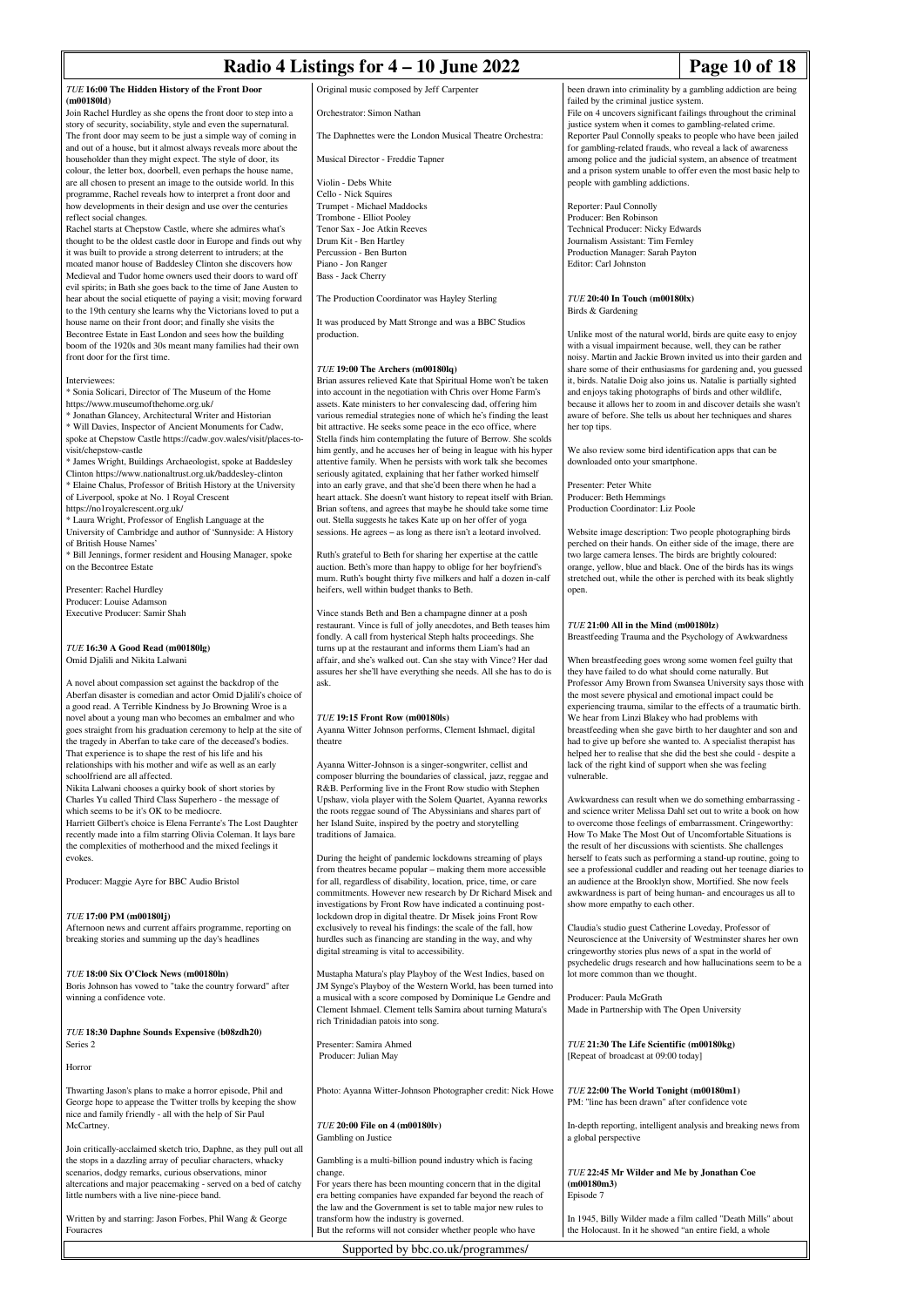### *TUE* **16:00 The Hidden History of the Front Door (m00180ld)**

Join Rachel Hurdley as she opens the front door to step into a story of security, sociability, style and even the supernatural. The front door may seem to be just a simple way of coming in and out of a house, but it almost always reveals more about the householder than they might expect. The style of door, its colour, the letter box, doorbell, even perhaps the house name, are all chosen to present an image to the outside world. In this programme, Rachel reveals how to interpret a front door and how developments in their design and use over the centuries reflect social changes.

Rachel starts at Chepstow Castle, where she admires what's thought to be the oldest castle door in Europe and finds out why it was built to provide a strong deterrent to intruders; at the moated manor house of Baddesley Clinton she discovers how Medieval and Tudor home owners used their doors to ward off evil spirits; in Bath she goes back to the time of Jane Austen to hear about the social etiquette of paying a visit; moving forward to the 19th century she learns why the Victorians loved to put a house name on their front door; and finally she visits the Becontree Estate in East London and sees how the building boom of the 1920s and 30s meant many families had their own front door for the first time.

Interviewees:
* Sonia Solicari, Director of The Museum of the Home https://www.museumofthehome.org.uk/
* Jonathan Glancey, Architectural Writer and Historian
* Will Davies, Inspector of Ancient Monuments for Cadw, spoke at Chepstow Castle https://cadw.gov.wales/visit/places-to-visit/chepstow-castle
* James Wright, Buildings Archaeologist, spoke at Baddesley Clinton https://www.nationaltrust.org.uk/baddesley-clinton
* Elaine Chalus, Professor of British History at the University of Liverpool, spoke at No. 1 Royal Crescent https://no1royalcrescent.org.uk/
* Laura Wright, Professor of English Language at the University of Cambridge and author of 'Sunnyside: A History of British House Names'
* Bill Jennings, former resident and Housing Manager, spoke on the Becontree Estate

Presenter: Rachel Hurdley
Producer: Louise Adamson
Executive Producer: Samir Shah

### *TUE* **16:30 A Good Read (m00180lg)**

Omid Djalili and Nikita Lalwani

A novel about compassion set against the backdrop of the Aberfan disaster is comedian and actor Omid Djalili's choice of a good read. A Terrible Kindness by Jo Browning Wroe is a novel about a young man who becomes an embalmer and who goes straight from his graduation ceremony to help at the site of the tragedy in Aberfan to take care of the deceased's bodies. That experience is to shape the rest of his life and his relationships with his mother and wife as well as an early schoolfriend are all affected.

Nikita Lalwani chooses a quirky book of short stories by Charles Yu called Third Class Superhero - the message of which seems to be it's OK to be mediocre.

Harriett Gilbert's choice is Elena Ferrante's The Lost Daughter recently made into a film starring Olivia Coleman. It lays bare the complexities of motherhood and the mixed feelings it evokes.

Producer: Maggie Ayre for BBC Audio Bristol

### *TUE* **17:00 PM (m00180lj)**

Afternoon news and current affairs programme, reporting on breaking stories and summing up the day's headlines

### *TUE* **18:00 Six O'Clock News (m00180ln)**

Boris Johnson has vowed to "take the country forward" after winning a confidence vote.

### *TUE* **18:30 Daphne Sounds Expensive (b08zdh20)**

Series 2

Horror

Thwarting Jason's plans to make a horror episode, Phil and George hope to appease the Twitter trolls by keeping the show nice and family friendly - all with the help of Sir Paul McCartney.

Join critically-acclaimed sketch trio, Daphne, as they pull out all the stops in a dazzling array of peculiar characters, whacky scenarios, dodgy remarks, curious observations, minor altercations and major peacemaking - served on a bed of catchy little numbers with a live nine-piece band.

Written by and starring: Jason Forbes, Phil Wang & George Fouracres

Original music composed by Jeff Carpenter

Orchestrator: Simon Nathan

The Daphnettes were the London Musical Theatre Orchestra:

Musical Director - Freddie Tapner

Violin - Debs White
Cello - Nick Squires
Trumpet - Michael Maddocks
Trombone - Elliot Pooley
Tenor Sax - Joe Atkin Reeves
Drum Kit - Ben Hartley
Percussion - Ben Burton
Piano - Jon Ranger
Bass - Jack Cherry

The Production Coordinator was Hayley Sterling

It was produced by Matt Stronge and was a BBC Studios production.

### *TUE* **19:00 The Archers (m00180lq)**

Brian assures relieved Kate that Spiritual Home won't be taken into account in the negotiation with Chris over Home Farm's assets. Kate ministers to her convalescing dad, offering him various remedial strategies none of which he's finding the least bit attractive. He seeks some peace in the eco office, where Stella finds him contemplating the future of Berrow. She scolds him gently, and he accuses her of being in league with his hyper attentive family. When he persists with work talk she becomes seriously agitated, explaining that her father worked himself into an early grave, and that she'd been there when he had a heart attack. She doesn't want history to repeat itself with Brian. Brian softens, and agrees that maybe he should take some time out. Stella suggests he takes Kate up on her offer of yoga sessions. He agrees – as long as there isn't a leotard involved.

Ruth's grateful to Beth for sharing her expertise at the cattle auction. Beth's more than happy to oblige for her boyfriend's mum. Ruth's bought thirty five milkers and half a dozen in-calf heifers, well within budget thanks to Beth.

Vince stands Beth and Ben a champagne dinner at a posh restaurant. Vince is full of jolly anecdotes, and Beth teases him fondly. A call from hysterical Steph halts proceedings. She turns up at the restaurant and informs them Liam's had an affair, and she's walked out. Can she stay with Vince? Her dad assures her she'll have everything she needs. All she has to do is ask.

### *TUE* **19:15 Front Row (m00180ls)**

Ayanna Witter Johnson performs, Clement Ishmael, digital theatre

Ayanna Witter-Johnson is a singer-songwriter, cellist and composer blurring the boundaries of classical, jazz, reggae and R&B. Performing live in the Front Row studio with Stephen Upshaw, viola player with the Solem Quartet, Ayanna reworks the roots reggae sound of The Abyssinians and shares part of her Island Suite, inspired by the poetry and storytelling traditions of Jamaica.

During the height of pandemic lockdowns streaming of plays from theatres became popular – making them more accessible for all, regardless of disability, location, price, time, or care commitments. However new research by Dr Richard Misek and investigations by Front Row have indicated a continuing post-lockdown drop in digital theatre. Dr Misek joins Front Row exclusively to reveal his findings: the scale of the fall, how hurdles such as financing are standing in the way, and why digital streaming is vital to accessibility.

Mustapha Matura's play Playboy of the West Indies, based on JM Synge's Playboy of the Western World, has been turned into a musical with a score composed by Dominique Le Gendre and Clement Ishmael. Clement tells Samira about turning Matura's rich Trinidadian patois into song.

Presenter: Samira Ahmed
Producer: Julian May

Photo: Ayanna Witter-Johnson Photographer credit: Nick Howe

### *TUE* **20:00 File on 4 (m00180lv)**

Gambling on Justice

Gambling is a multi-billion pound industry which is facing change.

For years there has been mounting concern that in the digital era betting companies have expanded far beyond the reach of the law and the Government is set to table major new rules to transform how the industry is governed.

But the reforms will not consider whether people who have been drawn into criminality by a gambling addiction are being failed by the criminal justice system.

File on 4 uncovers significant failings throughout the criminal justice system when it comes to gambling-related crime. Reporter Paul Connolly speaks to people who have been jailed for gambling-related frauds, who reveal a lack of awareness among police and the judicial system, an absence of treatment and a prison system unable to offer even the most basic help to people with gambling addictions.

Reporter: Paul Connolly
Producer: Ben Robinson
Technical Producer: Nicky Edwards
Journalism Assistant: Tim Fernley
Production Manager: Sarah Payton
Editor: Carl Johnston

### *TUE* **20:40 In Touch (m00180lx)**

Birds & Gardening

Unlike most of the natural world, birds are quite easy to enjoy with a visual impairment because, well, they can be rather noisy. Martin and Jackie Brown invited us into their garden and share some of their enthusiasms for gardening and, you guessed it, birds. Natalie Doig also joins us. Natalie is partially sighted and enjoys taking photographs of birds and other wildlife, because it allows her to zoom in and discover details she wasn't aware of before. She tells us about her techniques and shares her top tips.

We also review some bird identification apps that can be downloaded onto your smartphone.

Presenter: Peter White
Producer: Beth Hemmings
Production Coordinator: Liz Poole

Website image description: Two people photographing birds perched on their hands. On either side of the image, there are two large camera lenses. The birds are brightly coloured: orange, yellow, blue and black. One of the birds has its wings stretched out, while the other is perched with its beak slightly open.

### *TUE* **21:00 All in the Mind (m00180lz)**

Breastfeeding Trauma and the Psychology of Awkwardness

When breastfeeding goes wrong some women feel guilty that they have failed to do what should come naturally. But Professor Amy Brown from Swansea University says those with the most severe physical and emotional impact could be experiencing trauma, similar to the effects of a traumatic birth. We hear from Linzi Blakey who had problems with breastfeeding when she gave birth to her daughter and son and had to give up before she wanted to. A specialist therapist has helped her to realise that she did the best she could - despite a lack of the right kind of support when she was feeling vulnerable.

Awkwardness can result when we do something embarrassing - and science writer Melissa Dahl set out to write a book on how to overcome those feelings of embarrassment. Cringeworthy: How To Make The Most Out of Uncomfortable Situations is the result of her discussions with scientists. She challenges herself to feats such as performing a stand-up routine, going to see a professional cuddler and reading out her teenage diaries to an audience at the Brooklyn show, Mortified. She now feels awkwardness is part of being human- and encourages us all to show more empathy to each other.

Claudia's studio guest Catherine Loveday, Professor of Neuroscience at the University of Westminster shares her own cringeworthy stories plus news of a spat in the world of psychedelic drugs research and how hallucinations seem to be a lot more common than we thought.

Producer: Paula McGrath
Made in Partnership with The Open University

### *TUE* **21:30 The Life Scientific (m00180kg)**

[Repeat of broadcast at 09:00 today]

### *TUE* **22:00 The World Tonight (m00180m1)**

PM: "line has been drawn" after confidence vote

In-depth reporting, intelligent analysis and breaking news from a global perspective

### *TUE* **22:45 Mr Wilder and Me by Jonathan Coe (m00180m3)**

Episode 7

In 1945, Billy Wilder made a film called "Death Mills" about the Holocaust. In it he showed "an entire field, a whole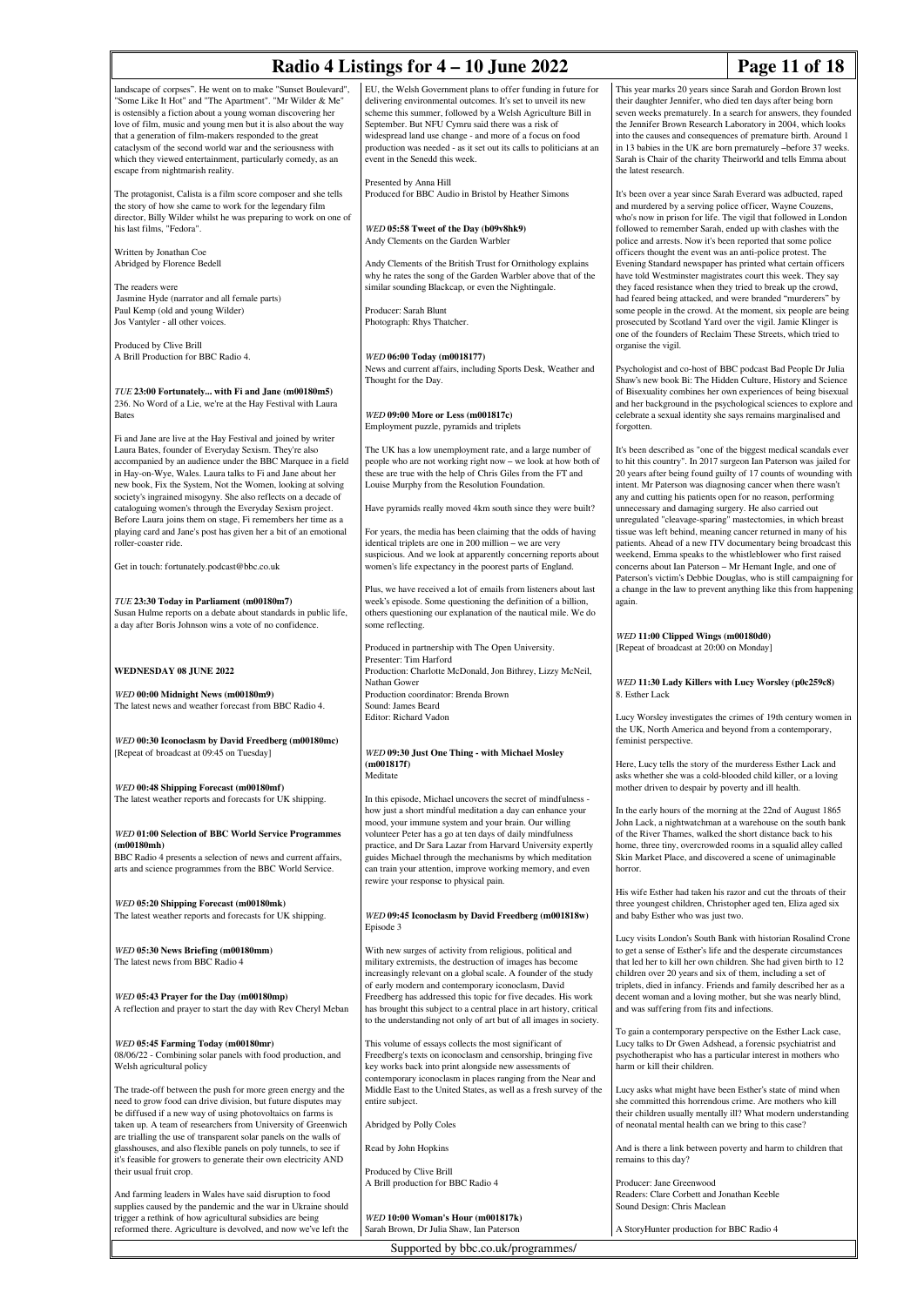landscape of corpses". He went on to make "Sunset Boulevard", "Some Like It Hot" and "The Apartment". "Mr Wilder & Me" is ostensibly a fiction about a young woman discovering her love of film, music and young men but it is also about the way that a generation of film-makers responded to the great cataclysm of the second world war and the seriousness with which they viewed entertainment, particularly comedy, as an escape from nightmarish reality.

The protagonist, Calista is a film score composer and she tells the story of how she came to work for the legendary film director, Billy Wilder whilst he was preparing to work on one of his last films, "Fedora".

Written by Jonathan Coe
Abridged by Florence Bedell

The readers were
Jasmine Hyde (narrator and all female parts)
Paul Kemp (old and young Wilder)
Jos Vantyler - all other voices.

Produced by Clive Brill
A Brill Production for BBC Radio 4.

*TUE* **23:00 Fortunately... with Fi and Jane (m00180m5)**
236. No Word of a Lie, we're at the Hay Festival with Laura Bates

Fi and Jane are live at the Hay Festival and joined by writer Laura Bates, founder of Everyday Sexism. They're also accompanied by an audience under the BBC Marquee in a field in Hay-on-Wye, Wales. Laura talks to Fi and Jane about her new book, Fix the System, Not the Women, looking at solving society's ingrained misogyny. She also reflects on a decade of cataloguing women's through the Everyday Sexism project. Before Laura joins them on stage, Fi remembers her time as a playing card and Jane's post has given her a bit of an emotional roller-coaster ride.

Get in touch: fortunately.podcast@bbc.co.uk

*TUE* **23:30 Today in Parliament (m00180m7)**
Susan Hulme reports on a debate about standards in public life, a day after Boris Johnson wins a vote of no confidence.

**WEDNESDAY 08 JUNE 2022**

*WED* **00:00 Midnight News (m00180m9)**
The latest news and weather forecast from BBC Radio 4.

*WED* **00:30 Iconoclasm by David Freedberg (m00180mc)**
[Repeat of broadcast at 09:45 on Tuesday]

*WED* **00:48 Shipping Forecast (m00180mf)**
The latest weather reports and forecasts for UK shipping.

*WED* **01:00 Selection of BBC World Service Programmes (m00180mh)**
BBC Radio 4 presents a selection of news and current affairs, arts and science programmes from the BBC World Service.

*WED* **05:20 Shipping Forecast (m00180mk)**
The latest weather reports and forecasts for UK shipping.

*WED* **05:30 News Briefing (m00180mm)**
The latest news from BBC Radio 4

*WED* **05:43 Prayer for the Day (m00180mp)**
A reflection and prayer to start the day with Rev Cheryl Meban

*WED* **05:45 Farming Today (m00180mr)**
08/06/22 - Combining solar panels with food production, and Welsh agricultural policy

The trade-off between the push for more green energy and the need to grow food can drive division, but future disputes may be diffused if a new way of using photovoltaics on farms is taken up. A team of researchers from University of Greenwich are trialling the use of transparent solar panels on the walls of glasshouses, and also flexible panels on poly tunnels, to see if it's feasible for growers to generate their own electricity AND their usual fruit crop.

And farming leaders in Wales have said disruption to food supplies caused by the pandemic and the war in Ukraine should trigger a rethink of how agricultural subsidies are being reformed there. Agriculture is devolved, and now we've left the EU, the Welsh Government plans to offer funding in future for delivering environmental outcomes. It's set to unveil its new scheme this summer, followed by a Welsh Agriculture Bill in September. But NFU Cymru said there was a risk of widespread land use change - and more of a focus on food production was needed - as it set out its calls to politicians at an event in the Senedd this week.

Presented by Anna Hill
Produced for BBC Audio in Bristol by Heather Simons

*WED* **05:58 Tweet of the Day (b09v8hk9)**
Andy Clements on the Garden Warbler

Andy Clements of the British Trust for Ornithology explains why he rates the song of the Garden Warbler above that of the similar sounding Blackcap, or even the Nightingale.

Producer: Sarah Blunt
Photograph: Rhys Thatcher.

*WED* **06:00 Today (m0018177)**
News and current affairs, including Sports Desk, Weather and Thought for the Day.

*WED* **09:00 More or Less (m001817c)**
Employment puzzle, pyramids and triplets

The UK has a low unemployment rate, and a large number of people who are not working right now – we look at how both of these are true with the help of Chris Giles from the FT and Louise Murphy from the Resolution Foundation.

Have pyramids really moved 4km south since they were built?

For years, the media has been claiming that the odds of having identical triplets are one in 200 million – we are very suspicious. And we look at apparently concerning reports about women's life expectancy in the poorest parts of England.

Plus, we have received a lot of emails from listeners about last week's episode. Some questioning the definition of a billion, others questioning our explanation of the nautical mile. We do some reflecting.

Produced in partnership with The Open University.
Presenter: Tim Harford
Production: Charlotte McDonald, Jon Bithrey, Lizzy McNeil, Nathan Gower
Production coordinator: Brenda Brown
Sound: James Beard
Editor: Richard Vadon

*WED* **09:30 Just One Thing - with Michael Mosley (m001817f)**
Meditate

In this episode, Michael uncovers the secret of mindfulness - how just a short mindful meditation a day can enhance your mood, your immune system and your brain. Our willing volunteer Peter has a go at ten days of daily mindfulness practice, and Dr Sara Lazar from Harvard University expertly guides Michael through the mechanisms by which meditation can train your attention, improve working memory, and even rewire your response to physical pain.

*WED* **09:45 Iconoclasm by David Freedberg (m001818w)**
Episode 3

With new surges of activity from religious, political and military extremists, the destruction of images has become increasingly relevant on a global scale. A founder of the study of early modern and contemporary iconoclasm, David Freedberg has addressed this topic for five decades. His work has brought this subject to a central place in art history, critical to the understanding not only of art but of all images in society.

This volume of essays collects the most significant of Freedberg's texts on iconoclasm and censorship, bringing five key works back into print alongside new assessments of contemporary iconoclasm in places ranging from the Near and Middle East to the United States, as well as a fresh survey of the entire subject.

Abridged by Polly Coles

Read by John Hopkins

Produced by Clive Brill
A Brill production for BBC Radio 4

*WED* **10:00 Woman's Hour (m001817k)**
Sarah Brown, Dr Julia Shaw, Ian Paterson

This year marks 20 years since Sarah and Gordon Brown lost their daughter Jennifer, who died ten days after being born seven weeks prematurely. In a search for answers, they founded the Jennifer Brown Research Laboratory in 2004, which looks into the causes and consequences of premature birth. Around 1 in 13 babies in the UK are born prematurely –before 37 weeks. Sarah is Chair of the charity Theirworld and tells Emma about the latest research.

It's been over a year since Sarah Everard was adbucted, raped and murdered by a serving police officer, Wayne Couzens, who's now in prison for life. The vigil that followed in London followed to remember Sarah, ended up with clashes with the police and arrests. Now it's been reported that some police officers thought the event was an anti-police protest. The Evening Standard newspaper has printed what certain officers have told Westminster magistrates court this week. They say they faced resistance when they tried to break up the crowd, had feared being attacked, and were branded "murderers" by some people in the crowd. At the moment, six people are being prosecuted by Scotland Yard over the vigil. Jamie Klinger is one of the founders of Reclaim These Streets, which tried to organise the vigil.

Psychologist and co-host of BBC podcast Bad People Dr Julia Shaw's new book Bi: The Hidden Culture, History and Science of Bisexuality combines her own experiences of being bisexual and her background in the psychological sciences to explore and celebrate a sexual identity she says remains marginalised and forgotten.

It's been described as "one of the biggest medical scandals ever to hit this country". In 2017 surgeon Ian Paterson was jailed for 20 years after being found guilty of 17 counts of wounding with intent. Mr Paterson was diagnosing cancer when there wasn't any and cutting his patients open for no reason, performing unnecessary and damaging surgery. He also carried out unregulated "cleavage-sparing" mastectomies, in which breast tissue was left behind, meaning cancer returned in many of his patients. Ahead of a new ITV documentary being broadcast this weekend, Emma speaks to the whistleblower who first raised concerns about Ian Paterson – Mr Hemant Ingle, and one of Paterson's victim's Debbie Douglas, who is still campaigning for a change in the law to prevent anything like this from happening again.

*WED* **11:00 Clipped Wings (m00180d0)**
[Repeat of broadcast at 20:00 on Monday]

*WED* **11:30 Lady Killers with Lucy Worsley (p0c259c8)**
8. Esther Lack

Lucy Worsley investigates the crimes of 19th century women in the UK, North America and beyond from a contemporary, feminist perspective.

Here, Lucy tells the story of the murderess Esther Lack and asks whether she was a cold-blooded child killer, or a loving mother driven to despair by poverty and ill health.

In the early hours of the morning at the 22nd of August 1865 John Lack, a nightwatchman at a warehouse on the south bank of the River Thames, walked the short distance back to his home, three tiny, overcrowded rooms in a squalid alley called Skin Market Place, and discovered a scene of unimaginable horror.

His wife Esther had taken his razor and cut the throats of their three youngest children, Christopher aged ten, Eliza aged six and baby Esther who was just two.

Lucy visits London's South Bank with historian Rosalind Crone to get a sense of Esther's life and the desperate circumstances that led her to kill her own children. She had given birth to 12 children over 20 years and six of them, including a set of triplets, died in infancy. Friends and family described her as a decent woman and a loving mother, but she was nearly blind, and was suffering from fits and infections.

To gain a contemporary perspective on the Esther Lack case, Lucy talks to Dr Gwen Adshead, a forensic psychiatrist and psychotherapist who has a particular interest in mothers who harm or kill their children.

Lucy asks what might have been Esther's state of mind when she committed this horrendous crime. Are mothers who kill their children usually mentally ill? What modern understanding of neonatal mental health can we bring to this case?

And is there a link between poverty and harm to children that remains to this day?

Producer: Jane Greenwood
Readers: Clare Corbett and Jonathan Keeble
Sound Design: Chris Maclean

A StoryHunter production for BBC Radio 4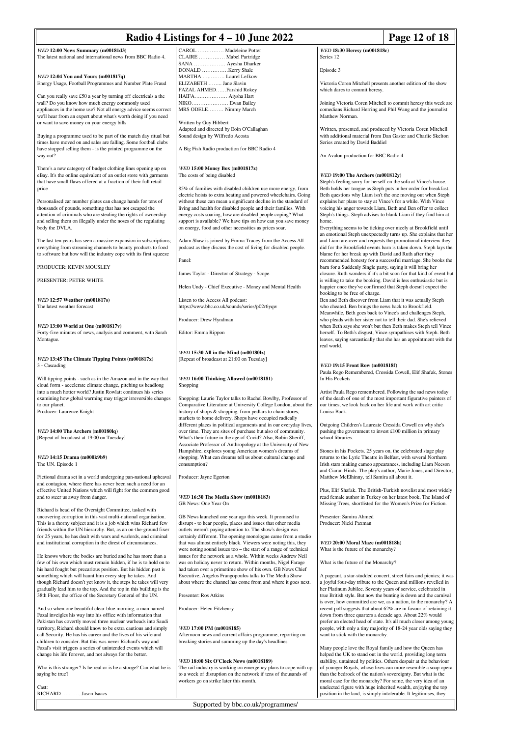### WED 12:00 News Summary (m00181d3)

The latest national and international news from BBC Radio 4.

### WED 12:04 You and Yours (m001817q)

Energy Usage, Football Programmes and Number Plate Fraud

Can you really save £50 a year by turning off electricals a the wall? Do you know how much energy commonly used appliances in the home use? Not all energy advice seems correct we'll hear from an expert about what's worth doing if you need or want to save money on your energy bills

Buying a programme used to be part of the match day ritual but times have moved on and sales are falling. Some football clubs have stopped selling them - is the printed programme on the way out?

There's a new category of budget clothing lines opening up on eBay. It's the online equivalent of an outlet store with garments that have small flaws offered at a fraction of their full retail price

Personalised car number plates can change hands for tens of thousands of pounds, something that has not escaped the attention of criminals who are stealing the rights of ownership and selling them on illegally under the noses of the regulating body the DVLA.

The last ten years has seen a massive expansion in subscriptions; everything from streaming channels to beauty products to food to software but how will the industry cope with its first squeeze

PRODUCER: KEVIN MOUSLEY

PRESENTER: PETER WHITE

### WED 12:57 Weather (m001817s)

The latest weather forecast

### WED 13:00 World at One (m001817v)

Forty-five minutes of news, analysis and comment, with Sarah Montague.

### WED 13:45 The Climate Tipping Points (m001817x)

3 - Cascading

Will tipping points - such as in the Amazon and in the way that cloud form - accelerate climate change, pitching us headlong into a much hotter world? Justin Rowlatt continues his series examining how global warming may trigger irreversible changes to our planet.
Producer: Laurence Knight

### WED 14:00 The Archers (m00180lq)

[Repeat of broadcast at 19:00 on Tuesday]

### WED 14:15 Drama (m000k9b9)

The UN. Episode 1

Fictional drama set in a world undergoing pan-national upheaval and contagion, where there has never been such a need for an effective United Nations which will fight for the common good and to steer us away from danger.

Richard is head of the Oversight Committee, tasked with uncovering corruption in this vast multi-national organisation. This is a thorny subject and it is a job which wins Richard few friends within the UN hierarchy. But, as an on-the-ground fixer for 25 years, he has dealt with wars and warlords, and criminal and institutional corruption in the direst of circumstances.

He knows where the bodies are buried and he has more than a few of his own which must remain hidden, if he is to hold on to his hard fought but precarious position. But his hidden past is something which will haunt him every step he takes. And though Richard doesn't yet know it, the steps he takes will very gradually lead him to the top. And the top in this building is the 38th Floor, the office of the Secretary General of the UN.

And so when one beautiful clear-blue morning, a man named Fazal inveigles his way into his office with information that Pakistan has covertly moved three nuclear warheads into Saudi territory, Richard should know to be extra cautious and simply call Security. He has his career and the lives of his wife and children to consider. But this was never Richard's way and Fazal's visit triggers a series of unintended events which will change his life forever, and not always for the better.

Who is this stranger? Is he real or is he a stooge? Can what he is saying be true?

Cast:
RICHARD ………..Jason Isaacs
CAROL …………… Madeleine Potter
CLAIRE …………… Mabel Partridge
SANA ……………… Ayesha Dharker
DONALD ……………Kerry Shale
MARTHA …………. Laurel Lefkow
ELIZABETH …….. Jane Slavin
FAZAL AHMED……Farshid Rokey
HAIFA……………… Aiysha Hart
NIKO………………… Ewan Bailey
MRS ODELE……… Nimmy March

Written by Guy Hibbert
Adapted and directed by Eoin O'Callaghan
Sound design by Wilfredo Acosta

A Big Fish Radio production for BBC Radio 4

### WED 15:00 Money Box (m001817z)

The costs of being disabled

85% of families with disabled children use more energy, from electric hoists to extra heating and powered wheelchairs. Going without these can mean a significant decline in the standard of living and health for disabled people and their families. With energy costs soaring, how are disabled people coping? What support is available? We have tips on how can you save money on energy, food and other necessities as prices soar.

Adam Shaw is joined by Emma Tracey from the Access All podcast as they discuss the cost of living for disabled people.

Panel:

James Taylor - Director of Strategy - Scope

Helen Undy - Chief Executive - Money and Mental Health

Listen to the Access All podcast:
https://www.bbc.co.uk/sounds/series/p02r6yqw

Producer: Drew Hyndman

Editor: Emma Rippon

### WED 15:30 All in the Mind (m00180lz)

[Repeat of broadcast at 21:00 on Tuesday]

### WED 16:00 Thinking Allowed (m0018181)

Shopping

Shopping: Laurie Taylor talks to Rachel Bowlby, Professor of Comparative Literature at University College London, about the history of shops & shopping, from pedlars to chain stores, markets to home delivery. Shops have occupied radically different places in political arguments and in our everyday lives, over time. They are sites of purchase but also of community. What's their future in the age of Covid? Also, Robin Sheriff, Associate Professor of Anthropology at the University of New Hampshire, explores young American women's dreams of shopping. What can dreams tell us about cultural change and consumption?

Producer: Jayne Egerton

### WED 16:30 The Media Show (m0018183)

GB News: One Year On

GB News launched one year ago this week. It promised to disrupt - to hear people, places and issues that other media outlets weren't paying attention to. The show's design was certainly different. The opening monologue came from a studio that was almost entirely black. Viewers were noting this, they were noting sound issues too – the start of a range of technical issues for the network as a whole. Within weeks Andrew Neil was on holiday never to return. Within months, Nigel Farage had taken over a primetime show of his own. GB News Chief Executive, Angelos Frangopoulos talks to The Media Show about where the channel has come from and where it goes next.

Presenter: Ros Atkins

Producer: Helen Fitzhenry

### WED 17:00 PM (m0018185)

Afternoon news and current affairs programme, reporting on breaking stories and summing up the day's headlines

### WED 18:00 Six O'Clock News (m0018189)

The rail industry is working on emergency plans to cope with up to a week of disruption on the network if tens of thousands of workers go on strike later this month.

### WED 18:30 Heresy (m001818c)

Series 12

Episode 3

Victoria Coren Mitchell presents another edition of the show which dares to commit heresy.

Joining Victoria Coren Mitchell to commit heresy this week are comedians Richard Herring and Phil Wang and the journalist Matthew Norman.

Written, presented, and produced by Victoria Coren Mitchell with additional material from Dan Gaster and Charlie Skelton
Series created by David Baddiel

An Avalon production for BBC Radio 4

### WED 19:00 The Archers (m001812y)

Steph's feeling sorry for herself on the sofa at Vince's house. Beth holds her tongue as Steph puts in her order for breakfast. Beth questions why Liam isn't the one moving out when Steph explains her plans to stay at Vince's for a while. With Vince voicing his anger towards Liam, Beth and Ben offer to collect Steph's things. Steph advises to blank Liam if they find him at home.
Everything seems to be ticking over nicely at Brookfield until an emotional Steph unexpectedly turns up. She explains that her and Liam are over and requests the promotional interview they did for the Brookfield events barn is taken down. Steph lays the blame for her break up with David and Ruth after they recommended honesty for a successful marriage. She books the barn for a Suddenly Single party, saying it will bring her closure. Ruth wonders if it's a bit soon for that kind of event but is willing to take the booking. David is less enthusiastic but is happier once they've confirmed that Steph doesn't expect the booking to be free of charge.
Ben and Beth discover from Liam that it was actually Steph who cheated. Ben brings the news back to Brookfield. Meanwhile, Beth goes back to Vince's and challenges Steph, who pleads with her sister not to tell their dad. She's relieved when Beth says she won't but then Beth makes Steph tell Vince herself. To Beth's disgust, Vince sympathises with Steph. Beth leaves, saying sarcastically that she has an appointment with the real world.

### WED 19:15 Front Row (m001818f)

Paula Rego Remembered, Cressida Cowell, Elif Shafak, Stones In His Pockets

Artist Paula Rego remembered. Following the sad news today of the death of one of the most important figurative painters of our times, we look back on her life and work with art critic Louisa Buck.

Outgoing Children's Laureate Cressida Cowell on why she's pushing the government to invest £100 million in primary school libraries.

Stones in his Pockets. 25 years on, the celebrated stage play returns to the Lyric Theatre in Belfast, with several Northern Irish stars making cameo appearances, including Liam Neeson and Ciaran Hinds. The play's author, Marie Jones, and Director, Matthew McElhinny, tell Samira all about it.

Plus, Elif Shafak. The British-Turkish novelist and most widely read female author in Turkey on her latest book, The Island of Missing Trees, shortlisted for the Women's Prize for Fiction.

Presenter: Samira Ahmed
Producer: Nicki Paxman

### WED 20:00 Moral Maze (m001818h)

What is the future of the monarchy?

What is the future of the Monarchy?

A pageant, a star-studded concert, street fairs and picnics; it was a joyful four-day tribute to the Queen and millions revelled in her Platinum Jubilee. Seventy years of service, celebrated in true British style. But now the bunting is down and the carnival is over, how committed are we, as a nation, to the monarchy? A recent poll suggests that about 62% are in favour of retaining it, down from three quarters a decade ago. About 22% would prefer an elected head of state. It's all much closer among young people, with only a tiny majority of 18-24 year olds saying they want to stick with the monarchy.

Many people love the Royal family and how the Queen has helped the UK to stand out in the world, providing long term stability, untainted by politics. Others despair at the behaviour of younger Royals, whose lives can more resemble a soap opera than the bedrock of the nation's sovereignty. But what is the moral case for the monarchy? For some, the very idea of an unelected figure with huge inherited wealth, enjoying the top position in the land, is simply intolerable. It legitimises, they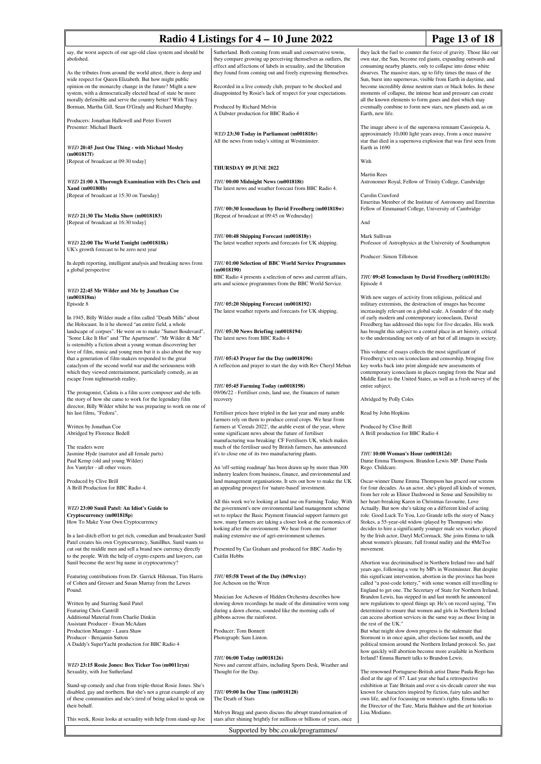say, the worst aspects of our age-old class system and should be abolished.

As the tributes from around the world attest, there is deep and wide respect for Queen Elizabeth. But how might public opinion on the monarchy change in the future? Might a new system, with a democratically elected head of state be more morally defensible and serve the country better? With Tracy Borman, Martha Gill, Sean O'Grady and Richard Murphy.

Producers: Jonathan Hallewell and Peter Everett
Presenter: Michael Buerk

*WED* **20:45 Just One Thing - with Michael Mosley (m001817f)**
[Repeat of broadcast at 09:30 today]

*WED* **21:00 A Thorough Examination with Drs Chris and Xand (m00180lb)**
[Repeat of broadcast at 15:30 on Tuesday]

*WED* **21:30 The Media Show (m0018183)**
[Repeat of broadcast at 16:30 today]

*WED* **22:00 The World Tonight (m001818k)**
UK's growth forecast to be zero next year

In depth reporting, intelligent analysis and breaking news from a global perspective

*WED* **22:45 Mr Wilder and Me by Jonathan Coe (m001818m)**
Episode 8

In 1945, Billy Wilder made a film called "Death Mills" about the Holocaust. In it he showed "an entire field, a whole landscape of corpses". He went on to make "Sunset Boulevard", "Some Like It Hot" and "The Apartment". "Mr Wilder & Me" is ostensibly a fiction about a young woman discovering her love of film, music and young men but it is also about the way that a generation of film-makers responded to the great cataclysm of the second world war and the seriousness with which they viewed entertainment, particularly comedy, as an escape from nightmarish reality.

The protagonist, Calista is a film score composer and she tells the story of how she came to work for the legendary film director, Billy Wilder whilst he was preparing to work on one of his last films, "Fedora".

Written by Jonathan Coe
Abridged by Florence Bedell

The readers were
Jasmine Hyde (narrator and all female parts)
Paul Kemp (old and young Wilder)
Jos Vantyler - all other voices.

Produced by Clive Brill
A Brill Production for BBC Radio 4.

*WED* **23:00 Sunil Patel: An Idiot's Guide to Cryptocurrency (m001818p)**
How To Make Your Own Cryptocurrency

In a last-ditch effort to get rich, comedian and broadcaster Sunil Patel creates his own Cryptocurrency, SunilBux. Sunil wants to cut out the middle men and sell a brand new currency directly to the people. With the help of crypto experts and lawyers, can Sunil become the next big name in cryptocurrency?

Featuring contributions from Dr. Garrick Hileman, Tim Harris of Cohen and Gresser and Susan Murray from the Lewes Pound.

Written by and Starring Sunil Patel
Featuring Chris Cantrill
Additional Material from Charlie Dinkin
Assistant Producer - Ewan McAdam
Production Manager - Laura Shaw
Producer - Benjamin Sutton
A Daddy's SuperYacht production for BBC Radio 4

*WED* **23:15 Rosie Jones: Box Ticker Too (m0011ryn)**
Sexuality, with Joe Sutherland

Stand-up comedy and chat from triple-threat Rosie Jones. She's disabled, gay and northern. But she's not a great example of any of these communities and she's tired of being asked to speak on their behalf.

This week, Rosie looks at sexuality with help from stand-up Joe Sutherland. Both coming from small and conservative towns, they compare growing up perceiving themselves as outliers, the effect and affections of labels in sexuality, and the liberation they found from coming out and freely expressing themselves.

Recorded in a live comedy club, prepare to be shocked and disappointed by Rosie's lack of respect for your expectations.

Produced by Richard Melvin
A Dabster production for BBC Radio 4

*WED* **23:30 Today in Parliament (m001818r)**
All the news from today's sitting at Westminster.

## THURSDAY 09 JUNE 2022

*THU* **00:00 Midnight News (m001818t)**
The latest news and weather forecast from BBC Radio 4.

*THU* **00:30 Iconoclasm by David Freedberg (m001818w)**
[Repeat of broadcast at 09:45 on Wednesday]

*THU* **00:48 Shipping Forecast (m001818y)**
The latest weather reports and forecasts for UK shipping.

*THU* **01:00 Selection of BBC World Service Programmes (m0018190)**
BBC Radio 4 presents a selection of news and current affairs, arts and science programmes from the BBC World Service.

*THU* **05:20 Shipping Forecast (m0018192)**
The latest weather reports and forecasts for UK shipping.

*THU* **05:30 News Briefing (m0018194)**
The latest news from BBC Radio 4

*THU* **05:43 Prayer for the Day (m0018196)**
A reflection and prayer to start the day with Rev Cheryl Meban

*THU* **05:45 Farming Today (m0018198)**
09/06/22 - Fertiliser costs, land use, the finances of nature recovery

Fertiliser prices have tripled in the last year and many arable farmers rely on them to produce cereal crops. We hear from farmers at 'Cereals 2022', the arable event of the year, where some significant news about the future of fertiliser manufacturing was breaking: CF Fertilisers UK, which makes much of the fertiliser used by British farmers, has announced it's to close one of its two manufacturing plants.

An 'off-setting roadmap' has been drawn up by more than 300 industry leaders from business, finance, and environmental and land management organisations. It sets out how to make the UK an appealing prospect for 'nature-based' investment.

All this week we're looking at land use on Farming Today. With the government's new environmental land management scheme set to replace the Basic Payment financial support farmers get now, many farmers are taking a closer look at the economics of looking after the environment. We hear from one farmer making extensive use of agri-environment schemes.

Presented by Caz Graham and produced for BBC Audio by Caitlin Hobbs

*THU* **05:58 Tweet of the Day (b09rx1zy)**
Joe Acheson on the Wren

Musician Joe Acheson of Hidden Orchestra describes how slowing down recordings he made of the diminutive wren song during a dawn chorus, sounded like the morning calls of gibbons across the rainforest.

Producer: Tom Bonnett
Photograph: Sam Linton.

*THU* **06:00 Today (m0018126)**
News and current affairs, including Sports Desk, Weather and Thought for the Day.

*THU* **09:00 In Our Time (m0018128)**
The Death of Stars

Melvyn Bragg and guests discuss the abrupt transformation of stars after shining brightly for millions or billions of years, once they lack the fuel to counter the force of gravity. Those like our own star, the Sun, become red giants, expanding outwards and consuming nearby planets, only to collapse into dense white dwarves. The massive stars, up to fifty times the mass of the Sun, burst into supernovas, visible from Earth in daytime, and become incredibly dense neutron stars or black holes. In these moments of collapse, the intense heat and pressure can create all the known elements to form gases and dust which may eventually combine to form new stars, new planets and, as on Earth, new life.

The image above is of the supernova remnant Cassiopeia A, approximately 10,000 light years away, from a once massive star that died in a supernova explosion that was first seen from Earth in 1690

With

Martin Rees
Astronomer Royal, Fellow of Trinity College, Cambridge

Carolin Crawford
Emeritus Member of the Institute of Astronomy and Emeritus Fellow of Emmanuel College, University of Cambridge

And

Mark Sullivan
Professor of Astrophysics at the University of Southampton

Producer: Simon Tillotson

*THU* **09:45 Iconoclasm by David Freedberg (m001812b)**
Episode 4

With new surges of activity from religious, political and military extremists, the destruction of images has become increasingly relevant on a global scale. A founder of the study of early modern and contemporary iconoclasm, David Freedberg has addressed this topic for five decades. His work has brought this subject to a central place in art history, critical to the understanding not only of art but of all images in society.

This volume of essays collects the most significant of Freedberg's texts on iconoclasm and censorship, bringing five key works back into print alongside new assessments of contemporary iconoclasm in places ranging from the Near and Middle East to the United States, as well as a fresh survey of the entire subject.

Abridged by Polly Coles

Read by John Hopkins

Produced by Clive Brill
A Brill production for BBC Radio 4

*THU* **10:00 Woman's Hour (m001812d)**
Dame Emma Thompson. Brandon Lewis MP. Dame Paula Rego. Childcare.

Oscar-winner Dame Emma Thompson has graced our screens for four decades. As an actor, she's played all kinds of women, from her role as Elinor Dashwood in Sense and Sensibility to her heart-breaking Karen in Christmas favourite, Love Actually. But now she's taking on a different kind of acting role. Good Luck To You, Leo Grande tells the story of Nancy Stokes, a 55-year-old widow (played by Thompson) who decides to hire a significantly younger male sex worker, played by the Irish actor, Daryl McCormack. She joins Emma to talk about women's pleasure, full frontal nudity and the #MeToo movement.

Abortion was decriminalised in Northern Ireland two and half years ago, following a vote by MPs in Westminster. But despite this significant intervention, abortion in the province has been called "a post-code lottery," with some women still travelling to England to get one. The Secretary of State for Northern Ireland, Brandon Lewis, has stepped in and last month he announced new regulations to speed things up. He's on record saying, "I'm determined to ensure that women and girls in Northern Ireland can access abortion services in the same way as those living in the rest of the UK."
But what might slow down progress is the stalemate that Stormont is in once again, after elections last month, and the political tension around the Northern Ireland protocol. So, just how quickly will abortion become more available in Northern Ireland? Emma Barnett talks to Brandon Lewis.

The renowned Portuguese-British artist Dame Paula Rego has died at the age of 87. Last year she had a retrospective exhibition at Tate Britain and over a six-decade career she was known for characters inspired by fiction, fairy tales and her own life, and for focussing on women's rights. Emma talks to the Director of the Tate, Maria Balshaw and the art historian Lisa Modiano.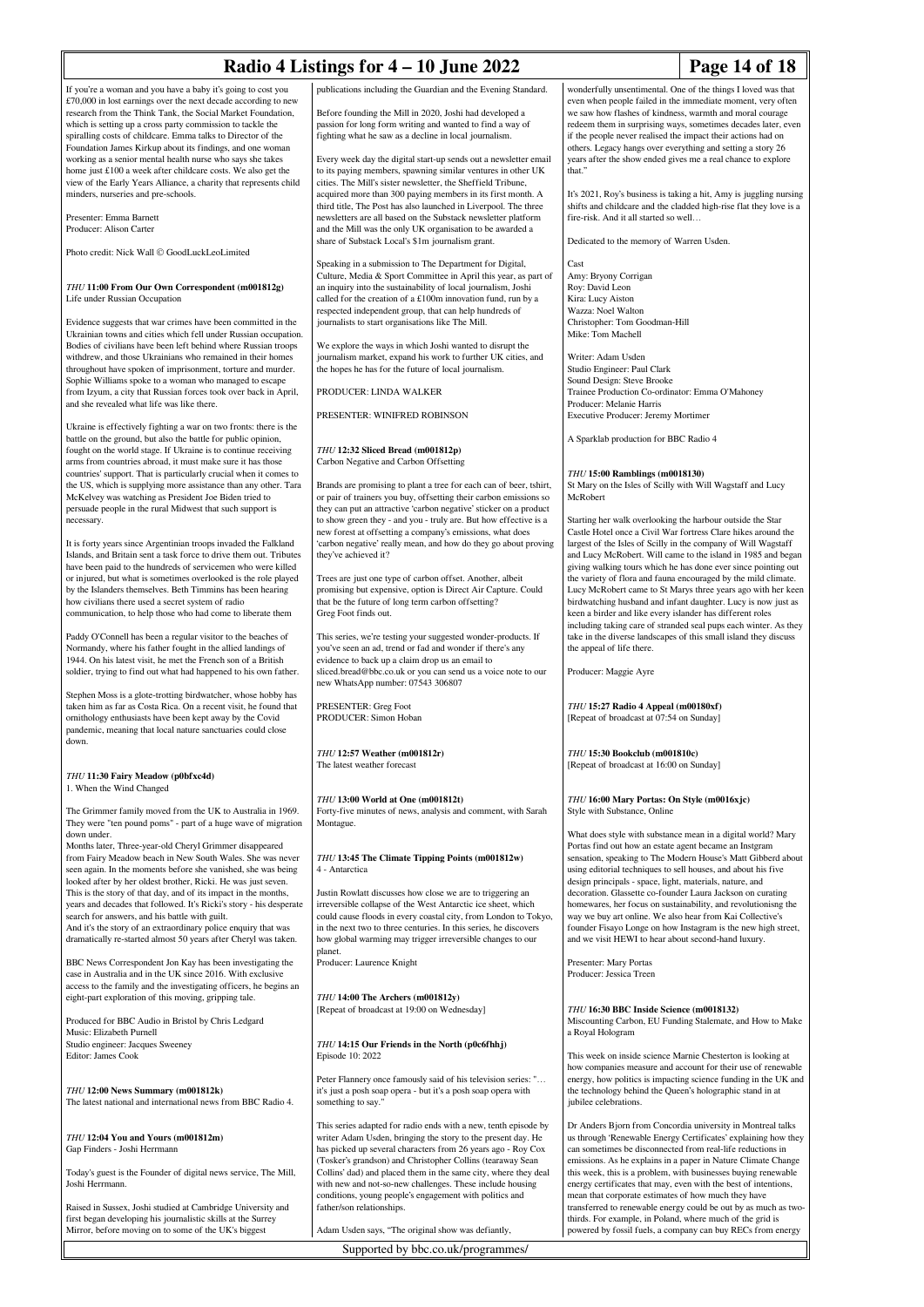If you're a woman and you have a baby it's going to cost you £70,000 in lost earnings over the next decade according to new research from the Think Tank, the Social Market Foundation, which is setting up a cross party commission to tackle the spiralling costs of childcare. Emma talks to Director of the Foundation James Kirkup about its findings, and one woman working as a senior mental health nurse who says she takes home just £100 a week after childcare costs. We also get the view of the Early Years Alliance, a charity that represents child minders, nurseries and pre-schools.

Presenter: Emma Barnett
Producer: Alison Carter

Photo credit: Nick Wall © GoodLuckLeoLimited

*THU* **11:00 From Our Own Correspondent (m001812g)**
Life under Russian Occupation

Evidence suggests that war crimes have been committed in the Ukrainian towns and cities which fell under Russian occupation. Bodies of civilians have been left behind where Russian troops withdrew, and those Ukrainians who remained in their homes throughout have spoken of imprisonment, torture and murder. Sophie Williams spoke to a woman who managed to escape from Izyum, a city that Russian forces took over back in April, and she revealed what life was like there.

Ukraine is effectively fighting a war on two fronts: there is the battle on the ground, but also the battle for public opinion, fought on the world stage. If Ukraine is to continue receiving arms from countries abroad, it must make sure it has those countries' support. That is particularly crucial when it comes to the US, which is supplying more assistance than any other. Tara McKelvey was watching as President Joe Biden tried to persuade people in the rural Midwest that such support is necessary.

It is forty years since Argentinian troops invaded the Falkland Islands, and Britain sent a task force to drive them out. Tributes have been paid to the hundreds of servicemen who were killed or injured, but what is sometimes overlooked is the role played by the Islanders themselves. Beth Timmins has been hearing how civilians there used a secret system of radio communication, to help those who had come to liberate them

Paddy O'Connell has been a regular visitor to the beaches of Normandy, where his father fought in the allied landings of 1944. On his latest visit, he met the French son of a British soldier, trying to find out what had happened to his own father.

Stephen Moss is a globe-trotting birdwatcher, whose hobby has taken him as far as Costa Rica. On a recent visit, he found that ornithology enthusiasts have been kept away by the Covid pandemic, meaning that local nature sanctuaries could close down.

*THU* **11:30 Fairy Meadow (p0bfxc4d)**
1. When the Wind Changed

The Grimmer family moved from the UK to Australia in 1969. They were "ten pound poms" - part of a huge wave of migration down under.
Months later, Three-year-old Cheryl Grimmer disappeared from Fairy Meadow beach in New South Wales. She was never seen again. In the moments before she vanished, she was being looked after by her oldest brother, Ricki. He was just seven.
This is the story of that day, and of its impact in the months, years and decades that followed. It's Ricki's story - his desperate search for answers, and his battle with guilt.
And it's the story of an extraordinary police enquiry that was dramatically re-started almost 50 years after Cheryl was taken.

BBC News Correspondent Jon Kay has been investigating the case in Australia and in the UK since 2016. With exclusive access to the family and the investigating officers, he begins an eight-part exploration of this moving, gripping tale.

Produced for BBC Audio in Bristol by Chris Ledgard
Music: Elizabeth Purnell
Studio engineer: Jacques Sweeney
Editor: James Cook

*THU* **12:00 News Summary (m001812k)**
The latest national and international news from BBC Radio 4.

*THU* **12:04 You and Yours (m001812m)**
Gap Finders - Joshi Herrmann

Today's guest is the Founder of digital news service, The Mill, Joshi Herrmann.

Raised in Sussex, Joshi studied at Cambridge University and first began developing his journalistic skills at the Surrey Mirror, before moving on to some of the UK's biggest publications including the Guardian and the Evening Standard.

Before founding the Mill in 2020, Joshi had developed a passion for long form writing and wanted to find a way of fighting what he saw as a decline in local journalism.

Every week day the digital start-up sends out a newsletter email to its paying members, spawning similar ventures in other UK cities. The Mill's sister newsletter, the Sheffield Tribune, acquired more than 300 paying members in its first month. A third title, The Post has also launched in Liverpool. The three newsletters are all based on the Substack newsletter platform and the Mill was the only UK organisation to be awarded a share of Substack Local's $1m journalism grant.

Speaking in a submission to The Department for Digital, Culture, Media & Sport Committee in April this year, as part of an inquiry into the sustainability of local journalism, Joshi called for the creation of a £100m innovation fund, run by a respected independent group, that can help hundreds of journalists to start organisations like The Mill.

We explore the ways in which Joshi wanted to disrupt the journalism market, expand his work to further UK cities, and the hopes he has for the future of local journalism.

PRODUCER: LINDA WALKER

PRESENTER: WINIFRED ROBINSON

*THU* **12:32 Sliced Bread (m001812p)**
Carbon Negative and Carbon Offsetting

Brands are promising to plant a tree for each can of beer, tshirt, or pair of trainers you buy, offsetting their carbon emissions so they can put an attractive 'carbon negative' sticker on a product to show green they - and you - truly are. But how effective is a new forest at offsetting a company's emissions, what does 'carbon negative' really mean, and how do they go about proving they've achieved it?

Trees are just one type of carbon offset. Another, albeit promising but expensive, option is Direct Air Capture. Could that be the future of long term carbon offsetting?
Greg Foot finds out.

This series, we're testing your suggested wonder-products. If you've seen an ad, trend or fad and wonder if there's any evidence to back up a claim drop us an email to sliced.bread@bbc.co.uk or you can send us a voice note to our new WhatsApp number: 07543 306807

PRESENTER: Greg Foot
PRODUCER: Simon Hoban

*THU* **12:57 Weather (m001812r)**
The latest weather forecast

*THU* **13:00 World at One (m001812t)**
Forty-five minutes of news, analysis and comment, with Sarah Montague.

*THU* **13:45 The Climate Tipping Points (m001812w)**
4 - Antarctica

Justin Rowlatt discusses how close we are to triggering an irreversible collapse of the West Antarctic ice sheet, which could cause floods in every coastal city, from London to Tokyo, in the next two to three centuries. In this series, he discovers how global warming may trigger irreversible changes to our planet.
Producer: Laurence Knight

*THU* **14:00 The Archers (m001812y)**
[Repeat of broadcast at 19:00 on Wednesday]

*THU* **14:15 Our Friends in the North (p0c6fhhj)**
Episode 10: 2022

Peter Flannery once famously said of his television series: "… it's just a posh soap opera - but it's a posh soap opera with something to say."

This series adapted for radio ends with a new, tenth episode by writer Adam Usden, bringing the story to the present day. He has picked up several characters from 26 years ago - Roy Cox (Tosker's grandson) and Christopher Collins (tearaway Sean Collins' dad) and placed them in the same city, where they deal with new and not-so-new challenges. These include housing conditions, young people's engagement with politics and father/son relationships.

Adam Usden says, "The original show was defiantly, wonderfully unsentimental. One of the things I loved was that even when people failed in the immediate moment, very often we saw how flashes of kindness, warmth and moral courage redeem them in surprising ways, sometimes decades later, even if the people never realised the impact their actions had on others. Legacy hangs over everything and setting a story 26 years after the show ended gives me a real chance to explore that."

It's 2021, Roy's business is taking a hit, Amy is juggling nursing shifts and childcare and the cladded high-rise flat they love is a fire-risk. And it all started so well…

Dedicated to the memory of Warren Usden.

Cast
Amy: Bryony Corrigan
Roy: David Leon
Kira: Lucy Aiston
Wazza: Noel Walton
Christopher: Tom Goodman-Hill
Mike: Tom Machell

Writer: Adam Usden
Studio Engineer: Paul Clark
Sound Design: Steve Brooke
Trainee Production Co-ordinator: Emma O'Mahoney
Producer: Melanie Harris
Executive Producer: Jeremy Mortimer

A Sparklab production for BBC Radio 4

*THU* **15:00 Ramblings (m0018130)**
St Mary on the Isles of Scilly with Will Wagstaff and Lucy McRobert

Starting her walk overlooking the harbour outside the Star Castle Hotel once a Civil War fortress Clare hikes around the largest of the Isles of Scilly in the company of Will Wagstaff and Lucy McRobert. Will came to the island in 1985 and began giving walking tours which he has done ever since pointing out the variety of flora and fauna encouraged by the mild climate. Lucy McRobert came to St Marys three years ago with her keen birdwatching husband and infant daughter. Lucy is now just as keen a birder and like every islander has different roles including taking care of stranded seal pups each winter. As they take in the diverse landscapes of this small island they discuss the appeal of life there.

Producer: Maggie Ayre

*THU* **15:27 Radio 4 Appeal (m00180xf)**
[Repeat of broadcast at 07:54 on Sunday]

*THU* **15:30 Bookclub (m001810c)**
[Repeat of broadcast at 16:00 on Sunday]

*THU* **16:00 Mary Portas: On Style (m0016xjc)**
Style with Substance, Online

What does style with substance mean in a digital world? Mary Portas find out how an estate agent became an Instgram sensation, speaking to The Modern House's Matt Gibberd about using editorial techniques to sell houses, and about his five design principals - space, light, materials, nature, and decoration. Glassette co-founder Laura Jackson on curating homewares, her focus on sustainability, and revolutionisng the way we buy art online. We also hear from Kai Collective's founder Fisayo Longe on how Instagram is the new high street, and we visit HEWI to hear about second-hand luxury.

Presenter: Mary Portas
Producer: Jessica Treen

*THU* **16:30 BBC Inside Science (m0018132)**
Miscounting Carbon, EU Funding Stalemate, and How to Make a Royal Hologram

This week on inside science Marnie Chesterton is looking at how companies measure and account for their use of renewable energy, how politics is impacting science funding in the UK and the technology behind the Queen's holographic stand in at jubilee celebrations.

Dr Anders Bjorn from Concordia university in Montreal talks us through 'Renewable Energy Certificates' explaining how they can sometimes be disconnected from real-life reductions in emissions. As he explains in a paper in Nature Climate Change this week, this is a problem, with businesses buying renewable energy certificates that may, even with the best of intentions, mean that corporate estimates of how much they have transferred to renewable energy could be out by as much as two-thirds. For example, in Poland, where much of the grid is powered by fossil fuels, a company can buy RECs from energy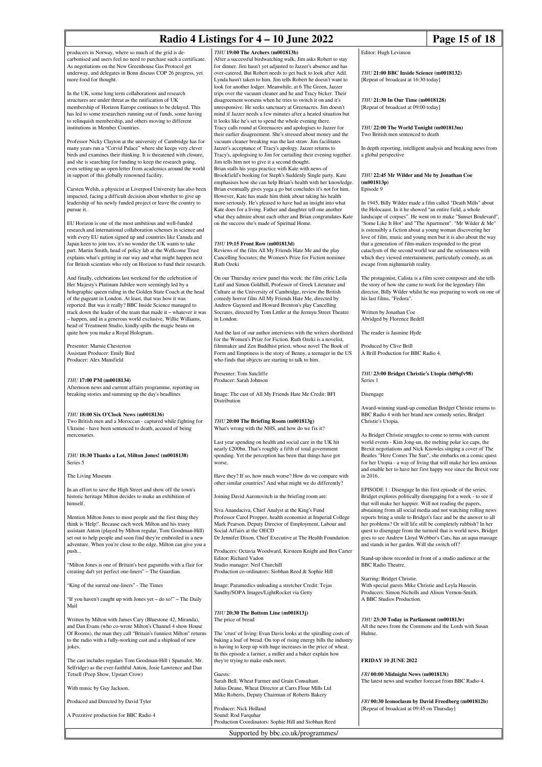producers in Norway, where so much of the grid is de-carbonised and users feel no need to purchase such a certificate. As negotiations on the New Greenhouse Gas Protocol get underway, and delegates in Bonn discuss COP 26 progress, yet more food for thought.

In the UK, some long term collaborations and research structures are under threat as the ratification of UK membership of Horizon Europe continues to be delayed. This has led to some researchers running out of funds, some having to relinquish membership, and others moving to different institutions in Member Countries.

Professor Nicky Clayton at the university of Cambridge has for many years run a "Corvid Palace" where she keeps very clever birds and examines their thinking. It is threatened with closure, and she is searching for funding to keep the research going, even setting up an open letter from academics around the world in support of this globally renowned facility.

Carsten Welsh, a physicist at Liverpool University has also been impacted, facing a difficult decision about whether to give up leadership of his newly funded project or leave the country to pursue it.

EU Horizon is one of the most ambitious and well-funded research and international collaboration schemes in science and with every EU nation signed up and countries like Canada and Japan keen to join too, it's no wonder the UK wants to take part. Martin Smith, head of policy lab at the Wellcome Trust explains what's getting in our way and what might happen next for British scientists who rely on Horizon to fund their research.

And finally, celebrations last weekend for the celebration of Her Majesty's Platinum Jubilee were seemingly led by a holographic queen riding in the Golden State Coach at the head of the pageant in London. At least, that was how it was reported. But was it really? BBC Inside Science managed to track down the leader of the team that made it – whatever it was – happen, and in a generous world exclusive, Willie Williams, head of Treatment Studio, kindly spills the magic beans on quite how you make a Royal Hologram.

Presenter: Marnie Chesterton
Assistant Producer: Emily Bird
Producer: Alex Mansfield

### *THU* 17:00 PM (m0018134)

Afternoon news and current affairs programme, reporting on breaking stories and summing up the day's headlines

### *THU* 18:00 Six O'Clock News (m0018136)

Two British men and a Moroccan - captured while fighting for Ukraine - have been sentenced to death, accused of being mercenaries.

### *THU* 18:30 Thanks a Lot, Milton Jones! (m0018138)

Series 5

The Living Museum

In an effort to save the High Street and show off the town's historic heritage Milton decides to make an exhibition of himself.

Mention Milton Jones to most people and the first thing they think is 'Help!'. Because each week Milton and his trusty assistant Anton (played by Milton regular, Tom Goodman-Hill) set out to help people and soon find they're embroiled in a new adventure. When you're close to the edge, Milton can give you a push...

"Milton Jones is one of Britain's best gagsmiths with a flair for creating daft yet perfect one-liners" – The Guardian.

"King of the surreal one-liners" - The Times

"If you haven't caught up with Jones yet – do so!" – The Daily Mail

Written by Milton with James Cary (Bluestone 42, Miranda), and Dan Evans (who co-wrote Milton's Channel 4 show House Of Rooms), the man they call "Britain's funniest Milton" returns to the radio with a fully-working cast and a shipload of new jokes.

The cast includes regulars Tom Goodman-Hill ( Spamalot, Mr. Selfridge) as the ever-faithful Anton, Josie Lawrence and Dan Tetsell (Peep Show, Upstart Crow)

With music by Guy Jackson.

Produced and Directed by David Tyler

A Pozzitive production for BBC Radio 4

### *THU* 19:00 The Archers (m001813b)

After a successful birdwatching walk, Jim asks Robert to stay for dinner. Jim hasn't yet adjusted to Jazzer's absence and has over-catered. But Robert needs to get back to look after Adil. Lynda hasn't taken to him. Jim tells Robert he doesn't want to look for another lodger. Meanwhile, at 6 The Green, Jazzer trips over the vacuum cleaner and he and Tracy bicker. Their disagreement worsens when he tries to switch it on and it's unresponsive. He seeks sanctuary at Greenacres. Jim doesn't mind if Jazzer needs a few minutes after a heated situation but it looks like he's set to spend the whole evening there.
Tracy calls round at Greenacres and apologises to Jazzer for their earlier disagreement. She's stressed about money and the vacuum cleaner breaking was the last straw. Jim facilitates Jazzer's acceptance of Tracy's apology. Jazzer returns to Tracy's, apologising to Jim for curtailing their evening together. Jim tells him not to give it a second thought.
Brian stalls his yoga practice with Kate with news of Brookfield's booking for Steph's Suddenly Single party. Kate emphasises how she can help Brian's health with her knowledge. Brian eventually gives yoga a go but concludes it's not for him. However, Kate has made him think about taking his health more seriously. He's pleased to have had an insight into what Kate does for a living. Father and daughter tell one another what they admire about each other and Brian congratulates Kate on the success she's made of Spiritual Home.

### *THU* 19:15 Front Row (m001813d)

Reviews of the film All My Friends Hate Me and the play Cancelling Socrates; the Women's Prize for Fiction nominee Ruth Ozeki

On our Thursday review panel this week: the film critic Leila Latif and Simon Goldhill, Professor of Greek Literature and Culture at the University of Cambridge, review the British comedy horror film All My Friends Hate Me, directed by Andrew Gaynord and Howard Brenton's play Cancelling Socrates, directed by Tom Littler at the Jermyn Street Theatre in London.

And the last of our author interviews with the writers shortlisted for the Women's Prize for Fiction. Ruth Ozeki is a novelist, filmmaker and Zen Buddhist priest, whose novel The Book of Form and Emptiness is the story of Benny, a teenager in the US who finds that objects are starting to talk to him.

Presenter: Tom Sutcliffe
Producer: Sarah Johnson

Image: The cast of All My Friends Hate Me Credit: BFI Distribution

### *THU* 20:00 The Briefing Room (m001813g)

What's wrong with the NHS, and how do we fix it?

Last year spending on health and social care in the UK hit nearly £200bn. That's roughly a fifth of total government spending. Yet the perception has been that things have got worse.

Have they? If so, how much worse? How do we compare with other similar countries? And what might we do differently?

Joining David Aaronovitch in the briefing room are:

Siva Anandaciva, Chief Analyst at the King's Fund
Professor Carol Propper, health economist at Imperial College
Mark Pearson, Deputy Director of Employment, Labour and Social Affairs at the OECD
Dr Jennifer Dixon, Chief Executive at The Health Foundation

Producers: Octavia Woodward, Kirsteen Knight and Ben Carter
Editor: Richard Vadon
Studio manager: Neil Churchill
Production co-ordinators: Siobhan Reed & Sophie Hill

Image: Paramedics unloading a stretcher Credit: Tejas Sandhy/SOPA Images/LightRocket via Getty

### *THU* 20:30 The Bottom Line (m001813j)

The price of bread

The 'crust' of living: Evan Davis looks at the spiralling costs of baking a loaf of bread. On top of rising energy bills the industry is having to keep up with huge increases in the price of wheat. In this episode a farmer, a miller and a baker explain how they're trying to make ends meet.

Guests:
Sarah Bell, Wheat Farmer and Grain Consultant.
Julius Deane, Wheat Director at Carrs Flour Mills Ltd
Mike Roberts, Deputy Chairman of Roberts Bakery

Producer: Nick Holland
Sound: Rod Farquhar
Production Coordinators: Sophie Hill and Siobhan Reed

Editor: Hugh Levinson

### *THU* 21:00 BBC Inside Science (m0018132)

[Repeat of broadcast at 16:30 today]

### *THU* 21:30 In Our Time (m0018128)

[Repeat of broadcast at 09:00 today]

### *THU* 22:00 The World Tonight (m001813m)

Two British men sentenced to death

In depth reporting, intelligent analysis and breaking news from a global perspective

### *THU* 22:45 Mr Wilder and Me by Jonathan Coe (m001813p)

Episode 9

In 1945, Billy Wilder made a film called "Death Mills" about the Holocaust. In it he showed "an entire field, a whole landscape of corpses". He went on to make "Sunset Boulevard", "Some Like It Hot" and "The Apartment". "Mr Wilder & Me" is ostensibly a fiction about a young woman discovering her love of film, music and young men but it is also about the way that a generation of film-makers responded to the great cataclysm of the second world war and the seriousness with which they viewed entertainment, particularly comedy, as an escape from nightmarish reality.

The protagonist, Calista is a film score composer and she tells the story of how she came to work for the legendary film director, Billy Wilder whilst he was preparing to work on one of his last films, "Fedora".

Written by Jonathan Coe
Abridged by Florence Bedell

The reader is Jasmine Hyde

Produced by Clive Brill
A Brill Production for BBC Radio 4.

### *THU* 23:00 Bridget Christie's Utopia (b09qfv98)

Series 1

Disengage

Award-winning stand-up comedian Bridget Christie returns to BBC Radio 4 with her brand new comedy series, Bridget Christie's Utopia.

As Bridget Christie struggles to come to terms with current world events - Kim Jong-un, the melting polar ice caps, the Brexit negotiations and Nick Knowles singing a cover of The Beatles "Here Comes The Sun", she embarks on a comic quest for her Utopia - a way of living that will make her less anxious and enable her to have her first happy wee since the Brexit vote in 2016.

EPISODE 1 : Disengage In this first episode of the series, Bridget explores politically disengaging for a week - to see if that will make her happier. Will not reading the papers, abstaining from all social media and not watching rolling news reports bring a smile to Bridget's face and be the answer to all her problems? Or will life still be completely rubbish? In her quest to disengage from the turmoil that is world news, Bridget goes to see Andrew Lloyd Webber's Cats, has an aqua massage and stands in her garden. Will she switch off?

Stand-up show recorded in front of a studio audience at the BBC Radio Theatre.

Starring: Bridget Christie.
With special guests Mike Christie and Leyla Hussein.
Producers: Simon Nicholls and Alison Vernon-Smith.
A BBC Studios Production.

### *THU* 23:30 Today in Parliament (m001813r)

All the news from the Commons and the Lords with Susan Hulme.

## FRIDAY 10 JUNE 2022

### *FRI* 00:00 Midnight News (m001813t)

The latest news and weather forecast from BBC Radio 4.

### *FRI* 00:30 Iconoclasm by David Freedberg (m001812b)

[Repeat of broadcast at 09:45 on Thursday]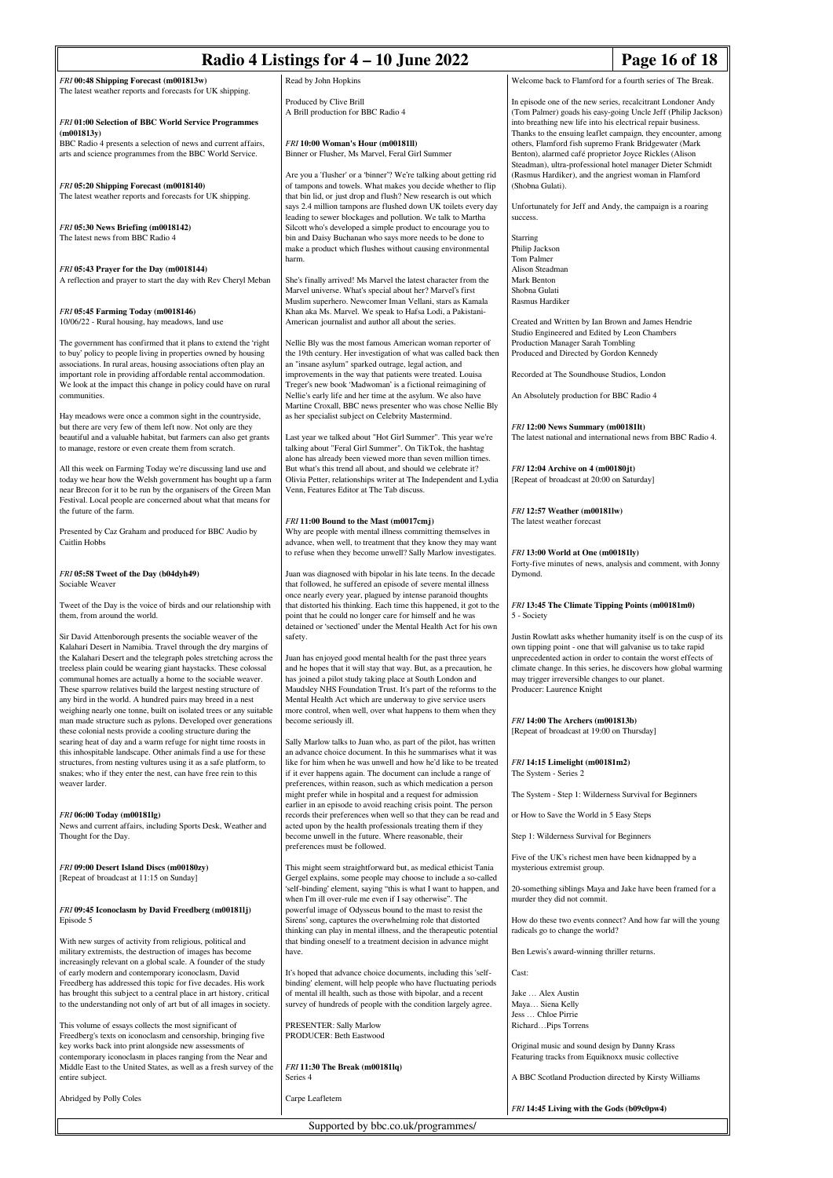**FRI 00:48 Shipping Forecast (m001813w)**
The latest weather reports and forecasts for UK shipping.

**FRI 01:00 Selection of BBC World Service Programmes (m001813y)**
BBC Radio 4 presents a selection of news and current affairs, arts and science programmes from the BBC World Service.

**FRI 05:20 Shipping Forecast (m0018140)**
The latest weather reports and forecasts for UK shipping.

**FRI 05:30 News Briefing (m0018142)**
The latest news from BBC Radio 4

**FRI 05:43 Prayer for the Day (m0018144)**
A reflection and prayer to start the day with Rev Cheryl Meban

**FRI 05:45 Farming Today (m0018146)**
10/06/22 - Rural housing, hay meadows, land use

The government has confirmed that it plans to extend the 'right to buy' policy to people living in properties owned by housing associations. In rural areas, housing associations often play an important role in providing affordable rental accommodation. We look at the impact this change in policy could have on rural communities.

Hay meadows were once a common sight in the countryside, but there are very few of them left now. Not only are they beautiful and a valuable habitat, but farmers can also get grants to manage, restore or even create them from scratch.

All this week on Farming Today we're discussing land use and today we hear how the Welsh government has bought up a farm near Brecon for it to be run by the organisers of the Green Man Festival. Local people are concerned about what that means for the future of the farm.

Presented by Caz Graham and produced for BBC Audio by Caitlin Hobbs

**FRI 05:58 Tweet of the Day (b04dyh49)**
Sociable Weaver

Tweet of the Day is the voice of birds and our relationship with them, from around the world.

Sir David Attenborough presents the sociable weaver of the Kalahari Desert in Namibia. Travel through the dry margins of the Kalahari Desert and the telegraph poles stretching across the treeless plain could be wearing giant haystacks. These colossal communal homes are actually a home to the sociable weaver. These sparrow relatives build the largest nesting structure of any bird in the world. A hundred pairs may breed in a nest weighing nearly one tonne, built on isolated trees or any suitable man made structure such as pylons. Developed over generations these colonial nests provide a cooling structure during the searing heat of day and a warm refuge for night time roosts in this inhospitable landscape. Other animals find a use for these structures, from nesting vultures using it as a safe platform, to snakes; who if they enter the nest, can have free rein to this weaver larder.

**FRI 06:00 Today (m00181lg)**
News and current affairs, including Sports Desk, Weather and Thought for the Day.

**FRI 09:00 Desert Island Discs (m00180zy)**
[Repeat of broadcast at 11:15 on Sunday]

**FRI 09:45 Iconoclasm by David Freedberg (m00181lj)**
Episode 5

With new surges of activity from religious, political and military extremists, the destruction of images has become increasingly relevant on a global scale. A founder of the study of early modern and contemporary iconoclasm, David Freedberg has addressed this topic for five decades. His work has brought this subject to a central place in art history, critical to the understanding not only of art but of all images in society.

This volume of essays collects the most significant of Freedberg's texts on iconoclasm and censorship, bringing five key works back into print alongside new assessments of contemporary iconoclasm in places ranging from the Near and Middle East to the United States, as well as a fresh survey of the entire subject.

Abridged by Polly Coles

Read by John Hopkins

Produced by Clive Brill
A Brill production for BBC Radio 4

**FRI 10:00 Woman's Hour (m00181ll)**
Binner or Flusher, Ms Marvel, Feral Girl Summer

Are you a 'flusher' or a 'binner'? We're talking about getting rid of tampons and towels. What makes you decide whether to flip that bin lid, or just drop and flush? New research is out which says 2.4 million tampons are flushed down UK toilets every day leading to sewer blockages and pollution. We talk to Martha Silcott who's developed a simple product to encourage you to bin and Daisy Buchanan who says more needs to be done to make a product which flushes without causing environmental harm.

She's finally arrived! Ms Marvel the latest character from the Marvel universe. What's special about her? Marvel's first Muslim superhero. Newcomer Iman Vellani, stars as Kamala Khan aka Ms. Marvel. We speak to Hafsa Lodi, a Pakistani-American journalist and author all about the series.

Nellie Bly was the most famous American woman reporter of the 19th century. Her investigation of what was called back then an "insane asylum" sparked outrage, legal action, and improvements in the way that patients were treated. Louisa Treger's new book 'Madwoman' is a fictional reimagining of Nellie's early life and her time at the asylum. We also have Martine Croxall, BBC news presenter who was chose Nellie Bly as her specialist subject on Celebrity Mastermind.

Last year we talked about "Hot Girl Summer". This year we're talking about "Feral Girl Summer". On TikTok, the hashtag alone has already been viewed more than seven million times. But what's this trend all about, and should we celebrate it? Olivia Petter, relationships writer at The Independent and Lydia Venn, Features Editor at The Tab discuss.

**FRI 11:00 Bound to the Mast (m0017cmj)**
Why are people with mental illness committing themselves in advance, when well, to treatment that they know they may want to refuse when they become unwell? Sally Marlow investigates.

Juan was diagnosed with bipolar in his late teens. In the decade that followed, he suffered an episode of severe mental illness once nearly every year, plagued by intense paranoid thoughts that distorted his thinking. Each time this happened, it got to the point that he could no longer care for himself and he was detained or 'sectioned' under the Mental Health Act for his own safety.

Juan has enjoyed good mental health for the past three years and he hopes that it will stay that way. But, as a precaution, he has joined a pilot study taking place at South London and Maudsley NHS Foundation Trust. It's part of the reforms to the Mental Health Act which are underway to give service users more control, when well, over what happens to them when they become seriously ill.

Sally Marlow talks to Juan who, as part of the pilot, has written an advance choice document. In this he summarises what it was like for him when he was unwell and how he'd like to be treated if it ever happens again. The document can include a range of preferences, within reason, such as which medication a person might prefer while in hospital and a request for admission earlier in an episode to avoid reaching crisis point. The person records their preferences when well so that they can be read and acted upon by the health professionals treating them if they become unwell in the future. Where reasonable, their preferences must be followed.

This might seem straightforward but, as medical ethicist Tania Gergel explains, some people may choose to include a so-called 'self-binding' element, saying "this is what I want to happen, and when I'm ill over-rule me even if I say otherwise". The powerful image of Odysseus bound to the mast to resist the Sirens' song, captures the overwhelming role that distorted thinking can play in mental illness, and the therapeutic potential that binding oneself to a treatment decision in advance might have.

It's hoped that advance choice documents, including this 'self-binding' element, will help people who have fluctuating periods of mental ill health, such as those with bipolar, and a recent survey of hundreds of people with the condition largely agree.

PRESENTER: Sally Marlow
PRODUCER: Beth Eastwood

**FRI 11:30 The Break (m00181lq)**
Series 4

Carpe Leafletem

Welcome back to Flamford for a fourth series of The Break.

In episode one of the new series, recalcitrant Londoner Andy (Tom Palmer) goads his easy-going Uncle Jeff (Philip Jackson) into breathing new life into his electrical repair business. Thanks to the ensuing leaflet campaign, they encounter, among others, Flamford fish supremo Frank Bridgewater (Mark Benton), alarmed café proprietor Joyce Rickles (Alison Steadman), ultra-professional hotel manager Dieter Schmidt (Rasmus Hardiker), and the angriest woman in Flamford (Shobna Gulati).

Unfortunately for Jeff and Andy, the campaign is a roaring success.

Starring
Philip Jackson
Tom Palmer
Alison Steadman
Mark Benton
Shobna Gulati
Rasmus Hardiker

Created and Written by Ian Brown and James Hendrie
Studio Engineered and Edited by Leon Chambers
Production Manager Sarah Tombling
Produced and Directed by Gordon Kennedy

Recorded at The Soundhouse Studios, London

An Absolutely production for BBC Radio 4

**FRI 12:00 News Summary (m00181lt)**
The latest national and international news from BBC Radio 4.

**FRI 12:04 Archive on 4 (m00180jt)**
[Repeat of broadcast at 20:00 on Saturday]

**FRI 12:57 Weather (m00181lw)**
The latest weather forecast

**FRI 13:00 World at One (m00181ly)**
Forty-five minutes of news, analysis and comment, with Jonny Dymond.

**FRI 13:45 The Climate Tipping Points (m00181m0)**
5 - Society

Justin Rowlatt asks whether humanity itself is on the cusp of its own tipping point - one that will galvanise us to take rapid unprecedented action in order to contain the worst effects of climate change. In this series, he discovers how global warming may trigger irreversible changes to our planet.
Producer: Laurence Knight

**FRI 14:00 The Archers (m001813b)**
[Repeat of broadcast at 19:00 on Thursday]

**FRI 14:15 Limelight (m00181m2)**
The System - Series 2

The System - Step 1: Wilderness Survival for Beginners

or How to Save the World in 5 Easy Steps

Step 1: Wilderness Survival for Beginners

Five of the UK's richest men have been kidnapped by a mysterious extremist group.

20-something siblings Maya and Jake have been framed for a murder they did not commit.

How do these two events connect? And how far will the young radicals go to change the world?

Ben Lewis's award-winning thriller returns.

Cast:

Jake … Alex Austin
Maya… Siena Kelly
Jess … Chloe Pirrie
Richard…Pips Torrens

Original music and sound design by Danny Krass
Featuring tracks from Equiknoxx music collective

A BBC Scotland Production directed by Kirsty Williams

**FRI 14:45 Living with the Gods (b09c0pw4)**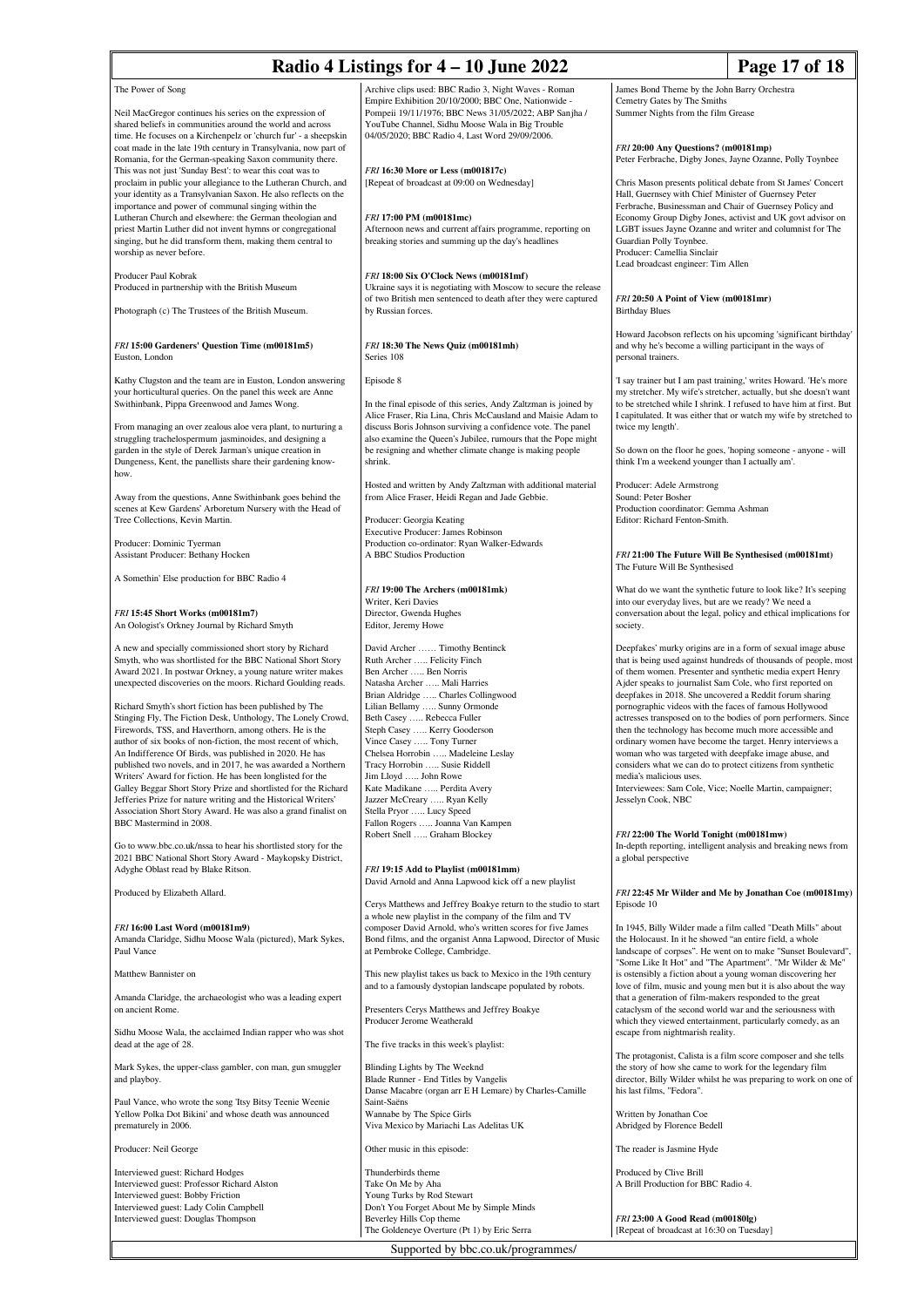The Power of Song

Neil MacGregor continues his series on the expression of shared beliefs in communities around the world and across time. He focuses on a Kirchenpelz or 'church fur' - a sheepskin coat made in the late 19th century in Transylvania, now part of Romania, for the German-speaking Saxon community there. This was not just 'Sunday Best': to wear this coat was to proclaim in public your allegiance to the Lutheran Church, and your identity as a Transylvanian Saxon. He also reflects on the importance and power of communal singing within the Lutheran Church and elsewhere: the German theologian and priest Martin Luther did not invent hymns or congregational singing, but he did transform them, making them central to worship as never before.

Producer Paul Kobrak
Produced in partnership with the British Museum

Photograph (c) The Trustees of the British Museum.

### *FRI* 15:00 Gardeners' Question Time (m00181m5)

Euston, London

Kathy Clugston and the team are in Euston, London answering your horticultural queries. On the panel this week are Anne Swithinbank, Pippa Greenwood and James Wong.

From managing an over zealous aloe vera plant, to nurturing a struggling trachelospermum jasminoides, and designing a garden in the style of Derek Jarman's unique creation in Dungeness, Kent, the panellists share their gardening know-how.

Away from the questions, Anne Swithinbank goes behind the scenes at Kew Gardens' Arboretum Nursery with the Head of Tree Collections, Kevin Martin.

Producer: Dominic Tyerman
Assistant Producer: Bethany Hocken

A Somethin' Else production for BBC Radio 4

### *FRI* 15:45 Short Works (m00181m7)

An Oologist's Orkney Journal by Richard Smyth

A new and specially commissioned short story by Richard Smyth, who was shortlisted for the BBC National Short Story Award 2021. In postwar Orkney, a young nature writer makes unexpected discoveries on the moors. Richard Goulding reads.

Richard Smyth's short fiction has been published by The Stinging Fly, The Fiction Desk, Unthology, The Lonely Crowd, Firewords, TSS, and Haverthorn, among others. He is the author of six books of non-fiction, the most recent of which, An Indifference Of Birds, was published in 2020. He has published two novels, and in 2017, he was awarded a Northern Writers' Award for fiction. He has been longlisted for the Galley Beggar Short Story Prize and shortlisted for the Richard Jefferies Prize for nature writing and the Historical Writers' Association Short Story Award. He was also a grand finalist on BBC Mastermind in 2008.

Go to www.bbc.co.uk/nssa to hear his shortlisted story for the 2021 BBC National Short Story Award - Maykopsky District, Adyghe Oblast read by Blake Ritson.

Produced by Elizabeth Allard.

### *FRI* 16:00 Last Word (m00181m9)

Amanda Claridge, Sidhu Moose Wala (pictured), Mark Sykes, Paul Vance

Matthew Bannister on

Amanda Claridge, the archaeologist who was a leading expert on ancient Rome.

Sidhu Moose Wala, the acclaimed Indian rapper who was shot dead at the age of 28.

Mark Sykes, the upper-class gambler, con man, gun smuggler and playboy.

Paul Vance, who wrote the song 'Itsy Bitsy Teenie Weenie Yellow Polka Dot Bikini' and whose death was announced prematurely in 2006.

Producer: Neil George

Interviewed guest: Richard Hodges
Interviewed guest: Professor Richard Alston
Interviewed guest: Bobby Friction
Interviewed guest: Lady Colin Campbell
Interviewed guest: Douglas Thompson

Archive clips used: BBC Radio 3, Night Waves - Roman Empire Exhibition 20/10/2000; BBC One, Nationwide - Pompeii 19/11/1976; BBC News 31/05/2022; ABP Sanjha / YouTube Channel, Sidhu Moose Wala in Big Trouble 04/05/2020; BBC Radio 4, Last Word 29/09/2006.

### *FRI* 16:30 More or Less (m001817c)

[Repeat of broadcast at 09:00 on Wednesday]

### *FRI* 17:00 PM (m00181mc)

Afternoon news and current affairs programme, reporting on breaking stories and summing up the day's headlines

### *FRI* 18:00 Six O'Clock News (m00181mf)

Ukraine says it is negotiating with Moscow to secure the release of two British men sentenced to death after they were captured by Russian forces.

### *FRI* 18:30 The News Quiz (m00181mh)

Series 108

Episode 8

In the final episode of this series, Andy Zaltzman is joined by Alice Fraser, Ria Lina, Chris McCausland and Maisie Adam to discuss Boris Johnson surviving a confidence vote. The panel also examine the Queen's Jubilee, rumours that the Pope might be resigning and whether climate change is making people shrink.

Hosted and written by Andy Zaltzman with additional material from Alice Fraser, Heidi Regan and Jade Gebbie.

Producer: Georgia Keating
Executive Producer: James Robinson
Production co-ordinator: Ryan Walker-Edwards
A BBC Studios Production

### *FRI* 19:00 The Archers (m00181mk)

Writer, Keri Davies
Director, Gwenda Hughes
Editor, Jeremy Howe

David Archer …… Timothy Bentinck
Ruth Archer ….. Felicity Finch
Ben Archer ….. Ben Norris
Natasha Archer ….. Mali Harries
Brian Aldridge ….. Charles Collingwood
Lilian Bellamy ….. Sunny Ormonde
Beth Casey ….. Rebecca Fuller
Steph Casey ….. Kerry Gooderson
Vince Casey ….. Tony Turner
Chelsea Horrobin ….. Madeleine Leslay
Tracy Horrobin ….. Susie Riddell
Jim Lloyd ….. John Rowe
Kate Madikane ….. Perdita Avery
Jazzer McCreary ….. Ryan Kelly
Stella Pryor ….. Lucy Speed
Fallon Rogers ….. Joanna Van Kampen
Robert Snell ….. Graham Blockey

### *FRI* 19:15 Add to Playlist (m00181mm)

David Arnold and Anna Lapwood kick off a new playlist

Cerys Matthews and Jeffrey Boakye return to the studio to start a whole new playlist in the company of the film and TV composer David Arnold, who's written scores for five James Bond films, and the organist Anna Lapwood, Director of Music at Pembroke College, Cambridge.

This new playlist takes us back to Mexico in the 19th century and to a famously dystopian landscape populated by robots.

Presenters Cerys Matthews and Jeffrey Boakye
Producer Jerome Weatherald

The five tracks in this week's playlist:

Blinding Lights by The Weeknd
Blade Runner - End Titles by Vangelis
Danse Macabre (organ arr E H Lemare) by Charles-Camille Saint-Saëns
Wannabe by The Spice Girls
Viva Mexico by Mariachi Las Adelitas UK

Other music in this episode:

Thunderbirds theme
Take On Me by Aha
Young Turks by Rod Stewart
Don't You Forget About Me by Simple Minds
Beverley Hills Cop theme
The Goldeneye Overture (Pt 1) by Eric Serra
James Bond Theme by the John Barry Orchestra
Cemetry Gates by The Smiths
Summer Nights from the film Grease

### *FRI* 20:00 Any Questions? (m00181mp)

Peter Ferbrache, Digby Jones, Jayne Ozanne, Polly Toynbee

Chris Mason presents political debate from St James' Concert Hall, Guernsey with Chief Minister of Guernsey Peter Ferbrache, Businessman and Chair of Guernsey Policy and Economy Group Digby Jones, activist and UK govt advisor on LGBT issues Jayne Ozanne and writer and columnist for The Guardian Polly Toynbee.
Producer: Camellia Sinclair
Lead broadcast engineer: Tim Allen

### *FRI* 20:50 A Point of View (m00181mr)

Birthday Blues

Howard Jacobson reflects on his upcoming 'significant birthday' and why he's become a willing participant in the ways of personal trainers.

'I say trainer but I am past training,' writes Howard. 'He's more my stretcher. My wife's stretcher, actually, but she doesn't want to be stretched while I shrink. I refused to have him at first. But I capitulated. It was either that or watch my wife by stretched to twice my length'.

So down on the floor he goes, 'hoping someone - anyone - will think I'm a weekend younger than I actually am'.

Producer: Adele Armstrong
Sound: Peter Bosher
Production coordinator: Gemma Ashman
Editor: Richard Fenton-Smith.

### *FRI* 21:00 The Future Will Be Synthesised (m00181mt)

The Future Will Be Synthesised

What do we want the synthetic future to look like? It's seeping into our everyday lives, but are we ready? We need a conversation about the legal, policy and ethical implications for society.

Deepfakes' murky origins are in a form of sexual image abuse that is being used against hundreds of thousands of people, most of them women. Presenter and synthetic media expert Henry Ajder speaks to journalist Sam Cole, who first reported on deepfakes in 2018. She uncovered a Reddit forum sharing pornographic videos with the faces of famous Hollywood actresses transposed on to the bodies of porn performers. Since then the technology has become much more accessible and ordinary women have become the target. Henry interviews a woman who was targeted with deepfake image abuse, and considers what we can do to protect citizens from synthetic media's malicious uses.
Interviewees: Sam Cole, Vice; Noelle Martin, campaigner; Jesselyn Cook, NBC

### *FRI* 22:00 The World Tonight (m00181mw)

In-depth reporting, intelligent analysis and breaking news from a global perspective

### *FRI* 22:45 Mr Wilder and Me by Jonathan Coe (m00181my)

Episode 10

In 1945, Billy Wilder made a film called "Death Mills" about the Holocaust. In it he showed "an entire field, a whole landscape of corpses". He went on to make "Sunset Boulevard", "Some Like It Hot" and "The Apartment". "Mr Wilder & Me" is ostensibly a fiction about a young woman discovering her love of film, music and young men but it is also about the way that a generation of film-makers responded to the great cataclysm of the second world war and the seriousness with which they viewed entertainment, particularly comedy, as an escape from nightmarish reality.

The protagonist, Calista is a film score composer and she tells the story of how she came to work for the legendary film director, Billy Wilder whilst he was preparing to work on one of his last films, "Fedora".

Written by Jonathan Coe
Abridged by Florence Bedell

The reader is Jasmine Hyde

Produced by Clive Brill
A Brill Production for BBC Radio 4.

### *FRI* 23:00 A Good Read (m00180lg)

[Repeat of broadcast at 16:30 on Tuesday]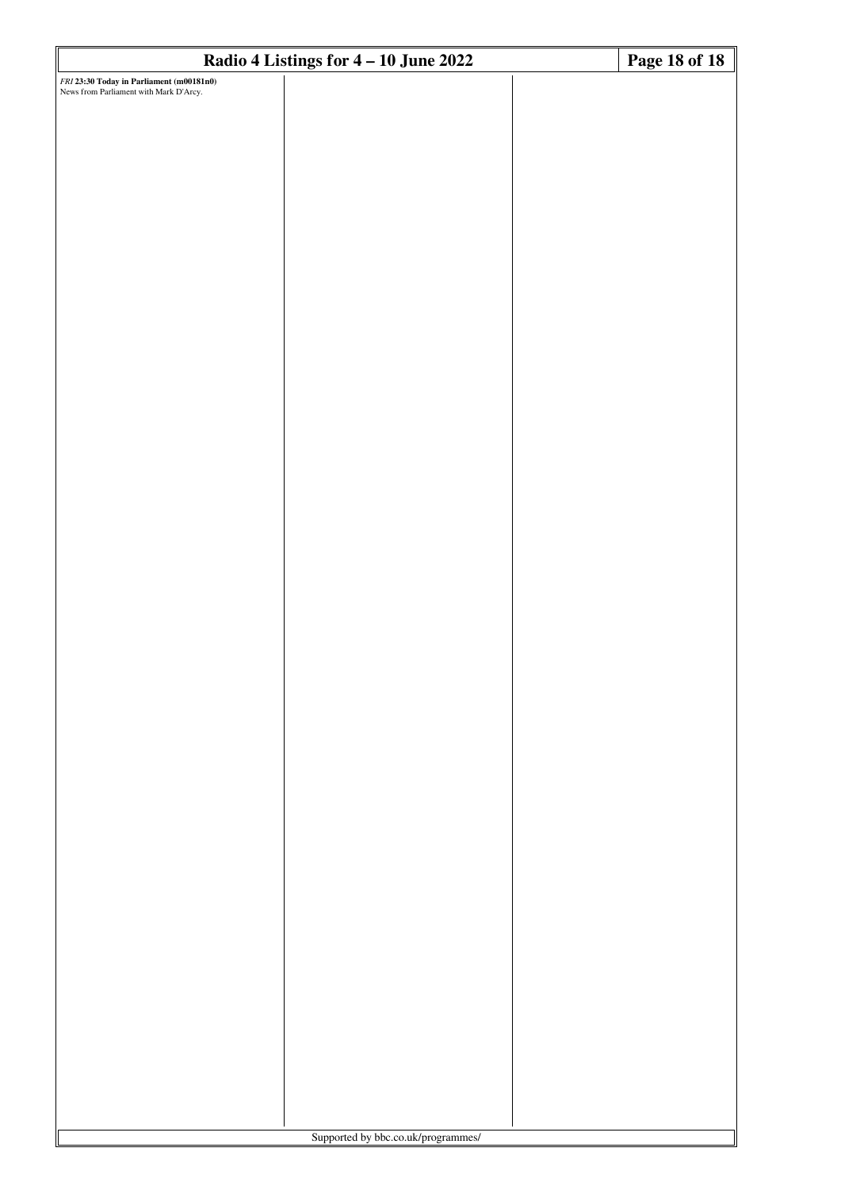*FRI* **23:30 Today in Parliament (m00181n0)**
News from Parliament with Mark D'Arcy.